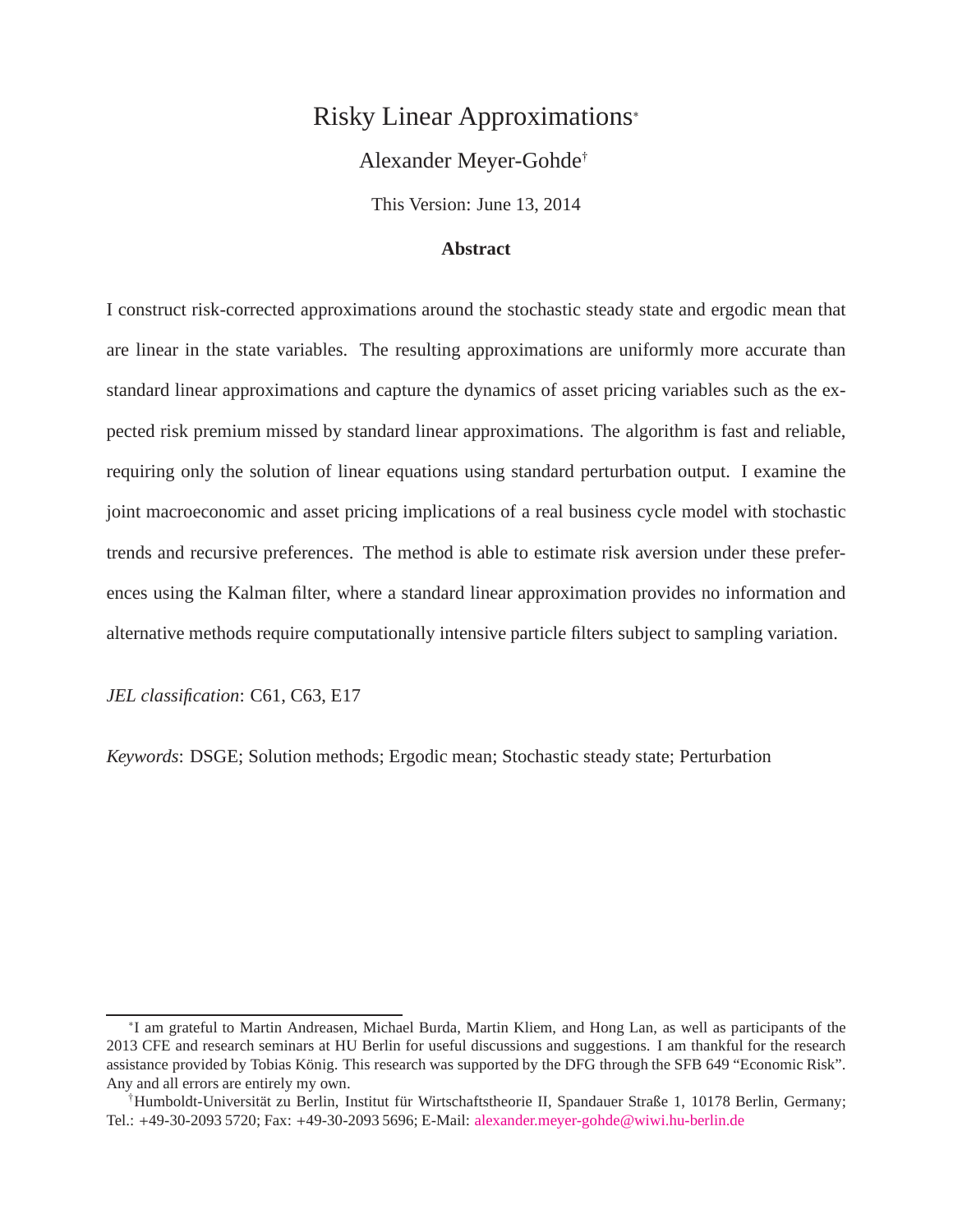# Risky Linear Approximations[*]

Alexander Meyer-Gohde[†]

This Version: June 13, 2014

### Abstract

I construct risk-corrected approximations around the stochastic steady state and ergodic mean that are linear in the state variables. The resulting approximations are uniformly more accurate than standard linear approximations and capture the dynamics of asset pricing variables such as the expected risk premium missed by standard linear approximations. The algorithm is fast and reliable, requiring only the solution of linear equations using standard perturbation output. I examine the joint macroeconomic and asset pricing implications of a real business cycle model with stochastic trends and recursive preferences. The method is able to estimate risk aversion under these preferences using the Kalman filter, where a standard linear approximation provides no information and alternative methods require computationally intensive particle filters subject to sampling variation.

*JEL classification*: C61, C63, E17

*Keywords*: DSGE; Solution methods; Ergodic mean; Stochastic steady state; Perturbation

---

[*] I am grateful to Martin Andreasen, Michael Burda, Martin Kliem, and Hong Lan, as well as participants of the 2013 CFE and research seminars at HU Berlin for useful discussions and suggestions. I am thankful for the research assistance provided by Tobias König. This research was supported by the DFG through the SFB 649 "Economic Risk". Any and all errors are entirely my own.

[†] Humboldt-Universität zu Berlin, Institut für Wirtschaftstheorie II, Spandauer Straße 1, 10178 Berlin, Germany; Tel.: +49-30-2093 5720; Fax: +49-30-2093 5696; E-Mail: alexander.meyer-gohde@wiwi.hu-berlin.de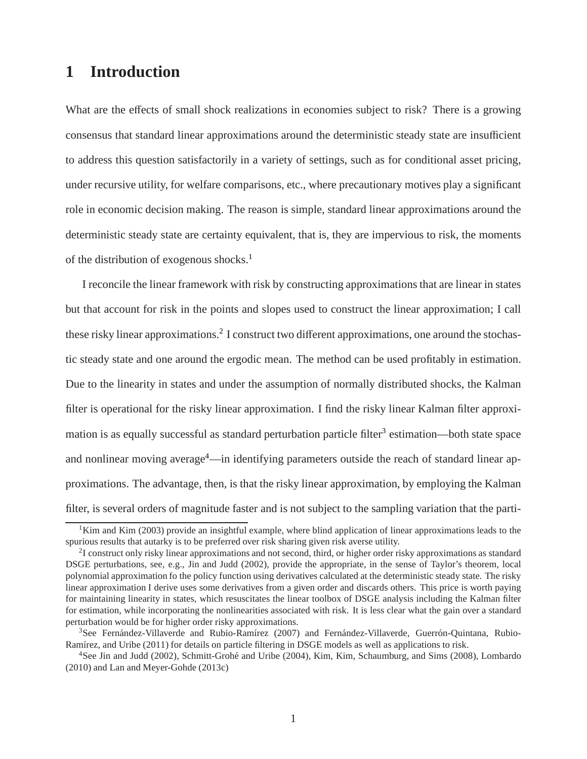# 1 Introduction

What are the effects of small shock realizations in economies subject to risk? There is a growing consensus that standard linear approximations around the deterministic steady state are insufficient to address this question satisfactorily in a variety of settings, such as for conditional asset pricing, under recursive utility, for welfare comparisons, etc., where precautionary motives play a significant role in economic decision making. The reason is simple, standard linear approximations around the deterministic steady state are certainty equivalent, that is, they are impervious to risk, the moments of the distribution of exogenous shocks.[1]

I reconcile the linear framework with risk by constructing approximations that are linear in states but that account for risk in the points and slopes used to construct the linear approximation; I call these risky linear approximations.[2] I construct two different approximations, one around the stochastic steady state and one around the ergodic mean. The method can be used profitably in estimation. Due to the linearity in states and under the assumption of normally distributed shocks, the Kalman filter is operational for the risky linear approximation. I find the risky linear Kalman filter approximation is as equally successful as standard perturbation particle filter[3] estimation—both state space and nonlinear moving average[4]—in identifying parameters outside the reach of standard linear approximations. The advantage, then, is that the risky linear approximation, by employing the Kalman filter, is several orders of magnitude faster and is not subject to the sampling variation that the parti-

[1] Kim and Kim (2003) provide an insightful example, where blind application of linear approximations leads to the spurious results that autarky is to be preferred over risk sharing given risk averse utility.

[2] I construct only risky linear approximations and not second, third, or higher order risky approximations as standard DSGE perturbations, see, e.g., Jin and Judd (2002), provide the appropriate, in the sense of Taylor's theorem, local polynomial approximation fo the policy function using derivatives calculated at the deterministic steady state. The risky linear approximation I derive uses some derivatives from a given order and discards others. This price is worth paying for maintaining linearity in states, which resuscitates the linear toolbox of DSGE analysis including the Kalman filter for estimation, while incorporating the nonlinearities associated with risk. It is less clear what the gain over a standard perturbation would be for higher order risky approximations.

[3] See Fernández-Villaverde and Rubio-Ramírez (2007) and Fernández-Villaverde, Guerrón-Quintana, Rubio-Ramírez, and Uribe (2011) for details on particle filtering in DSGE models as well as applications to risk.

[4] See Jin and Judd (2002), Schmitt-Grohé and Uribe (2004), Kim, Kim, Schaumburg, and Sims (2008), Lombardo (2010) and Lan and Meyer-Gohde (2013c)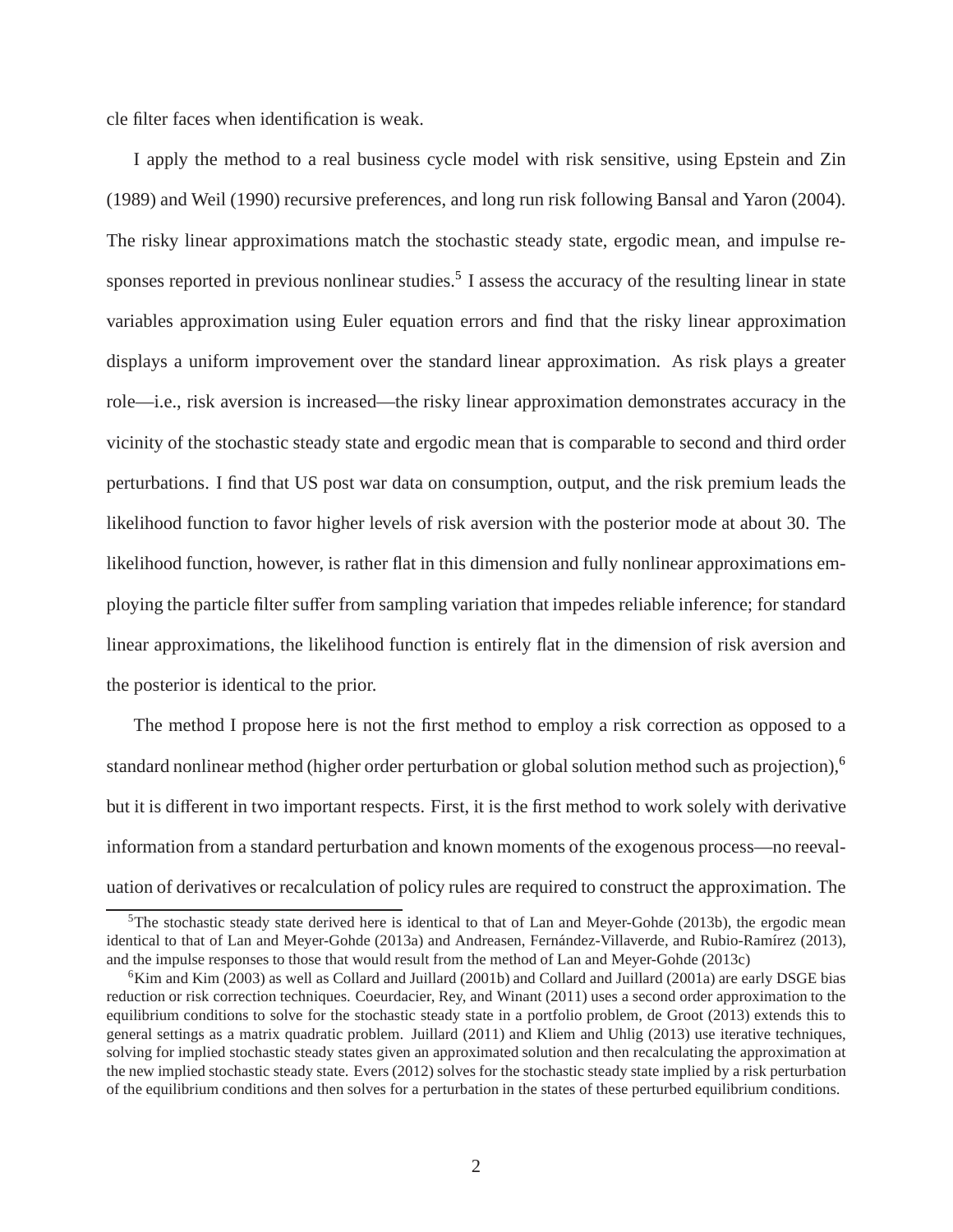cle filter faces when identification is weak.

I apply the method to a real business cycle model with risk sensitive, using Epstein and Zin (1989) and Weil (1990) recursive preferences, and long run risk following Bansal and Yaron (2004). The risky linear approximations match the stochastic steady state, ergodic mean, and impulse responses reported in previous nonlinear studies.[5] I assess the accuracy of the resulting linear in state variables approximation using Euler equation errors and find that the risky linear approximation displays a uniform improvement over the standard linear approximation. As risk plays a greater role—i.e., risk aversion is increased—the risky linear approximation demonstrates accuracy in the vicinity of the stochastic steady state and ergodic mean that is comparable to second and third order perturbations. I find that US post war data on consumption, output, and the risk premium leads the likelihood function to favor higher levels of risk aversion with the posterior mode at about 30. The likelihood function, however, is rather flat in this dimension and fully nonlinear approximations employing the particle filter suffer from sampling variation that impedes reliable inference; for standard linear approximations, the likelihood function is entirely flat in the dimension of risk aversion and the posterior is identical to the prior.

The method I propose here is not the first method to employ a risk correction as opposed to a standard nonlinear method (higher order perturbation or global solution method such as projection),[6] but it is different in two important respects. First, it is the first method to work solely with derivative information from a standard perturbation and known moments of the exogenous process—no reevaluation of derivatives or recalculation of policy rules are required to construct the approximation. The

[5] The stochastic steady state derived here is identical to that of Lan and Meyer-Gohde (2013b), the ergodic mean identical to that of Lan and Meyer-Gohde (2013a) and Andreasen, Fernández-Villaverde, and Rubio-Ramírez (2013), and the impulse responses to those that would result from the method of Lan and Meyer-Gohde (2013c)

[6] Kim and Kim (2003) as well as Collard and Juillard (2001b) and Collard and Juillard (2001a) are early DSGE bias reduction or risk correction techniques. Coeurdacier, Rey, and Winant (2011) uses a second order approximation to the equilibrium conditions to solve for the stochastic steady state in a portfolio problem, de Groot (2013) extends this to general settings as a matrix quadratic problem. Juillard (2011) and Kliem and Uhlig (2013) use iterative techniques, solving for implied stochastic steady states given an approximated solution and then recalculating the approximation at the new implied stochastic steady state. Evers (2012) solves for the stochastic steady state implied by a risk perturbation of the equilibrium conditions and then solves for a perturbation in the states of these perturbed equilibrium conditions.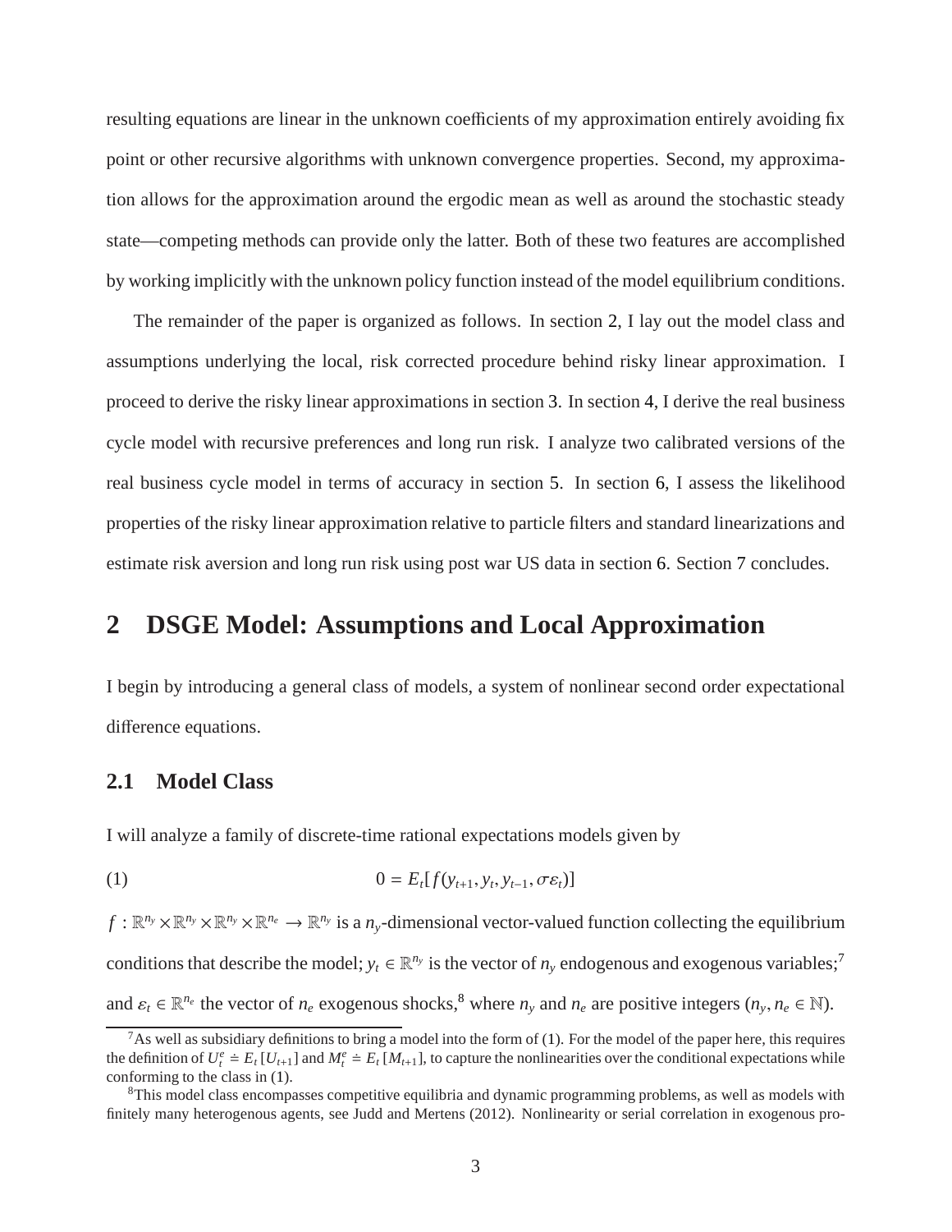resulting equations are linear in the unknown coefficients of my approximation entirely avoiding fix point or other recursive algorithms with unknown convergence properties. Second, my approximation allows for the approximation around the ergodic mean as well as around the stochastic steady state—competing methods can provide only the latter. Both of these two features are accomplished by working implicitly with the unknown policy function instead of the model equilibrium conditions.

The remainder of the paper is organized as follows. In section 2, I lay out the model class and assumptions underlying the local, risk corrected procedure behind risky linear approximation. I proceed to derive the risky linear approximations in section 3. In section 4, I derive the real business cycle model with recursive preferences and long run risk. I analyze two calibrated versions of the real business cycle model in terms of accuracy in section 5. In section 6, I assess the likelihood properties of the risky linear approximation relative to particle filters and standard linearizations and estimate risk aversion and long run risk using post war US data in section 6. Section 7 concludes.

## 2 DSGE Model: Assumptions and Local Approximation

I begin by introducing a general class of models, a system of nonlinear second order expectational difference equations.

### 2.1 Model Class

I will analyze a family of discrete-time rational expectations models given by

$$0 = E_t[f(y_{t+1}, y_t, y_{t-1}, \sigma\varepsilon_t)] \tag{1}$$

$f : \mathbb{R}^{n_y} \times \mathbb{R}^{n_y} \times \mathbb{R}^{n_y} \times \mathbb{R}^{n_e} \to \mathbb{R}^{n_y}$ is a $n_y$-dimensional vector-valued function collecting the equilibrium conditions that describe the model; $y_t \in \mathbb{R}^{n_y}$ is the vector of $n_y$ endogenous and exogenous variables;[7] and $\varepsilon_t \in \mathbb{R}^{n_e}$ the vector of $n_e$ exogenous shocks,[8] where $n_y$ and $n_e$ are positive integers ($n_y, n_e \in \mathbb{N}$).

[7] As well as subsidiary definitions to bring a model into the form of (1). For the model of the paper here, this requires the definition of $U_t^e \doteq E_t[U_{t+1}]$ and $M_t^e \doteq E_t[M_{t+1}]$, to capture the nonlinearities over the conditional expectations while conforming to the class in (1).

[8] This model class encompasses competitive equilibria and dynamic programming problems, as well as models with finitely many heterogenous agents, see Judd and Mertens (2012). Nonlinearity or serial correlation in exogenous pro-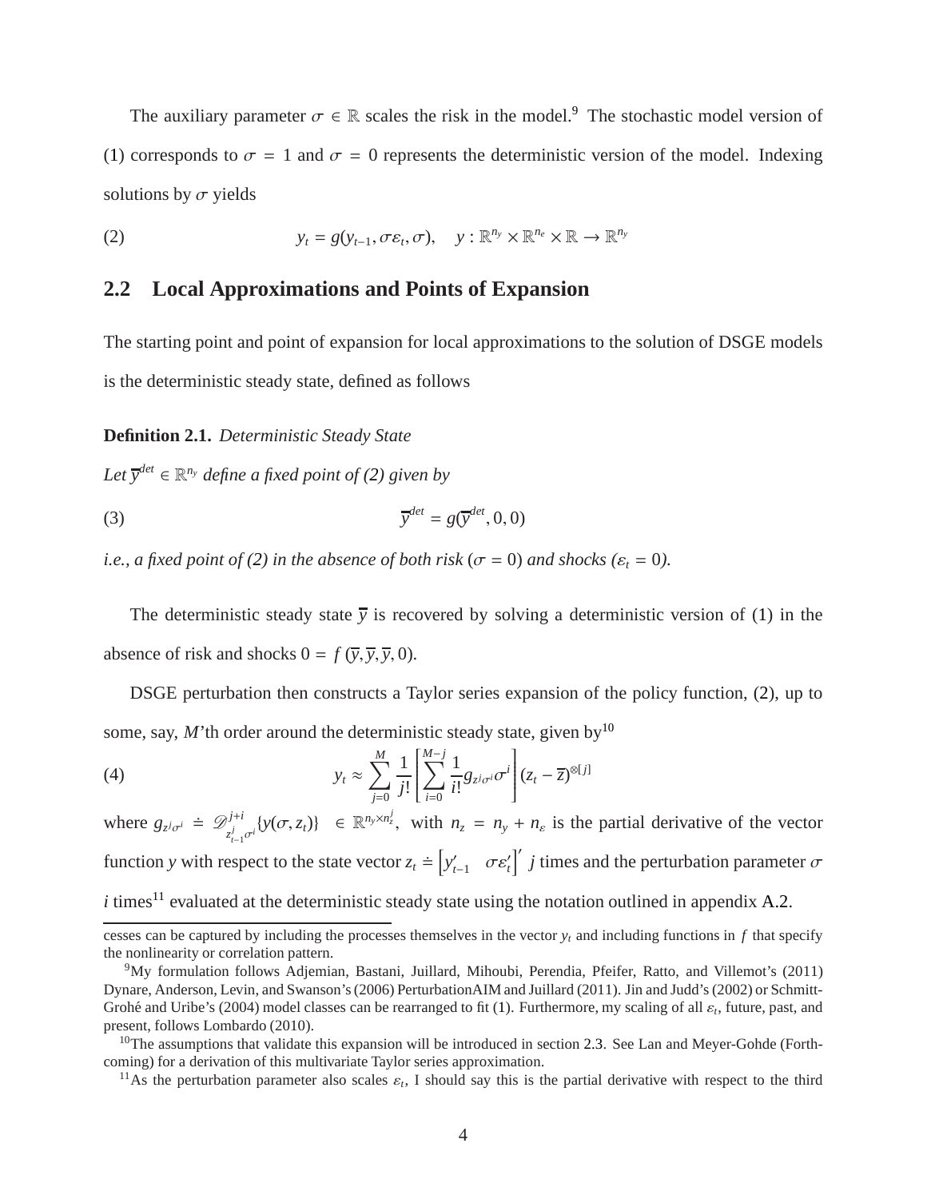The auxiliary parameter $\sigma \in \mathbb{R}$ scales the risk in the model.[9] The stochastic model version of (1) corresponds to $\sigma = 1$ and $\sigma = 0$ represents the deterministic version of the model. Indexing solutions by $\sigma$ yields

$$y_t = g(y_{t-1}, \sigma\varepsilon_t, \sigma), \quad y : \mathbb{R}^{n_y} \times \mathbb{R}^{n_e} \times \mathbb{R} \to \mathbb{R}^{n_y} \tag{2}$$

## 2.2 Local Approximations and Points of Expansion

The starting point and point of expansion for local approximations to the solution of DSGE models is the deterministic steady state, defined as follows

**Definition 2.1.** *Deterministic Steady State*

*Let* $\overline{y}^{det} \in \mathbb{R}^{n_y}$ *define a fixed point of (2) given by*

$$\overline{y}^{det} = g(\overline{y}^{det}, 0, 0) \tag{3}$$

*i.e., a fixed point of (2) in the absence of both risk* ($\sigma = 0$) *and shocks* ($\varepsilon_t = 0$)*.*

The deterministic steady state $\overline{y}$ is recovered by solving a deterministic version of (1) in the absence of risk and shocks $0 = f(\overline{y}, \overline{y}, \overline{y}, 0)$.

DSGE perturbation then constructs a Taylor series expansion of the policy function, (2), up to some, say, $M$'th order around the deterministic steady state, given by[10]

$$y_t \approx \sum_{j=0}^{M} \frac{1}{j!} \left[ \sum_{i=0}^{M-j} \frac{1}{i!} g_{z^j \sigma^i} \sigma^i \right] (z_t - \overline{z})^{\otimes [j]} \tag{4}$$

where $g_{z^j \sigma^i} \doteq \mathscr{D}^{j+i}_{z^j_{t-1} \sigma^i} \{y(\sigma, z_t)\} \in \mathbb{R}^{n_y \times n_z^j}$, with $n_z = n_y + n_\varepsilon$ is the partial derivative of the vector function $y$ with respect to the state vector $z_t \doteq \begin{bmatrix} y'_{t-1} & \sigma\varepsilon'_t \end{bmatrix}'$ $j$ times and the perturbation parameter $\sigma$ $i$ times[11] evaluated at the deterministic steady state using the notation outlined in appendix A.2.

---

cesses can be captured by including the processes themselves in the vector $y_t$ and including functions in $f$ that specify the nonlinearity or correlation pattern.

[9] My formulation follows Adjemian, Bastani, Juillard, Mihoubi, Perendia, Pfeifer, Ratto, and Villemot's (2011) Dynare, Anderson, Levin, and Swanson's (2006) PerturbationAIM and Juillard (2011). Jin and Judd's (2002) or Schmitt-Grohé and Uribe's (2004) model classes can be rearranged to fit (1). Furthermore, my scaling of all $\varepsilon_t$, future, past, and present, follows Lombardo (2010).

[10] The assumptions that validate this expansion will be introduced in section 2.3. See Lan and Meyer-Gohde (Forthcoming) for a derivation of this multivariate Taylor series approximation.

[11] As the perturbation parameter also scales $\varepsilon_t$, I should say this is the partial derivative with respect to the third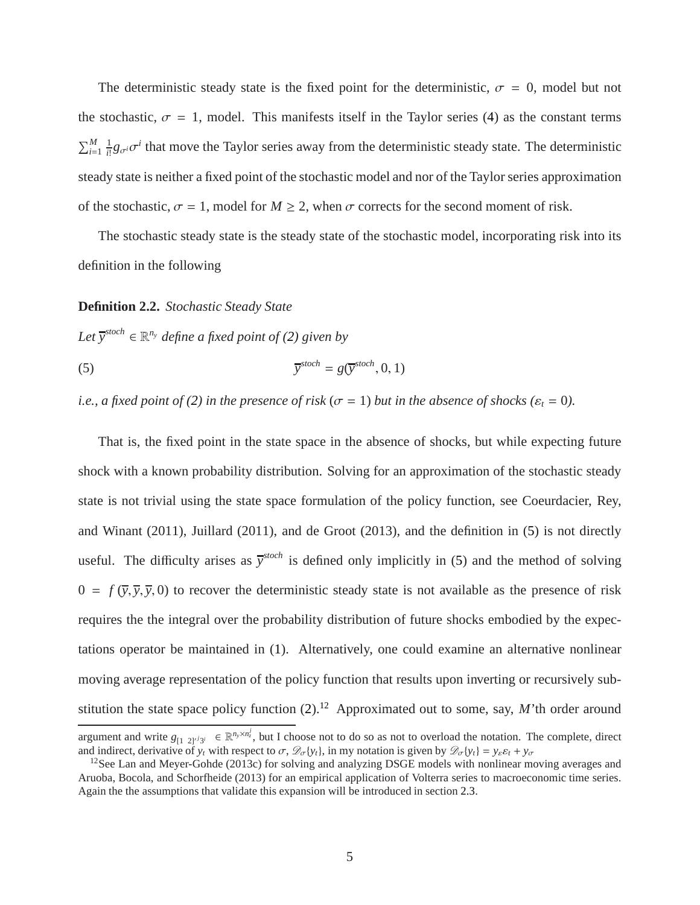The deterministic steady state is the fixed point for the deterministic, $\sigma = 0$, model but not the stochastic, $\sigma = 1$, model. This manifests itself in the Taylor series (4) as the constant terms $\sum_{i=1}^{M} \frac{1}{i!} g_{\sigma^i} \sigma^i$ that move the Taylor series away from the deterministic steady state. The deterministic steady state is neither a fixed point of the stochastic model and nor of the Taylor series approximation of the stochastic, $\sigma = 1$, model for $M \geq 2$, when $\sigma$ corrects for the second moment of risk.

The stochastic steady state is the steady state of the stochastic model, incorporating risk into its definition in the following

**Definition 2.2.** *Stochastic Steady State*

*Let $\overline{y}^{stoch} \in \mathbb{R}^{n_y}$ define a fixed point of (2) given by*

$$\overline{y}^{stoch} = g(\overline{y}^{stoch}, 0, 1) \tag{5}$$

*i.e., a fixed point of (2) in the presence of risk ($\sigma = 1$) but in the absence of shocks ($\varepsilon_t = 0$).*

That is, the fixed point in the state space in the absence of shocks, but while expecting future shock with a known probability distribution. Solving for an approximation of the stochastic steady state is not trivial using the state space formulation of the policy function, see Coeurdacier, Rey, and Winant (2011), Juillard (2011), and de Groot (2013), and the definition in (5) is not directly useful. The difficulty arises as $\overline{y}^{stoch}$ is defined only implicitly in (5) and the method of solving $0 = f(\overline{y}, \overline{y}, \overline{y}, 0)$ to recover the deterministic steady state is not available as the presence of risk requires the the integral over the probability distribution of future shocks embodied by the expectations operator be maintained in (1). Alternatively, one could examine an alternative nonlinear moving average representation of the policy function that results upon inverting or recursively substitution the state space policy function (2).[12] Approximated out to some, say, $M$'th order around

argument and write $g_{[1\ 2]^j 3^i} \in \mathbb{R}^{n_y \times n_z^j}$, but I choose not to do so as not to overload the notation. The complete, direct and indirect, derivative of $y_t$ with respect to $\sigma$, $\mathscr{D}_\sigma\{y_t\}$, in my notation is given by $\mathscr{D}_\sigma\{y_t\} = y_\varepsilon \varepsilon_t + y_\sigma$

[12] See Lan and Meyer-Gohde (2013c) for solving and analyzing DSGE models with nonlinear moving averages and Aruoba, Bocola, and Schorfheide (2013) for an empirical application of Volterra series to macroeconomic time series. Again the the assumptions that validate this expansion will be introduced in section 2.3.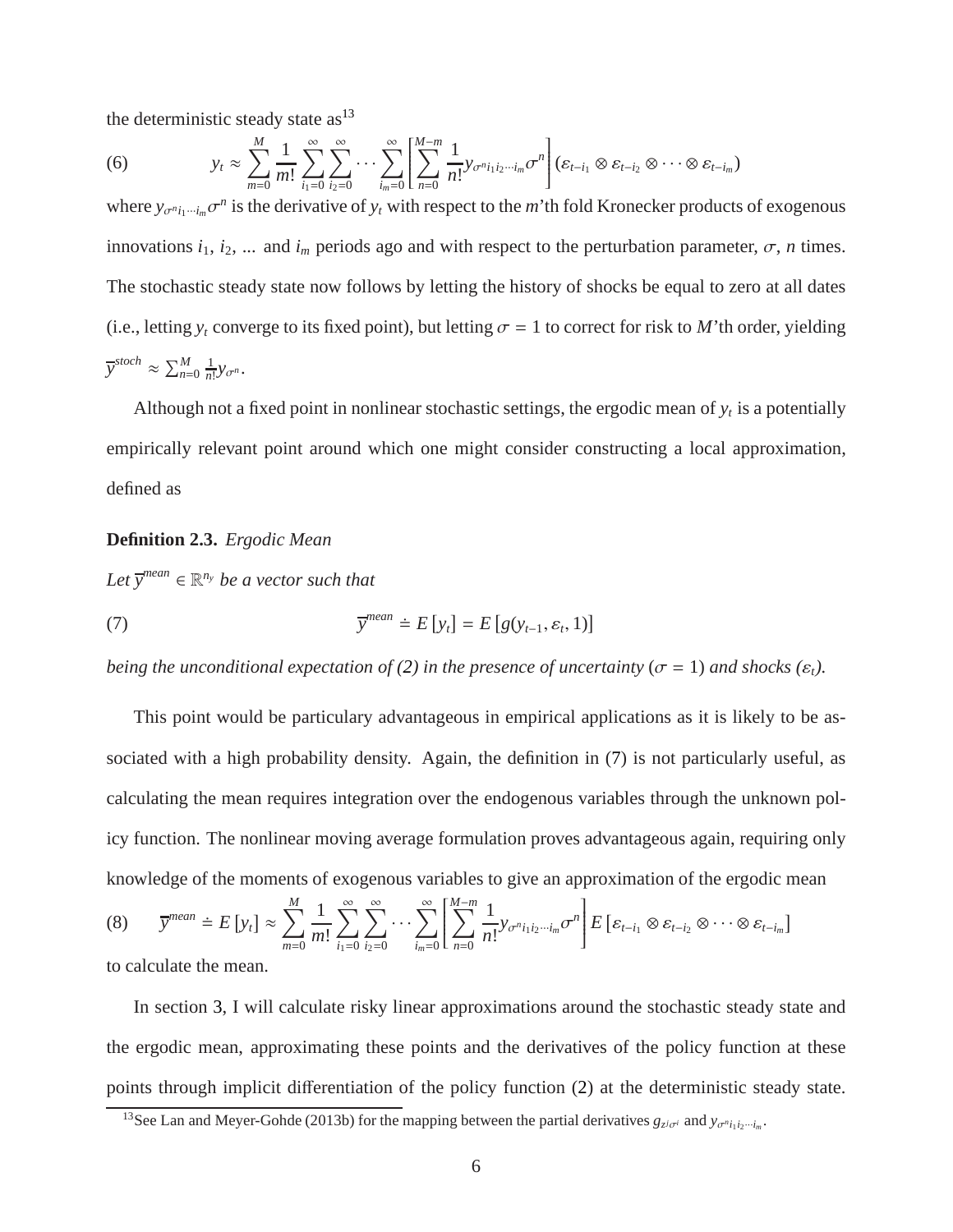the deterministic steady state as[13]

$$y_t \approx \sum_{m=0}^{M} \frac{1}{m!} \sum_{i_1=0}^{\infty} \sum_{i_2=0}^{\infty} \cdots \sum_{i_m=0}^{\infty} \left[ \sum_{n=0}^{M-m} \frac{1}{n!} y_{\sigma^n i_1 i_2 \cdots i_m} \sigma^n \right] (\varepsilon_{t-i_1} \otimes \varepsilon_{t-i_2} \otimes \cdots \otimes \varepsilon_{t-i_m}) \tag{6}$$

where $y_{\sigma^n i_1 \cdots i_m} \sigma^n$ is the derivative of $y_t$ with respect to the $m$'th fold Kronecker products of exogenous innovations $i_1$, $i_2$, ... and $i_m$ periods ago and with respect to the perturbation parameter, $\sigma$, $n$ times. The stochastic steady state now follows by letting the history of shocks be equal to zero at all dates (i.e., letting $y_t$ converge to its fixed point), but letting $\sigma = 1$ to correct for risk to $M$'th order, yielding $\overline{y}^{stoch} \approx \sum_{n=0}^{M} \frac{1}{n!} y_{\sigma^n}$.

Although not a fixed point in nonlinear stochastic settings, the ergodic mean of $y_t$ is a potentially empirically relevant point around which one might consider constructing a local approximation, defined as

**Definition 2.3.** *Ergodic Mean*

*Let $\overline{y}^{mean} \in \mathbb{R}^{n_y}$ be a vector such that*

$$\overline{y}^{mean} \doteq E[y_t] = E[g(y_{t-1}, \varepsilon_t, 1)] \tag{7}$$

*being the unconditional expectation of (2) in the presence of uncertainty ($\sigma = 1$) and shocks ($\varepsilon_t$).*

This point would be particulary advantageous in empirical applications as it is likely to be associated with a high probability density. Again, the definition in (7) is not particularly useful, as calculating the mean requires integration over the endogenous variables through the unknown policy function. The nonlinear moving average formulation proves advantageous again, requiring only knowledge of the moments of exogenous variables to give an approximation of the ergodic mean

$$\overline{y}^{mean} \doteq E[y_t] \approx \sum_{m=0}^{M} \frac{1}{m!} \sum_{i_1=0}^{\infty} \sum_{i_2=0}^{\infty} \cdots \sum_{i_m=0}^{\infty} \left[ \sum_{n=0}^{M-m} \frac{1}{n!} y_{\sigma^n i_1 i_2 \cdots i_m} \sigma^n \right] E\left[\varepsilon_{t-i_1} \otimes \varepsilon_{t-i_2} \otimes \cdots \otimes \varepsilon_{t-i_m}\right] \tag{8}$$

to calculate the mean.

In section 3, I will calculate risky linear approximations around the stochastic steady state and the ergodic mean, approximating these points and the derivatives of the policy function at these points through implicit differentiation of the policy function (2) at the deterministic steady state.

[13] See Lan and Meyer-Gohde (2013b) for the mapping between the partial derivatives $g_{z^j \sigma^i}$ and $y_{\sigma^n i_1 i_2 \cdots i_m}$.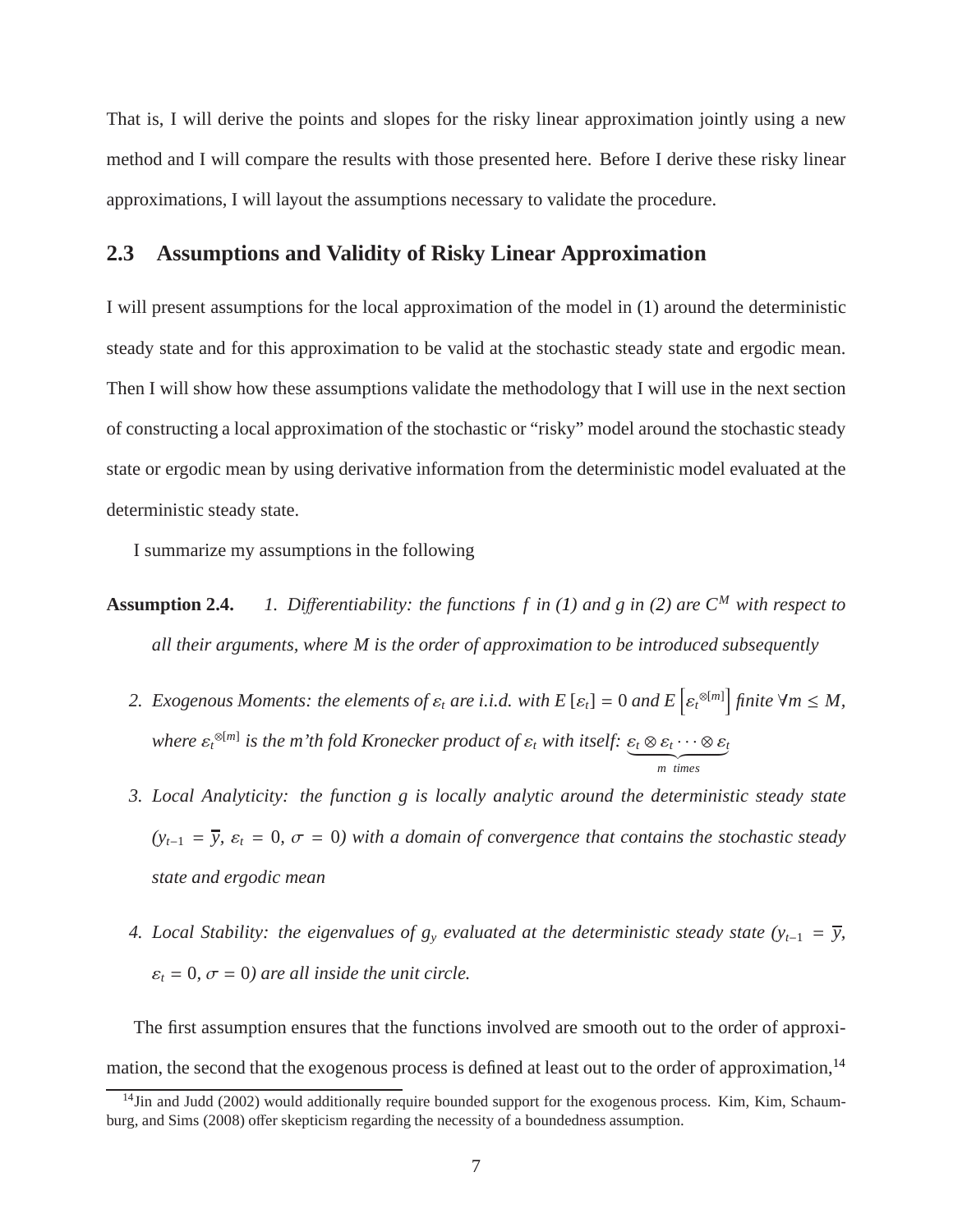That is, I will derive the points and slopes for the risky linear approximation jointly using a new method and I will compare the results with those presented here. Before I derive these risky linear approximations, I will layout the assumptions necessary to validate the procedure.

## 2.3 Assumptions and Validity of Risky Linear Approximation

I will present assumptions for the local approximation of the model in (1) around the deterministic steady state and for this approximation to be valid at the stochastic steady state and ergodic mean. Then I will show how these assumptions validate the methodology that I will use in the next section of constructing a local approximation of the stochastic or "risky" model around the stochastic steady state or ergodic mean by using derivative information from the deterministic model evaluated at the deterministic steady state.

I summarize my assumptions in the following

**Assumption 2.4.**

1. *Differentiability: the functions $f$ in (1) and $g$ in (2) are $C^M$ with respect to all their arguments, where $M$ is the order of approximation to be introduced subsequently*
2. *Exogenous Moments: the elements of $\varepsilon_t$ are i.i.d. with $E[\varepsilon_t] = 0$ and $E\left[\varepsilon_t^{\otimes[m]}\right]$ finite $\forall m \leq M$, where $\varepsilon_t^{\otimes[m]}$ is the m'th fold Kronecker product of $\varepsilon_t$ with itself: $\underbrace{\varepsilon_t \otimes \varepsilon_t \cdots \otimes \varepsilon_t}_{m \ \ times}$*
3. *Local Analyticity: the function $g$ is locally analytic around the deterministic steady state ($y_{t-1} = \overline{y}$, $\varepsilon_t = 0$, $\sigma = 0$) with a domain of convergence that contains the stochastic steady state and ergodic mean*
4. *Local Stability: the eigenvalues of $g_y$ evaluated at the deterministic steady state ($y_{t-1} = \overline{y}$, $\varepsilon_t = 0$, $\sigma = 0$) are all inside the unit circle.*

The first assumption ensures that the functions involved are smooth out to the order of approximation, the second that the exogenous process is defined at least out to the order of approximation,[14]

[14] Jin and Judd (2002) would additionally require bounded support for the exogenous process. Kim, Kim, Schaumburg, and Sims (2008) offer skepticism regarding the necessity of a boundedness assumption.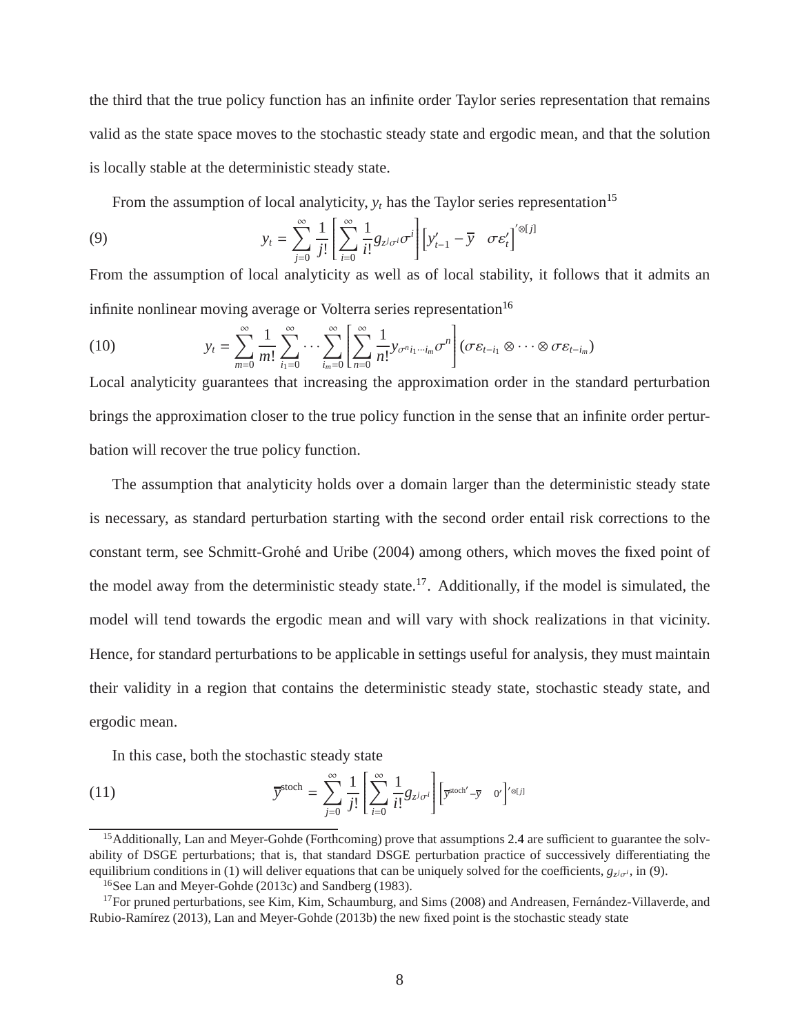the third that the true policy function has an infinite order Taylor series representation that remains valid as the state space moves to the stochastic steady state and ergodic mean, and that the solution is locally stable at the deterministic steady state.

From the assumption of local analyticity, $y_t$ has the Taylor series representation[15]

$$y_t = \sum_{j=0}^{\infty} \frac{1}{j!} \left[ \sum_{i=0}^{\infty} \frac{1}{i!} g_{z^j \sigma^i} \sigma^i \right] \left[ y'_{t-1} - \overline{y} \quad \sigma \varepsilon'_t \right]'^{\otimes [j]} \tag{9}$$

From the assumption of local analyticity as well as of local stability, it follows that it admits an infinite nonlinear moving average or Volterra series representation[16]

$$y_t = \sum_{m=0}^{\infty} \frac{1}{m!} \sum_{i_1=0}^{\infty} \cdots \sum_{i_m=0}^{\infty} \left[ \sum_{n=0}^{\infty} \frac{1}{n!} y_{\sigma^n i_1 \cdots i_m} \sigma^n \right] (\sigma \varepsilon_{t-i_1} \otimes \cdots \otimes \sigma \varepsilon_{t-i_m}) \tag{10}$$

Local analyticity guarantees that increasing the approximation order in the standard perturbation brings the approximation closer to the true policy function in the sense that an infinite order perturbation will recover the true policy function.

The assumption that analyticity holds over a domain larger than the deterministic steady state is necessary, as standard perturbation starting with the second order entail risk corrections to the constant term, see Schmitt-Grohé and Uribe (2004) among others, which moves the fixed point of the model away from the deterministic steady state.[17]. Additionally, if the model is simulated, the model will tend towards the ergodic mean and will vary with shock realizations in that vicinity. Hence, for standard perturbations to be applicable in settings useful for analysis, they must maintain their validity in a region that contains the deterministic steady state, stochastic steady state, and ergodic mean.

In this case, both the stochastic steady state

$$\overline{y}^{\text{stoch}} = \sum_{j=0}^{\infty} \frac{1}{j!} \left[ \sum_{i=0}^{\infty} \frac{1}{i!} g_{z^j \sigma^i} \right] \left[ \overline{y}^{\text{stoch}\prime} - \overline{y} \quad 0' \right]'^{\otimes [j]} \tag{11}$$

[15]Additionally, Lan and Meyer-Gohde (Forthcoming) prove that assumptions 2.4 are sufficient to guarantee the solvability of DSGE perturbations; that is, that standard DSGE perturbation practice of successively differentiating the equilibrium conditions in (1) will deliver equations that can be uniquely solved for the coefficients, $g_{z^j \sigma^i}$, in (9).

[16]See Lan and Meyer-Gohde (2013c) and Sandberg (1983).

[17]For pruned perturbations, see Kim, Kim, Schaumburg, and Sims (2008) and Andreasen, Fernández-Villaverde, and Rubio-Ramírez (2013), Lan and Meyer-Gohde (2013b) the new fixed point is the stochastic steady state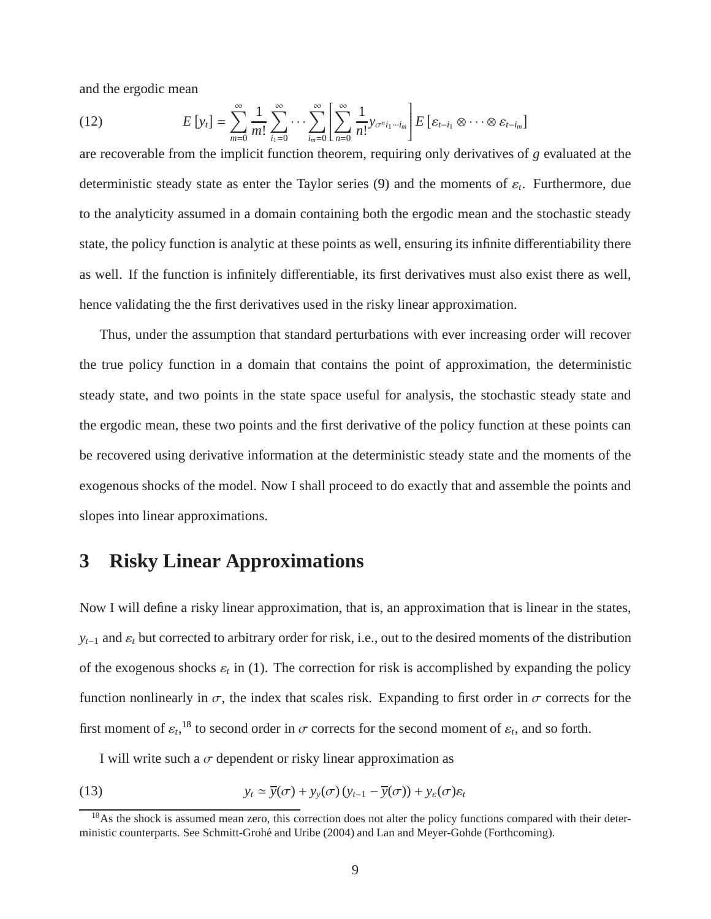and the ergodic mean

$$E\left[y_t\right] = \sum_{m=0}^{\infty} \frac{1}{m!} \sum_{i_1=0}^{\infty} \cdots \sum_{i_m=0}^{\infty} \left[ \sum_{n=0}^{\infty} \frac{1}{n!} y_{\sigma^n i_1 \cdots i_m} \right] E\left[\varepsilon_{t-i_1} \otimes \cdots \otimes \varepsilon_{t-i_m}\right] \tag{12}$$

are recoverable from the implicit function theorem, requiring only derivatives of $g$ evaluated at the deterministic steady state as enter the Taylor series (9) and the moments of $\varepsilon_t$. Furthermore, due to the analyticity assumed in a domain containing both the ergodic mean and the stochastic steady state, the policy function is analytic at these points as well, ensuring its infinite differentiability there as well. If the function is infinitely differentiable, its first derivatives must also exist there as well, hence validating the the first derivatives used in the risky linear approximation.

Thus, under the assumption that standard perturbations with ever increasing order will recover the true policy function in a domain that contains the point of approximation, the deterministic steady state, and two points in the state space useful for analysis, the stochastic steady state and the ergodic mean, these two points and the first derivative of the policy function at these points can be recovered using derivative information at the deterministic steady state and the moments of the exogenous shocks of the model. Now I shall proceed to do exactly that and assemble the points and slopes into linear approximations.

# 3 Risky Linear Approximations

Now I will define a risky linear approximation, that is, an approximation that is linear in the states, $y_{t-1}$ and $\varepsilon_t$ but corrected to arbitrary order for risk, i.e., out to the desired moments of the distribution of the exogenous shocks $\varepsilon_t$ in (1). The correction for risk is accomplished by expanding the policy function nonlinearly in $\sigma$, the index that scales risk. Expanding to first order in $\sigma$ corrects for the first moment of $\varepsilon_t$,[18] to second order in $\sigma$ corrects for the second moment of $\varepsilon_t$, and so forth.

I will write such a $\sigma$ dependent or risky linear approximation as

$$y_t \simeq \overline{y}(\sigma) + y_y(\sigma)\left(y_{t-1} - \overline{y}(\sigma)\right) + y_\varepsilon(\sigma)\varepsilon_t \tag{13}$$

[18] As the shock is assumed mean zero, this correction does not alter the policy functions compared with their deterministic counterparts. See Schmitt-Grohé and Uribe (2004) and Lan and Meyer-Gohde (Forthcoming).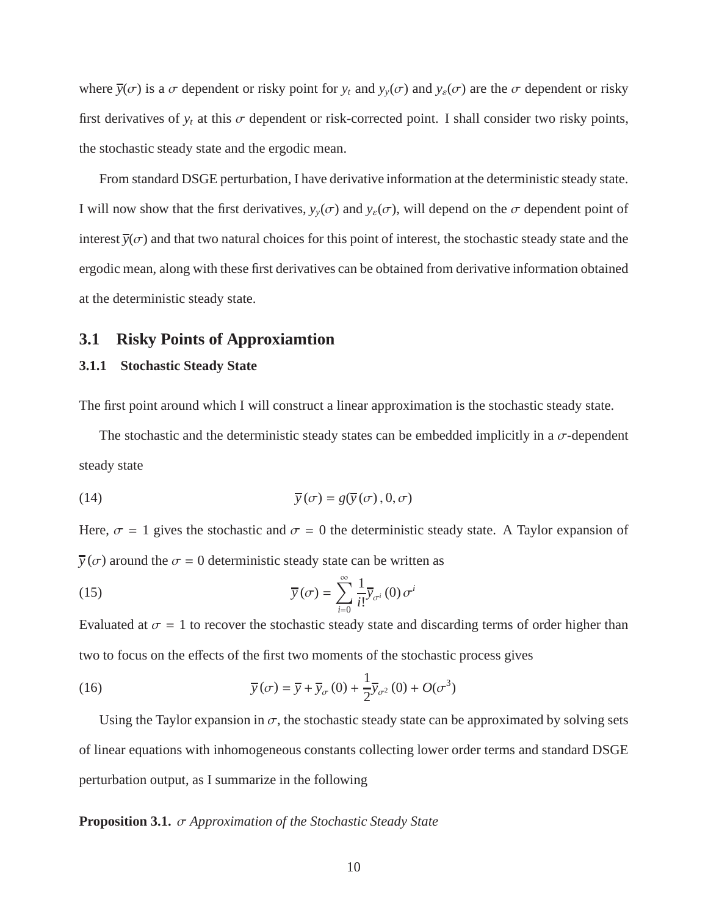where $\overline{y}(\sigma)$ is a $\sigma$ dependent or risky point for $y_t$ and $y_y(\sigma)$ and $y_\varepsilon(\sigma)$ are the $\sigma$ dependent or risky first derivatives of $y_t$ at this $\sigma$ dependent or risk-corrected point. I shall consider two risky points, the stochastic steady state and the ergodic mean.

From standard DSGE perturbation, I have derivative information at the deterministic steady state. I will now show that the first derivatives, $y_y(\sigma)$ and $y_\varepsilon(\sigma)$, will depend on the $\sigma$ dependent point of interest $\overline{y}(\sigma)$ and that two natural choices for this point of interest, the stochastic steady state and the ergodic mean, along with these first derivatives can be obtained from derivative information obtained at the deterministic steady state.

## 3.1 Risky Points of Approxiamtion

### 3.1.1 Stochastic Steady State

The first point around which I will construct a linear approximation is the stochastic steady state.

The stochastic and the deterministic steady states can be embedded implicitly in a $\sigma$-dependent steady state

$$\overline{y}(\sigma) = g(\overline{y}(\sigma), 0, \sigma) \tag{14}$$

Here, $\sigma = 1$ gives the stochastic and $\sigma = 0$ the deterministic steady state. A Taylor expansion of $\overline{y}(\sigma)$ around the $\sigma = 0$ deterministic steady state can be written as

$$\overline{y}(\sigma) = \sum_{i=0}^{\infty} \frac{1}{i!} \overline{y}_{\sigma^i}(0)\, \sigma^i \tag{15}$$

Evaluated at $\sigma = 1$ to recover the stochastic steady state and discarding terms of order higher than two to focus on the effects of the first two moments of the stochastic process gives

$$\overline{y}(\sigma) = \overline{y} + \overline{y}_\sigma(0) + \frac{1}{2}\overline{y}_{\sigma^2}(0) + O(\sigma^3) \tag{16}$$

Using the Taylor expansion in $\sigma$, the stochastic steady state can be approximated by solving sets of linear equations with inhomogeneous constants collecting lower order terms and standard DSGE perturbation output, as I summarize in the following

**Proposition 3.1.** *$\sigma$ Approximation of the Stochastic Steady State*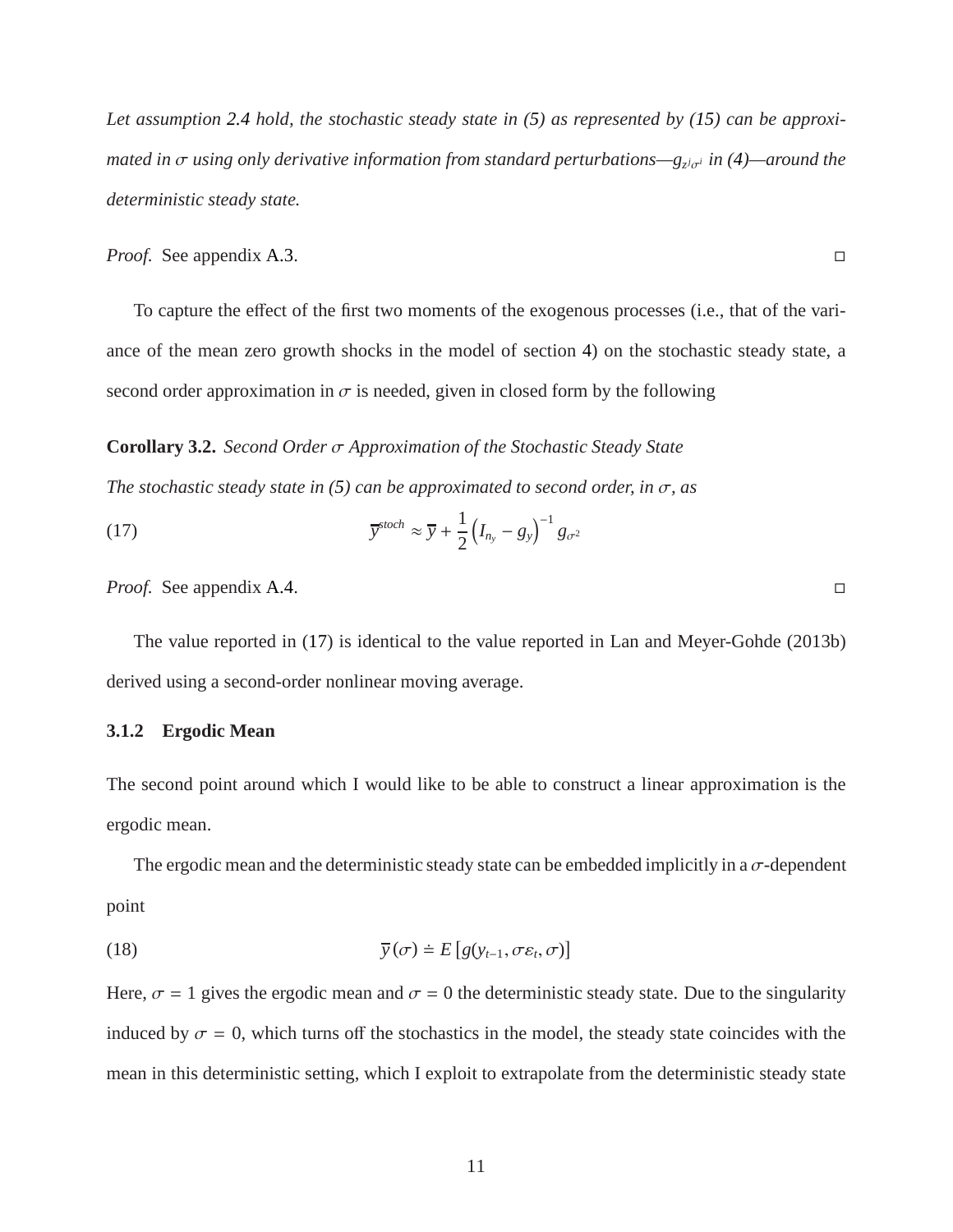*Let assumption 2.4 hold, the stochastic steady state in (5) as represented by (15) can be approximated in $\sigma$ using only derivative information from standard perturbations—$g_{z^j\sigma^i}$ in (4)—around the deterministic steady state.*

*Proof.* See appendix A.3. □

To capture the effect of the first two moments of the exogenous processes (i.e., that of the variance of the mean zero growth shocks in the model of section 4) on the stochastic steady state, a second order approximation in $\sigma$ is needed, given in closed form by the following

**Corollary 3.2.** *Second Order $\sigma$ Approximation of the Stochastic Steady State*

*The stochastic steady state in (5) can be approximated to second order, in $\sigma$, as*

$$\overline{y}^{stoch} \approx \overline{y} + \frac{1}{2}\left(I_{n_y} - g_y\right)^{-1} g_{\sigma^2} \tag{17}$$

*Proof.* See appendix A.4. □

The value reported in (17) is identical to the value reported in Lan and Meyer-Gohde (2013b) derived using a second-order nonlinear moving average.

### 3.1.2 Ergodic Mean

The second point around which I would like to be able to construct a linear approximation is the ergodic mean.

The ergodic mean and the deterministic steady state can be embedded implicitly in a $\sigma$-dependent point

$$\overline{y}(\sigma) \doteq E\left[g(y_{t-1}, \sigma\varepsilon_t, \sigma)\right] \tag{18}$$

Here, $\sigma = 1$ gives the ergodic mean and $\sigma = 0$ the deterministic steady state. Due to the singularity induced by $\sigma = 0$, which turns off the stochastics in the model, the steady state coincides with the mean in this deterministic setting, which I exploit to extrapolate from the deterministic steady state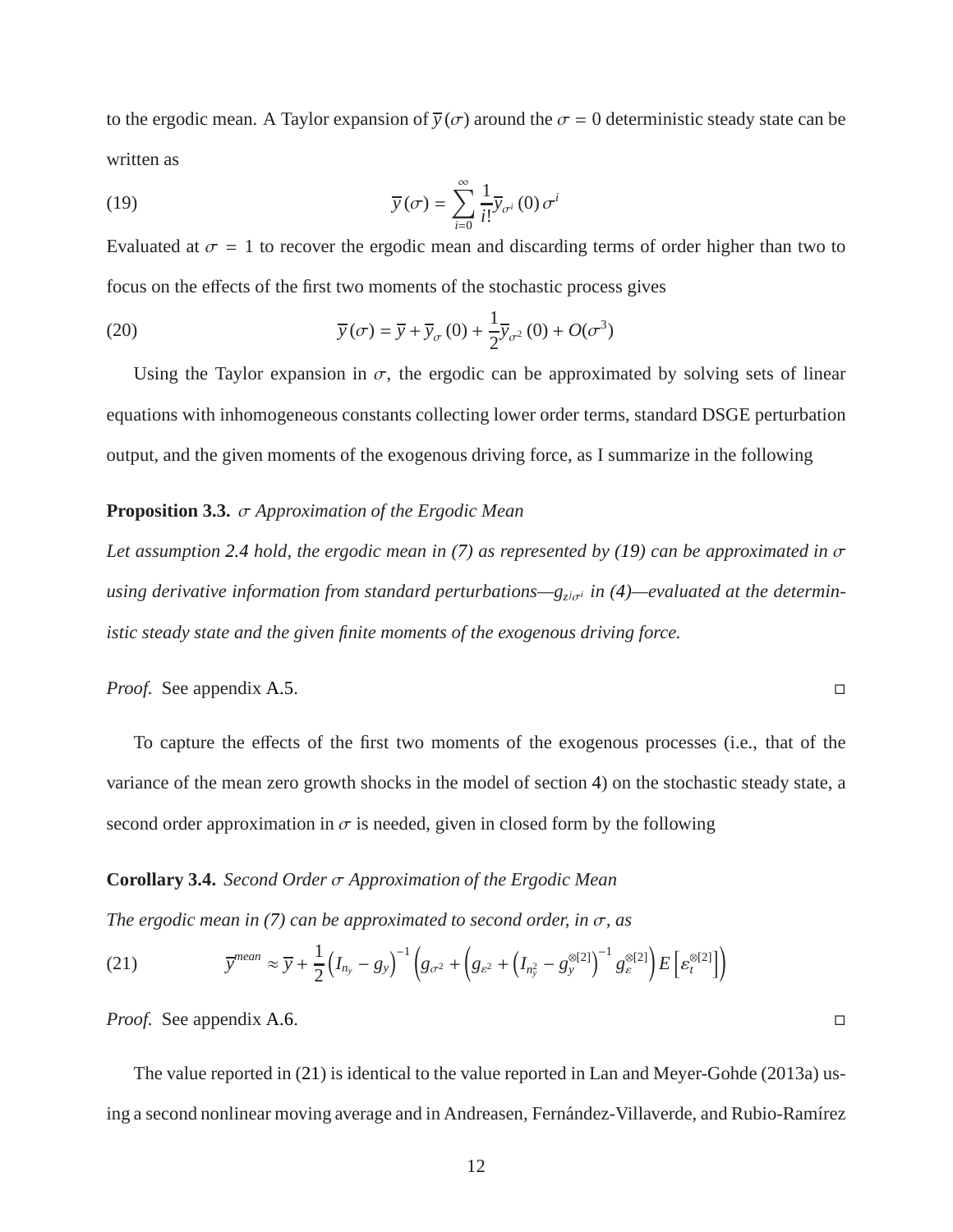to the ergodic mean. A Taylor expansion of $\overline{y}(\sigma)$ around the $\sigma = 0$ deterministic steady state can be written as

$$\overline{y}(\sigma) = \sum_{i=0}^{\infty} \frac{1}{i!} \overline{y}_{\sigma^i}(0) \sigma^i \tag{19}$$

Evaluated at $\sigma = 1$ to recover the ergodic mean and discarding terms of order higher than two to focus on the effects of the first two moments of the stochastic process gives

$$\overline{y}(\sigma) = \overline{y} + \overline{y}_{\sigma}(0) + \frac{1}{2}\overline{y}_{\sigma^2}(0) + O(\sigma^3) \tag{20}$$

Using the Taylor expansion in $\sigma$, the ergodic can be approximated by solving sets of linear equations with inhomogeneous constants collecting lower order terms, standard DSGE perturbation output, and the given moments of the exogenous driving force, as I summarize in the following

**Proposition 3.3.** *$\sigma$ Approximation of the Ergodic Mean*

*Let assumption 2.4 hold, the ergodic mean in (7) as represented by (19) can be approximated in $\sigma$ using derivative information from standard perturbations—$g_{z^j\sigma^i}$ in (4)—evaluated at the deterministic steady state and the given finite moments of the exogenous driving force.*

*Proof.* See appendix A.5. □

To capture the effects of the first two moments of the exogenous processes (i.e., that of the variance of the mean zero growth shocks in the model of section 4) on the stochastic steady state, a second order approximation in $\sigma$ is needed, given in closed form by the following

**Corollary 3.4.** *Second Order $\sigma$ Approximation of the Ergodic Mean*

*The ergodic mean in (7) can be approximated to second order, in $\sigma$, as*

$$\overline{y}^{mean} \approx \overline{y} + \frac{1}{2}\left(I_{n_y} - g_y\right)^{-1}\left(g_{\sigma^2} + \left(g_{\varepsilon^2} + \left(I_{n_y^2} - g_y^{\otimes[2]}\right)^{-1} g_{\varepsilon}^{\otimes[2]}\right) E\left[\varepsilon_t^{\otimes[2]}\right]\right) \tag{21}$$

*Proof.* See appendix A.6. □

The value reported in (21) is identical to the value reported in Lan and Meyer-Gohde (2013a) using a second nonlinear moving average and in Andreasen, Fernández-Villaverde, and Rubio-Ramírez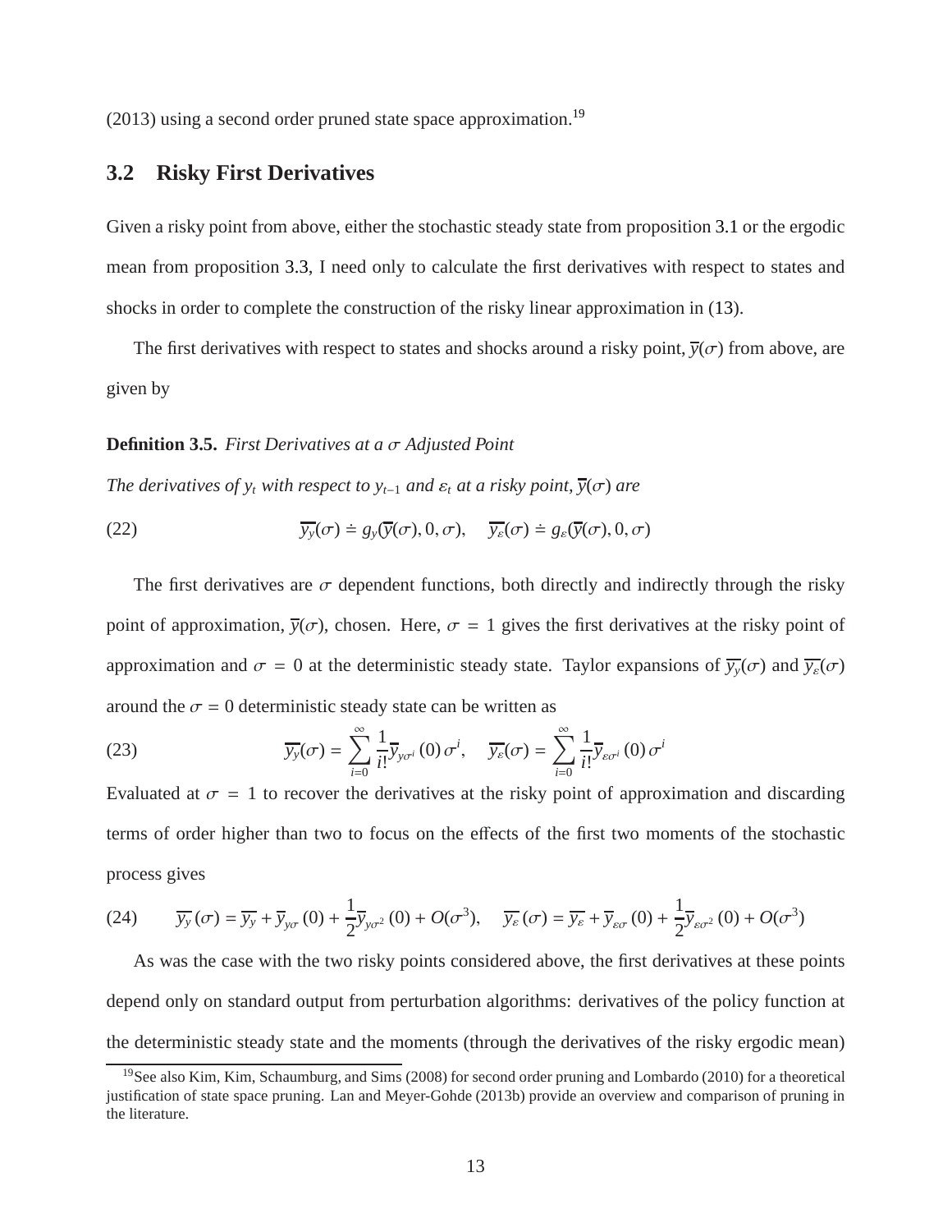(2013) using a second order pruned state space approximation.[19]

## 3.2 Risky First Derivatives

Given a risky point from above, either the stochastic steady state from proposition 3.1 or the ergodic mean from proposition 3.3, I need only to calculate the first derivatives with respect to states and shocks in order to complete the construction of the risky linear approximation in (13).

The first derivatives with respect to states and shocks around a risky point, $\overline{y}(\sigma)$ from above, are given by

**Definition 3.5.** *First Derivatives at a $\sigma$ Adjusted Point*

*The derivatives of $y_t$ with respect to $y_{t-1}$ and $\varepsilon_t$ at a risky point, $\overline{y}(\sigma)$ are*

$$\overline{y_y}(\sigma) \doteq g_y(\overline{y}(\sigma), 0, \sigma), \quad \overline{y_\varepsilon}(\sigma) \doteq g_\varepsilon(\overline{y}(\sigma), 0, \sigma) \tag{22}$$

The first derivatives are $\sigma$ dependent functions, both directly and indirectly through the risky point of approximation, $\overline{y}(\sigma)$, chosen. Here, $\sigma = 1$ gives the first derivatives at the risky point of approximation and $\sigma = 0$ at the deterministic steady state. Taylor expansions of $\overline{y_y}(\sigma)$ and $\overline{y_\varepsilon}(\sigma)$ around the $\sigma = 0$ deterministic steady state can be written as

$$\overline{y_y}(\sigma) = \sum_{i=0}^{\infty} \frac{1}{i!} \overline{y}_{y\sigma^i}(0)\, \sigma^i, \quad \overline{y_\varepsilon}(\sigma) = \sum_{i=0}^{\infty} \frac{1}{i!} \overline{y}_{\varepsilon\sigma^i}(0)\, \sigma^i \tag{23}$$

Evaluated at $\sigma = 1$ to recover the derivatives at the risky point of approximation and discarding terms of order higher than two to focus on the effects of the first two moments of the stochastic process gives

$$\overline{y_y}(\sigma) = \overline{y_y} + \overline{y}_{y\sigma}(0) + \frac{1}{2}\overline{y}_{y\sigma^2}(0) + O(\sigma^3), \quad \overline{y_\varepsilon}(\sigma) = \overline{y_\varepsilon} + \overline{y}_{\varepsilon\sigma}(0) + \frac{1}{2}\overline{y}_{\varepsilon\sigma^2}(0) + O(\sigma^3) \tag{24}$$

As was the case with the two risky points considered above, the first derivatives at these points depend only on standard output from perturbation algorithms: derivatives of the policy function at the deterministic steady state and the moments (through the derivatives of the risky ergodic mean)

[19] See also Kim, Kim, Schaumburg, and Sims (2008) for second order pruning and Lombardo (2010) for a theoretical justification of state space pruning. Lan and Meyer-Gohde (2013b) provide an overview and comparison of pruning in the literature.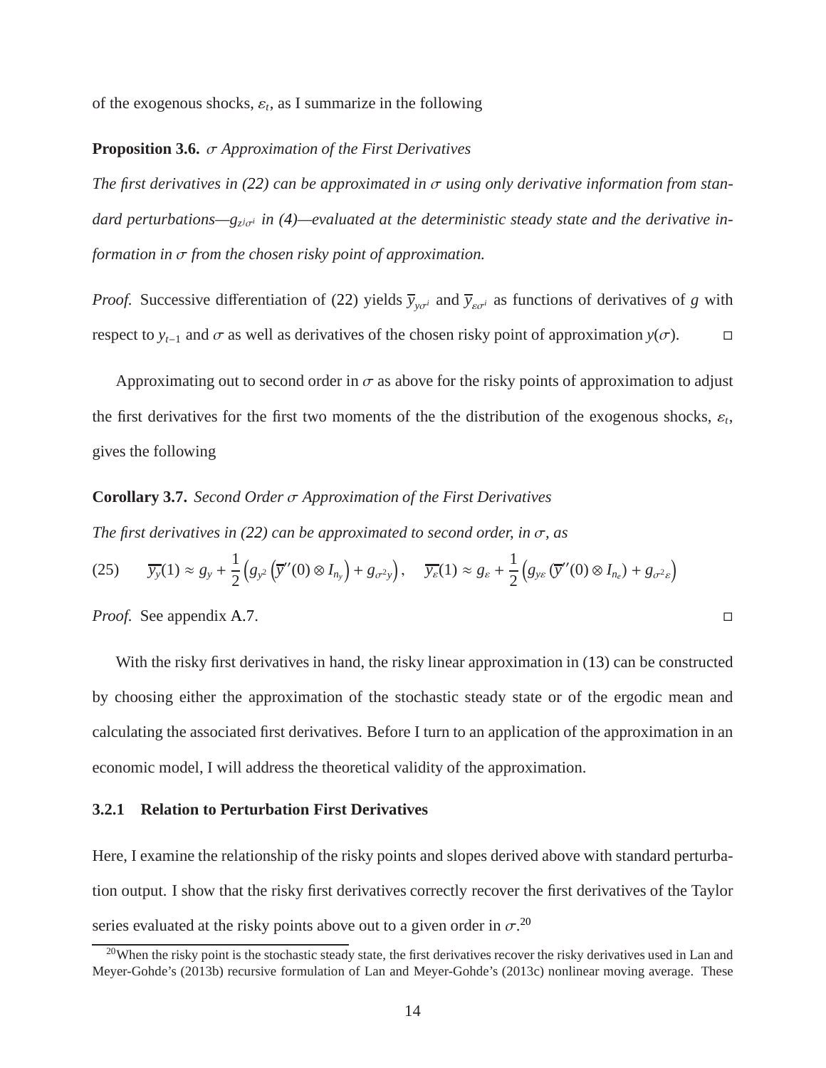of the exogenous shocks, $\varepsilon_t$, as I summarize in the following

**Proposition 3.6.** *$\sigma$ Approximation of the First Derivatives*

*The first derivatives in (22) can be approximated in $\sigma$ using only derivative information from standard perturbations—$g_{z^j\sigma^i}$ in (4)—evaluated at the deterministic steady state and the derivative information in $\sigma$ from the chosen risky point of approximation.*

*Proof.* Successive differentiation of (22) yields $\overline{y}_{y\sigma^i}$ and $\overline{y}_{\varepsilon\sigma^i}$ as functions of derivatives of $g$ with respect to $y_{t-1}$ and $\sigma$ as well as derivatives of the chosen risky point of approximation $y(\sigma)$. □

Approximating out to second order in $\sigma$ as above for the risky points of approximation to adjust the first derivatives for the first two moments of the the distribution of the exogenous shocks, $\varepsilon_t$, gives the following

**Corollary 3.7.** *Second Order $\sigma$ Approximation of the First Derivatives*

*The first derivatives in (22) can be approximated to second order, in $\sigma$, as*

$$\overline{y_y}(1) \approx g_y + \frac{1}{2}\left(g_{y^2}\left(\overline{y}''(0) \otimes I_{n_y}\right) + g_{\sigma^2 y}\right), \quad \overline{y_\varepsilon}(1) \approx g_\varepsilon + \frac{1}{2}\left(g_{y\varepsilon}\left(\overline{y}''(0) \otimes I_{n_e}\right) + g_{\sigma^2\varepsilon}\right) \tag{25}$$

*Proof.* See appendix A.7. □

With the risky first derivatives in hand, the risky linear approximation in (13) can be constructed by choosing either the approximation of the stochastic steady state or of the ergodic mean and calculating the associated first derivatives. Before I turn to an application of the approximation in an economic model, I will address the theoretical validity of the approximation.

### 3.2.1 Relation to Perturbation First Derivatives

Here, I examine the relationship of the risky points and slopes derived above with standard perturbation output. I show that the risky first derivatives correctly recover the first derivatives of the Taylor series evaluated at the risky points above out to a given order in $\sigma$.[20]

[20] When the risky point is the stochastic steady state, the first derivatives recover the risky derivatives used in Lan and Meyer-Gohde's (2013b) recursive formulation of Lan and Meyer-Gohde's (2013c) nonlinear moving average. These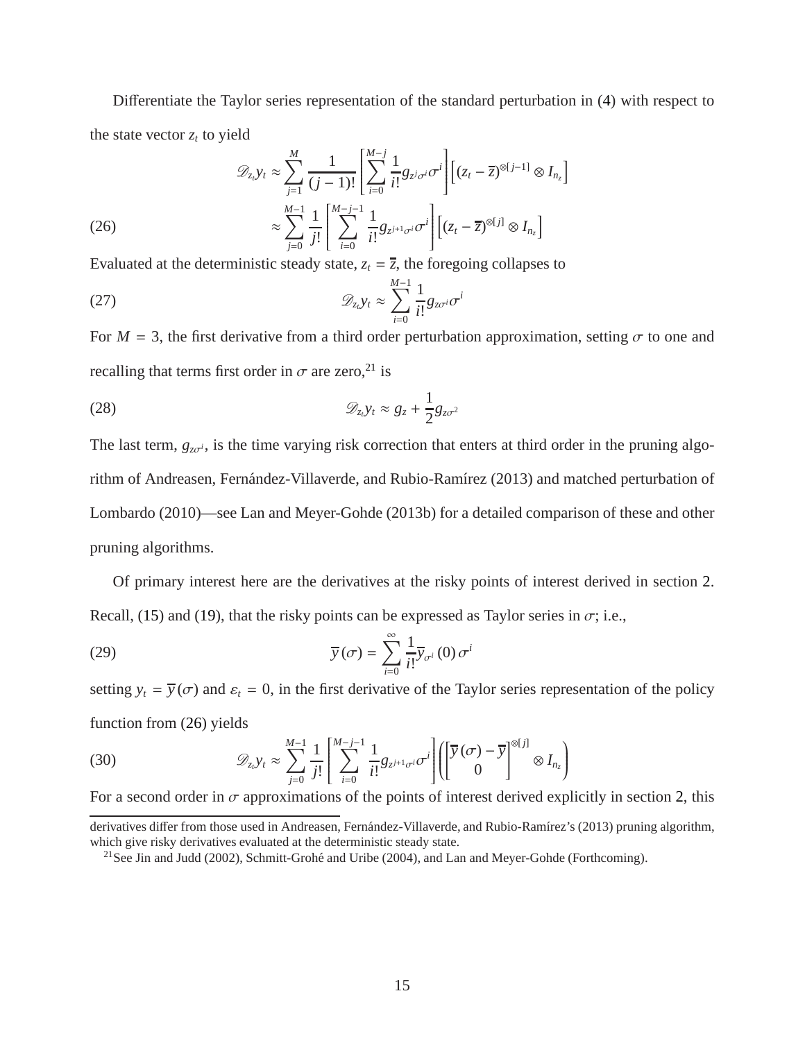Differentiate the Taylor series representation of the standard perturbation in (4) with respect to the state vector $z_t$ to yield

$$
\begin{aligned}
\mathscr{D}_{z_t} y_t &\approx \sum_{j=1}^{M} \frac{1}{(j-1)!} \left[ \sum_{i=0}^{M-j} \frac{1}{i!} g_{z^j \sigma^i} \sigma^i \right] \left[ (z_t - \overline{z})^{\otimes [j-1]} \otimes I_{n_z} \right] \\
&\approx \sum_{j=0}^{M-1} \frac{1}{j!} \left[ \sum_{i=0}^{M-j-1} \frac{1}{i!} g_{z^{j+1} \sigma^i} \sigma^i \right] \left[ (z_t - \overline{z})^{\otimes [j]} \otimes I_{n_z} \right]
\end{aligned} \tag{26}
$$

Evaluated at the deterministic steady state, $z_t = \overline{z}$, the foregoing collapses to

$$
\mathscr{D}_{z_t} y_t \approx \sum_{i=0}^{M-1} \frac{1}{i!} g_{z \sigma^i} \sigma^i \tag{27}
$$

For $M = 3$, the first derivative from a third order perturbation approximation, setting $\sigma$ to one and recalling that terms first order in $\sigma$ are zero,[21] is

$$
\mathscr{D}_{z_t} y_t \approx g_z + \frac{1}{2} g_{z\sigma^2} \tag{28}
$$

The last term, $g_{z\sigma^i}$, is the time varying risk correction that enters at third order in the pruning algorithm of Andreasen, Fernández-Villaverde, and Rubio-Ramírez (2013) and matched perturbation of Lombardo (2010)—see Lan and Meyer-Gohde (2013b) for a detailed comparison of these and other pruning algorithms.

Of primary interest here are the derivatives at the risky points of interest derived in section 2. Recall, (15) and (19), that the risky points can be expressed as Taylor series in $\sigma$; i.e.,

$$
\overline{y}(\sigma) = \sum_{i=0}^{\infty} \frac{1}{i!} \overline{y}_{\sigma^i}(0) \sigma^i \tag{29}
$$

setting $y_t = \overline{y}(\sigma)$ and $\varepsilon_t = 0$, in the first derivative of the Taylor series representation of the policy function from (26) yields

$$
\mathscr{D}_{z_t} y_t \approx \sum_{j=0}^{M-1} \frac{1}{j!} \left[ \sum_{i=0}^{M-j-1} \frac{1}{i!} g_{z^{j+1} \sigma^i} \sigma^i \right] \left( \begin{bmatrix} \overline{y}(\sigma) - \overline{y} \\ 0 \end{bmatrix}^{\otimes [j]} \otimes I_{n_z} \right) \tag{30}
$$

For a second order in $\sigma$ approximations of the points of interest derived explicitly in section 2, this

---

derivatives differ from those used in Andreasen, Fernández-Villaverde, and Rubio-Ramírez's (2013) pruning algorithm, which give risky derivatives evaluated at the deterministic steady state.

[21] See Jin and Judd (2002), Schmitt-Grohé and Uribe (2004), and Lan and Meyer-Gohde (Forthcoming).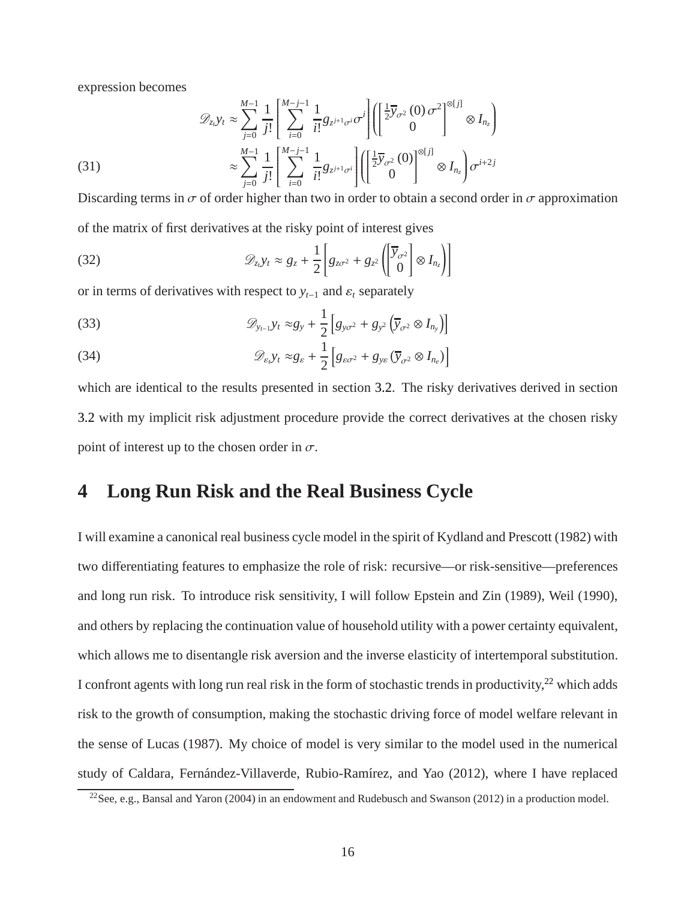expression becomes

$$
\begin{aligned}
\mathscr{D}_{z_t} y_t &\approx \sum_{j=0}^{M-1} \frac{1}{j!} \left[ \sum_{i=0}^{M-j-1} \frac{1}{i!} g_{z^{j+1}\sigma^i} \sigma^i \right] \left( \begin{bmatrix} \frac{1}{2}\overline{y}_{\sigma^2}(0)\,\sigma^2 \\ 0 \end{bmatrix}^{\otimes[j]} \otimes I_{n_z} \right) \\
&\approx \sum_{j=0}^{M-1} \frac{1}{j!} \left[ \sum_{i=0}^{M-j-1} \frac{1}{i!} g_{z^{j+1}\sigma^i} \right] \left( \begin{bmatrix} \frac{1}{2}\overline{y}_{\sigma^2}(0) \\ 0 \end{bmatrix}^{\otimes[j]} \otimes I_{n_z} \right) \sigma^{i+2j}
\end{aligned} \tag{31}
$$

Discarding terms in $\sigma$ of order higher than two in order to obtain a second order in $\sigma$ approximation of the matrix of first derivatives at the risky point of interest gives

$$
\mathscr{D}_{z_t} y_t \approx g_z + \frac{1}{2} \left[ g_{z\sigma^2} + g_{z^2} \left( \begin{bmatrix} \overline{y}_{\sigma^2} \\ 0 \end{bmatrix} \otimes I_{n_z} \right) \right] \tag{32}
$$

or in terms of derivatives with respect to $y_{t-1}$ and $\varepsilon_t$ separately

$$
\mathscr{D}_{y_{t-1}} y_t \approx g_y + \frac{1}{2} \left[ g_{y\sigma^2} + g_{y^2} \left( \overline{y}_{\sigma^2} \otimes I_{n_y} \right) \right] \tag{33}
$$

$$
\mathscr{D}_{\varepsilon_t} y_t \approx g_\varepsilon + \frac{1}{2} \left[ g_{\varepsilon\sigma^2} + g_{y\varepsilon} \left( \overline{y}_{\sigma^2} \otimes I_{n_e} \right) \right] \tag{34}
$$

which are identical to the results presented in section 3.2. The risky derivatives derived in section 3.2 with my implicit risk adjustment procedure provide the correct derivatives at the chosen risky point of interest up to the chosen order in $\sigma$.

# 4 Long Run Risk and the Real Business Cycle

I will examine a canonical real business cycle model in the spirit of Kydland and Prescott (1982) with two differentiating features to emphasize the role of risk: recursive—or risk-sensitive—preferences and long run risk. To introduce risk sensitivity, I will follow Epstein and Zin (1989), Weil (1990), and others by replacing the continuation value of household utility with a power certainty equivalent, which allows me to disentangle risk aversion and the inverse elasticity of intertemporal substitution. I confront agents with long run real risk in the form of stochastic trends in productivity,[22] which adds risk to the growth of consumption, making the stochastic driving force of model welfare relevant in the sense of Lucas (1987). My choice of model is very similar to the model used in the numerical study of Caldara, Fernández-Villaverde, Rubio-Ramírez, and Yao (2012), where I have replaced

[22] See, e.g., Bansal and Yaron (2004) in an endowment and Rudebusch and Swanson (2012) in a production model.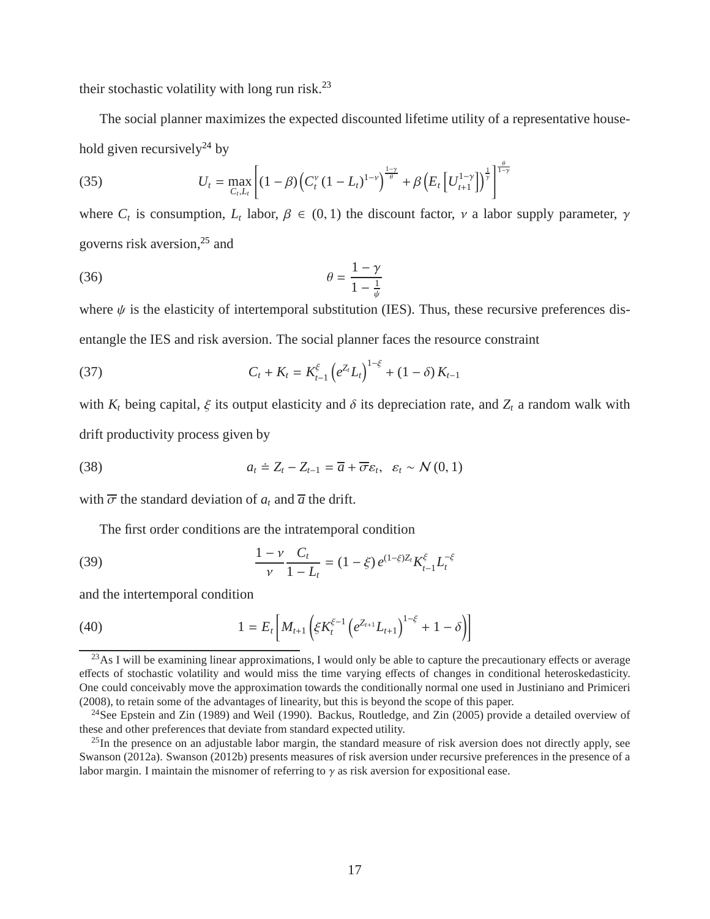their stochastic volatility with long run risk.[23]

The social planner maximizes the expected discounted lifetime utility of a representative household given recursively[24] by

$$U_t = \max_{C_t, L_t} \left[ (1-\beta) \left( C_t^{\nu} (1-L_t)^{1-\nu} \right)^{\frac{1-\gamma}{\theta}} + \beta \left( E_t \left[ U_{t+1}^{1-\gamma} \right] \right)^{\frac{1}{\theta}} \right]^{\frac{\theta}{1-\gamma}} \tag{35}$$

where $C_t$ is consumption, $L_t$ labor, $\beta \in (0, 1)$ the discount factor, $\nu$ a labor supply parameter, $\gamma$ governs risk aversion,[25] and

$$\theta = \frac{1-\gamma}{1-\frac{1}{\psi}} \tag{36}$$

where $\psi$ is the elasticity of intertemporal substitution (IES). Thus, these recursive preferences disentangle the IES and risk aversion. The social planner faces the resource constraint

$$C_t + K_t = K_{t-1}^{\xi} \left( e^{Z_t} L_t \right)^{1-\xi} + (1-\delta) K_{t-1} \tag{37}$$

with $K_t$ being capital, $\xi$ its output elasticity and $\delta$ its depreciation rate, and $Z_t$ a random walk with drift productivity process given by

$$a_t \doteq Z_t - Z_{t-1} = \overline{a} + \overline{\sigma} \varepsilon_t, \quad \varepsilon_t \sim \mathcal{N}(0, 1) \tag{38}$$

with $\overline{\sigma}$ the standard deviation of $a_t$ and $\overline{a}$ the drift.

The first order conditions are the intratemporal condition

$$\frac{1-\nu}{\nu} \frac{C_t}{1-L_t} = (1-\xi) e^{(1-\xi) Z_t} K_{t-1}^{\xi} L_t^{-\xi} \tag{39}$$

and the intertemporal condition

$$1 = E_t \left[ M_{t+1} \left( \xi K_t^{\xi-1} \left( e^{Z_{t+1}} L_{t+1} \right)^{1-\xi} + 1 - \delta \right) \right] \tag{40}$$

[23] As I will be examining linear approximations, I would only be able to capture the precautionary effects or average effects of stochastic volatility and would miss the time varying effects of changes in conditional heteroskedasticity. One could conceivably move the approximation towards the conditionally normal one used in Justiniano and Primiceri (2008), to retain some of the advantages of linearity, but this is beyond the scope of this paper.

[24] See Epstein and Zin (1989) and Weil (1990). Backus, Routledge, and Zin (2005) provide a detailed overview of these and other preferences that deviate from standard expected utility.

[25] In the presence on an adjustable labor margin, the standard measure of risk aversion does not directly apply, see Swanson (2012a). Swanson (2012b) presents measures of risk aversion under recursive preferences in the presence of a labor margin. I maintain the misnomer of referring to $\gamma$ as risk aversion for expositional ease.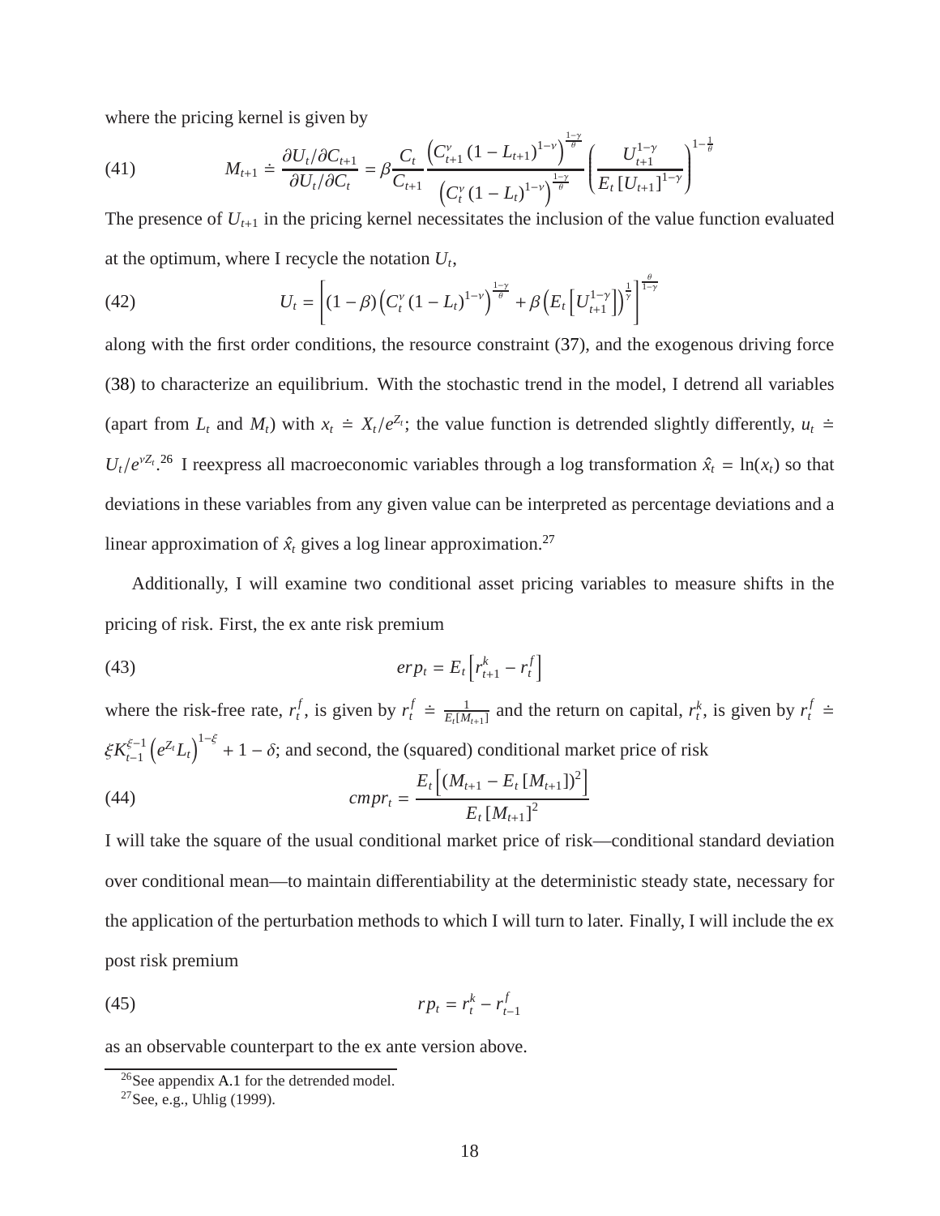where the pricing kernel is given by

$$M_{t+1} \doteq \frac{\partial U_t/\partial C_{t+1}}{\partial U_t/\partial C_t} = \beta \frac{C_t}{C_{t+1}} \frac{\left(C_{t+1}^{\nu}\left(1-L_{t+1}\right)^{1-\nu}\right)^{\frac{1-\gamma}{\theta}}}{\left(C_t^{\nu}\left(1-L_t\right)^{1-\nu}\right)^{\frac{1-\gamma}{\theta}}} \left(\frac{U_{t+1}^{1-\gamma}}{E_t\left[U_{t+1}\right]^{1-\gamma}}\right)^{1-\frac{1}{\theta}} \tag{41}$$

The presence of $U_{t+1}$ in the pricing kernel necessitates the inclusion of the value function evaluated at the optimum, where I recycle the notation $U_t$,

$$U_t = \left[(1-\beta)\left(C_t^{\nu}\left(1-L_t\right)^{1-\nu}\right)^{\frac{1-\gamma}{\theta}} + \beta\left(E_t\left[U_{t+1}^{1-\gamma}\right]\right)^{\frac{1}{\gamma}}\right]^{\frac{\theta}{1-\gamma}} \tag{42}$$

along with the first order conditions, the resource constraint (37), and the exogenous driving force (38) to characterize an equilibrium. With the stochastic trend in the model, I detrend all variables (apart from $L_t$ and $M_t$) with $x_t \doteq X_t/e^{Z_t}$; the value function is detrended slightly differently, $u_t \doteq U_t/e^{\nu Z_t}$.[26] I reexpress all macroeconomic variables through a log transformation $\hat{x}_t = \ln(x_t)$ so that deviations in these variables from any given value can be interpreted as percentage deviations and a linear approximation of $\hat{x}_t$ gives a log linear approximation.[27]

Additionally, I will examine two conditional asset pricing variables to measure shifts in the pricing of risk. First, the ex ante risk premium

$$erp_t = E_t\left[r_{t+1}^k - r_t^f\right] \tag{43}$$

where the risk-free rate, $r_t^f$, is given by $r_t^f \doteq \frac{1}{E_t[M_{t+1}]}$ and the return on capital, $r_t^k$, is given by $r_t^f \doteq \xi K_{t-1}^{\xi-1}\left(e^{Z_t}L_t\right)^{1-\xi} + 1 - \delta$; and second, the (squared) conditional market price of risk

$$cmpr_t = \frac{E_t\left[\left(M_{t+1} - E_t\left[M_{t+1}\right]\right)^2\right]}{E_t\left[M_{t+1}\right]^2} \tag{44}$$

I will take the square of the usual conditional market price of risk—conditional standard deviation over conditional mean—to maintain differentiability at the deterministic steady state, necessary for the application of the perturbation methods to which I will turn to later. Finally, I will include the ex post risk premium

$$rp_t = r_t^k - r_{t-1}^f \tag{45}$$

as an observable counterpart to the ex ante version above.

[26] See appendix A.1 for the detrended model.

[27] See, e.g., Uhlig (1999).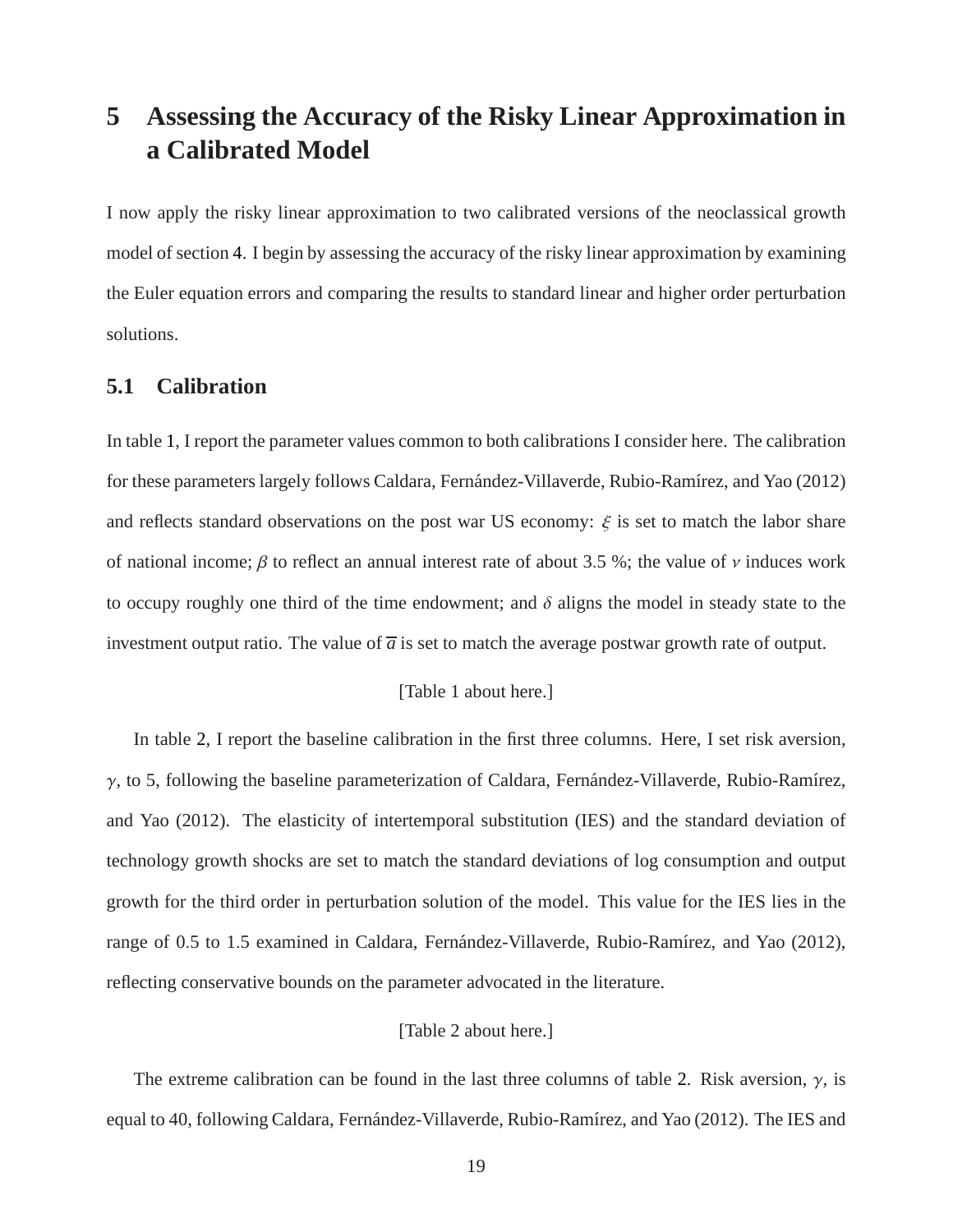# 5 Assessing the Accuracy of the Risky Linear Approximation in a Calibrated Model

I now apply the risky linear approximation to two calibrated versions of the neoclassical growth model of section 4. I begin by assessing the accuracy of the risky linear approximation by examining the Euler equation errors and comparing the results to standard linear and higher order perturbation solutions.

## 5.1 Calibration

In table 1, I report the parameter values common to both calibrations I consider here. The calibration for these parameters largely follows Caldara, Fernández-Villaverde, Rubio-Ramírez, and Yao (2012) and reflects standard observations on the post war US economy: $\xi$ is set to match the labor share of national income; $\beta$ to reflect an annual interest rate of about 3.5 %; the value of $\nu$ induces work to occupy roughly one third of the time endowment; and $\delta$ aligns the model in steady state to the investment output ratio. The value of $\overline{a}$ is set to match the average postwar growth rate of output.

[Table 1 about here.]

In table 2, I report the baseline calibration in the first three columns. Here, I set risk aversion, $\gamma$, to 5, following the baseline parameterization of Caldara, Fernández-Villaverde, Rubio-Ramírez, and Yao (2012). The elasticity of intertemporal substitution (IES) and the standard deviation of technology growth shocks are set to match the standard deviations of log consumption and output growth for the third order in perturbation solution of the model. This value for the IES lies in the range of 0.5 to 1.5 examined in Caldara, Fernández-Villaverde, Rubio-Ramírez, and Yao (2012), reflecting conservative bounds on the parameter advocated in the literature.

[Table 2 about here.]

The extreme calibration can be found in the last three columns of table 2. Risk aversion, $\gamma$, is equal to 40, following Caldara, Fernández-Villaverde, Rubio-Ramírez, and Yao (2012). The IES and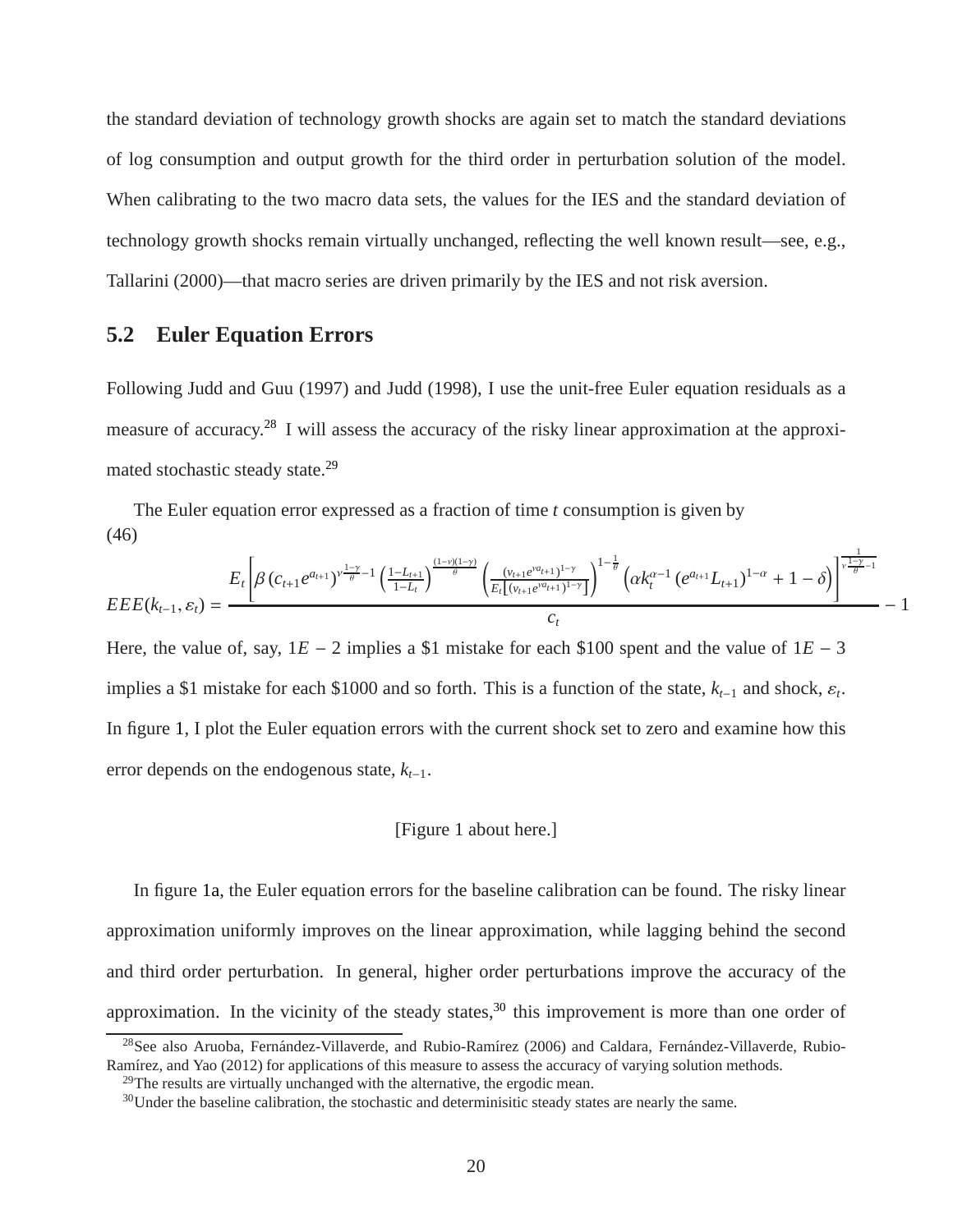the standard deviation of technology growth shocks are again set to match the standard deviations of log consumption and output growth for the third order in perturbation solution of the model. When calibrating to the two macro data sets, the values for the IES and the standard deviation of technology growth shocks remain virtually unchanged, reflecting the well known result—see, e.g., Tallarini (2000)—that macro series are driven primarily by the IES and not risk aversion.

## 5.2 Euler Equation Errors

Following Judd and Guu (1997) and Judd (1998), I use the unit-free Euler equation residuals as a measure of accuracy.[28] I will assess the accuracy of the risky linear approximation at the approximated stochastic steady state.[29]

The Euler equation error expressed as a fraction of time $t$ consumption is given by (46)

$$EEE(k_{t-1}, \varepsilon_t) = \frac{E_t\left[\beta \left(c_{t+1}e^{a_{t+1}}\right)^{\nu\frac{1-\gamma}{\theta}-1}\left(\frac{1-L_{t+1}}{1-L_t}\right)^{\frac{(1-\nu)(1-\gamma)}{\theta}}\left(\frac{\left(v_{t+1}e^{\nu a_{t+1}}\right)^{1-\gamma}}{E_t\left[\left(v_{t+1}e^{\nu a_{t+1}}\right)^{1-\gamma}\right]}\right)^{1-\frac{1}{\theta}}\left(\alpha k_t^{\alpha-1}\left(e^{a_{t+1}}L_{t+1}\right)^{1-\alpha}+1-\delta\right)\right]^{\frac{1}{\nu\frac{1-\gamma}{\theta}-1}}}{c_t} - 1$$

Here, the value of, say, $1E-2$ implies a \$1 mistake for each \$100 spent and the value of $1E-3$ implies a \$1 mistake for each \$1000 and so forth. This is a function of the state, $k_{t-1}$ and shock, $\varepsilon_t$. In figure 1, I plot the Euler equation errors with the current shock set to zero and examine how this error depends on the endogenous state, $k_{t-1}$.

[Figure 1 about here.]

In figure 1a, the Euler equation errors for the baseline calibration can be found. The risky linear approximation uniformly improves on the linear approximation, while lagging behind the second and third order perturbation. In general, higher order perturbations improve the accuracy of the approximation. In the vicinity of the steady states,[30] this improvement is more than one order of

[28] See also Aruoba, Fernández-Villaverde, and Rubio-Ramírez (2006) and Caldara, Fernández-Villaverde, Rubio-Ramírez, and Yao (2012) for applications of this measure to assess the accuracy of varying solution methods.

[29] The results are virtually unchanged with the alternative, the ergodic mean.

[30] Under the baseline calibration, the stochastic and determinisitic steady states are nearly the same.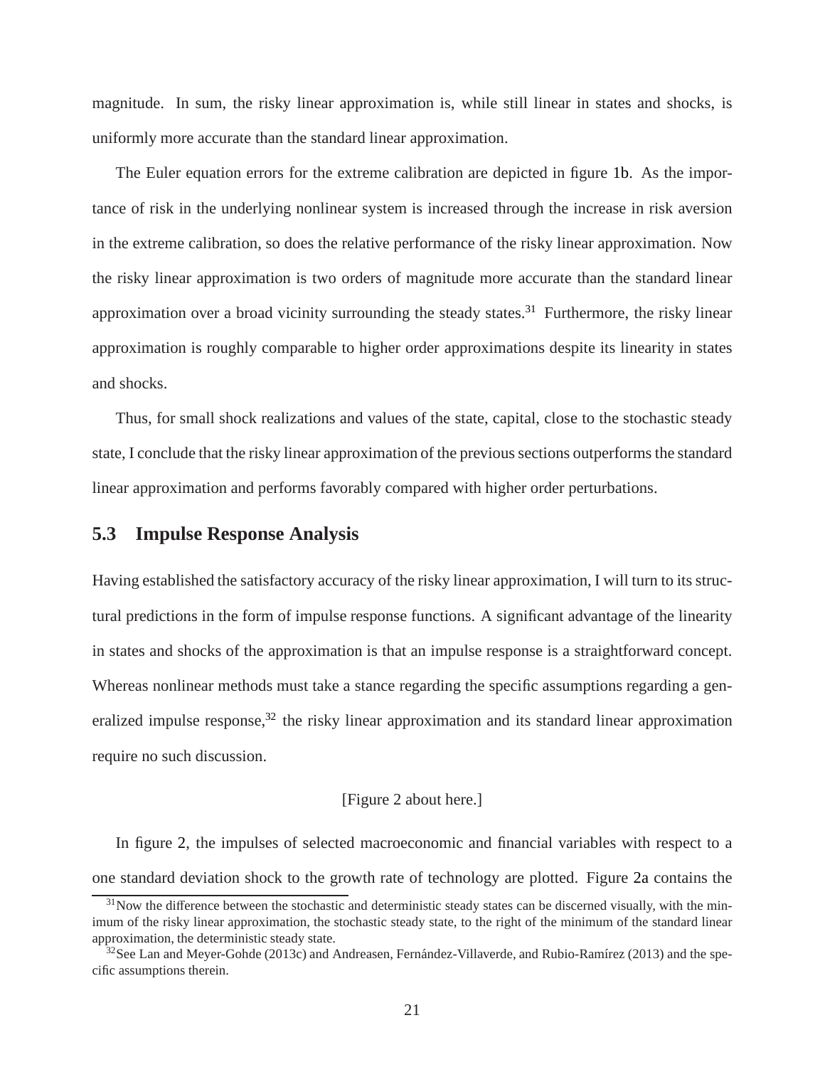magnitude. In sum, the risky linear approximation is, while still linear in states and shocks, is uniformly more accurate than the standard linear approximation.

The Euler equation errors for the extreme calibration are depicted in figure 1b. As the importance of risk in the underlying nonlinear system is increased through the increase in risk aversion in the extreme calibration, so does the relative performance of the risky linear approximation. Now the risky linear approximation is two orders of magnitude more accurate than the standard linear approximation over a broad vicinity surrounding the steady states.[31] Furthermore, the risky linear approximation is roughly comparable to higher order approximations despite its linearity in states and shocks.

Thus, for small shock realizations and values of the state, capital, close to the stochastic steady state, I conclude that the risky linear approximation of the previous sections outperforms the standard linear approximation and performs favorably compared with higher order perturbations.

## 5.3 Impulse Response Analysis

Having established the satisfactory accuracy of the risky linear approximation, I will turn to its structural predictions in the form of impulse response functions. A significant advantage of the linearity in states and shocks of the approximation is that an impulse response is a straightforward concept. Whereas nonlinear methods must take a stance regarding the specific assumptions regarding a generalized impulse response,[32] the risky linear approximation and its standard linear approximation require no such discussion.

[Figure 2 about here.]

In figure 2, the impulses of selected macroeconomic and financial variables with respect to a one standard deviation shock to the growth rate of technology are plotted. Figure 2a contains the

[31] Now the difference between the stochastic and deterministic steady states can be discerned visually, with the minimum of the risky linear approximation, the stochastic steady state, to the right of the minimum of the standard linear approximation, the deterministic steady state.

[32] See Lan and Meyer-Gohde (2013c) and Andreasen, Fernández-Villaverde, and Rubio-Ramírez (2013) and the specific assumptions therein.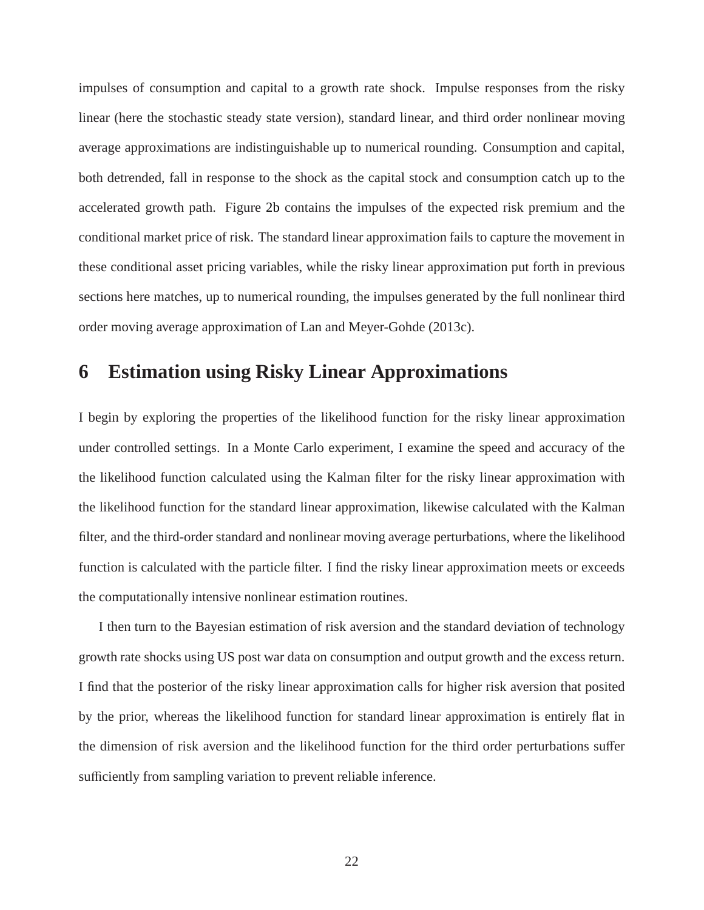impulses of consumption and capital to a growth rate shock. Impulse responses from the risky linear (here the stochastic steady state version), standard linear, and third order nonlinear moving average approximations are indistinguishable up to numerical rounding. Consumption and capital, both detrended, fall in response to the shock as the capital stock and consumption catch up to the accelerated growth path. Figure 2b contains the impulses of the expected risk premium and the conditional market price of risk. The standard linear approximation fails to capture the movement in these conditional asset pricing variables, while the risky linear approximation put forth in previous sections here matches, up to numerical rounding, the impulses generated by the full nonlinear third order moving average approximation of Lan and Meyer-Gohde (2013c).

## 6 Estimation using Risky Linear Approximations

I begin by exploring the properties of the likelihood function for the risky linear approximation under controlled settings. In a Monte Carlo experiment, I examine the speed and accuracy of the the likelihood function calculated using the Kalman filter for the risky linear approximation with the likelihood function for the standard linear approximation, likewise calculated with the Kalman filter, and the third-order standard and nonlinear moving average perturbations, where the likelihood function is calculated with the particle filter. I find the risky linear approximation meets or exceeds the computationally intensive nonlinear estimation routines.

I then turn to the Bayesian estimation of risk aversion and the standard deviation of technology growth rate shocks using US post war data on consumption and output growth and the excess return. I find that the posterior of the risky linear approximation calls for higher risk aversion that posited by the prior, whereas the likelihood function for standard linear approximation is entirely flat in the dimension of risk aversion and the likelihood function for the third order perturbations suffer sufficiently from sampling variation to prevent reliable inference.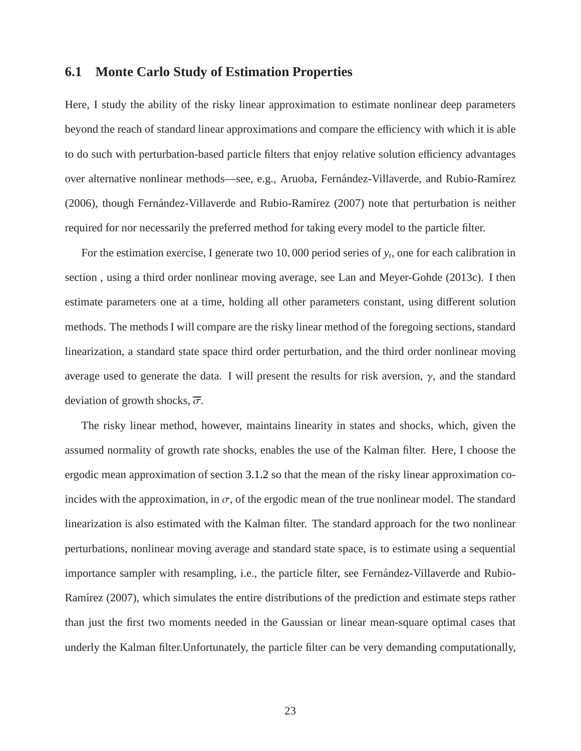### 6.1 Monte Carlo Study of Estimation Properties

Here, I study the ability of the risky linear approximation to estimate nonlinear deep parameters beyond the reach of standard linear approximations and compare the efficiency with which it is able to do such with perturbation-based particle filters that enjoy relative solution efficiency advantages over alternative nonlinear methods—see, e.g., Aruoba, Fernández-Villaverde, and Rubio-Ramírez (2006), though Fernández-Villaverde and Rubio-Ramírez (2007) note that perturbation is neither required for nor necessarily the preferred method for taking every model to the particle filter.

For the estimation exercise, I generate two $10,000$ period series of $y_t$, one for each calibration in section , using a third order nonlinear moving average, see Lan and Meyer-Gohde (2013c). I then estimate parameters one at a time, holding all other parameters constant, using different solution methods. The methods I will compare are the risky linear method of the foregoing sections, standard linearization, a standard state space third order perturbation, and the third order nonlinear moving average used to generate the data. I will present the results for risk aversion, $\gamma$, and the standard deviation of growth shocks, $\overline{\sigma}$.

The risky linear method, however, maintains linearity in states and shocks, which, given the assumed normality of growth rate shocks, enables the use of the Kalman filter. Here, I choose the ergodic mean approximation of section 3.1.2 so that the mean of the risky linear approximation coincides with the approximation, in $\sigma$, of the ergodic mean of the true nonlinear model. The standard linearization is also estimated with the Kalman filter. The standard approach for the two nonlinear perturbations, nonlinear moving average and standard state space, is to estimate using a sequential importance sampler with resampling, i.e., the particle filter, see Fernández-Villaverde and Rubio-Ramírez (2007), which simulates the entire distributions of the prediction and estimate steps rather than just the first two moments needed in the Gaussian or linear mean-square optimal cases that underly the Kalman filter.Unfortunately, the particle filter can be very demanding computationally,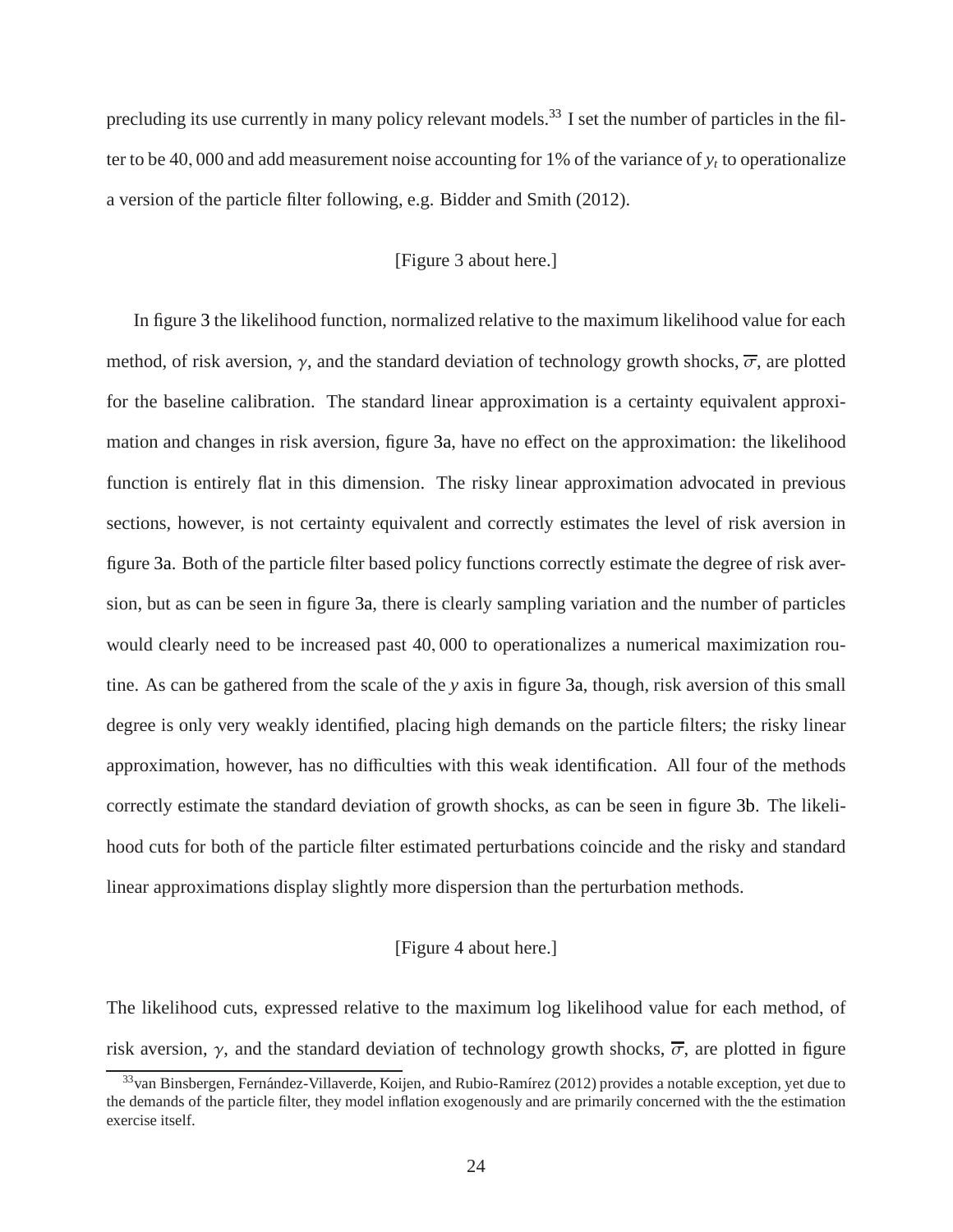precluding its use currently in many policy relevant models.[33] I set the number of particles in the filter to be 40,000 and add measurement noise accounting for 1% of the variance of $y_t$ to operationalize a version of the particle filter following, e.g. Bidder and Smith (2012).

[Figure 3 about here.]

In figure 3 the likelihood function, normalized relative to the maximum likelihood value for each method, of risk aversion, $\gamma$, and the standard deviation of technology growth shocks, $\overline{\sigma}$, are plotted for the baseline calibration. The standard linear approximation is a certainty equivalent approximation and changes in risk aversion, figure 3a, have no effect on the approximation: the likelihood function is entirely flat in this dimension. The risky linear approximation advocated in previous sections, however, is not certainty equivalent and correctly estimates the level of risk aversion in figure 3a. Both of the particle filter based policy functions correctly estimate the degree of risk aversion, but as can be seen in figure 3a, there is clearly sampling variation and the number of particles would clearly need to be increased past 40,000 to operationalizes a numerical maximization routine. As can be gathered from the scale of the $y$ axis in figure 3a, though, risk aversion of this small degree is only very weakly identified, placing high demands on the particle filters; the risky linear approximation, however, has no difficulties with this weak identification. All four of the methods correctly estimate the standard deviation of growth shocks, as can be seen in figure 3b. The likelihood cuts for both of the particle filter estimated perturbations coincide and the risky and standard linear approximations display slightly more dispersion than the perturbation methods.

[Figure 4 about here.]

The likelihood cuts, expressed relative to the maximum log likelihood value for each method, of risk aversion, $\gamma$, and the standard deviation of technology growth shocks, $\overline{\sigma}$, are plotted in figure

[33] van Binsbergen, Fernández-Villaverde, Koijen, and Rubio-Ramírez (2012) provides a notable exception, yet due to the demands of the particle filter, they model inflation exogenously and are primarily concerned with the the estimation exercise itself.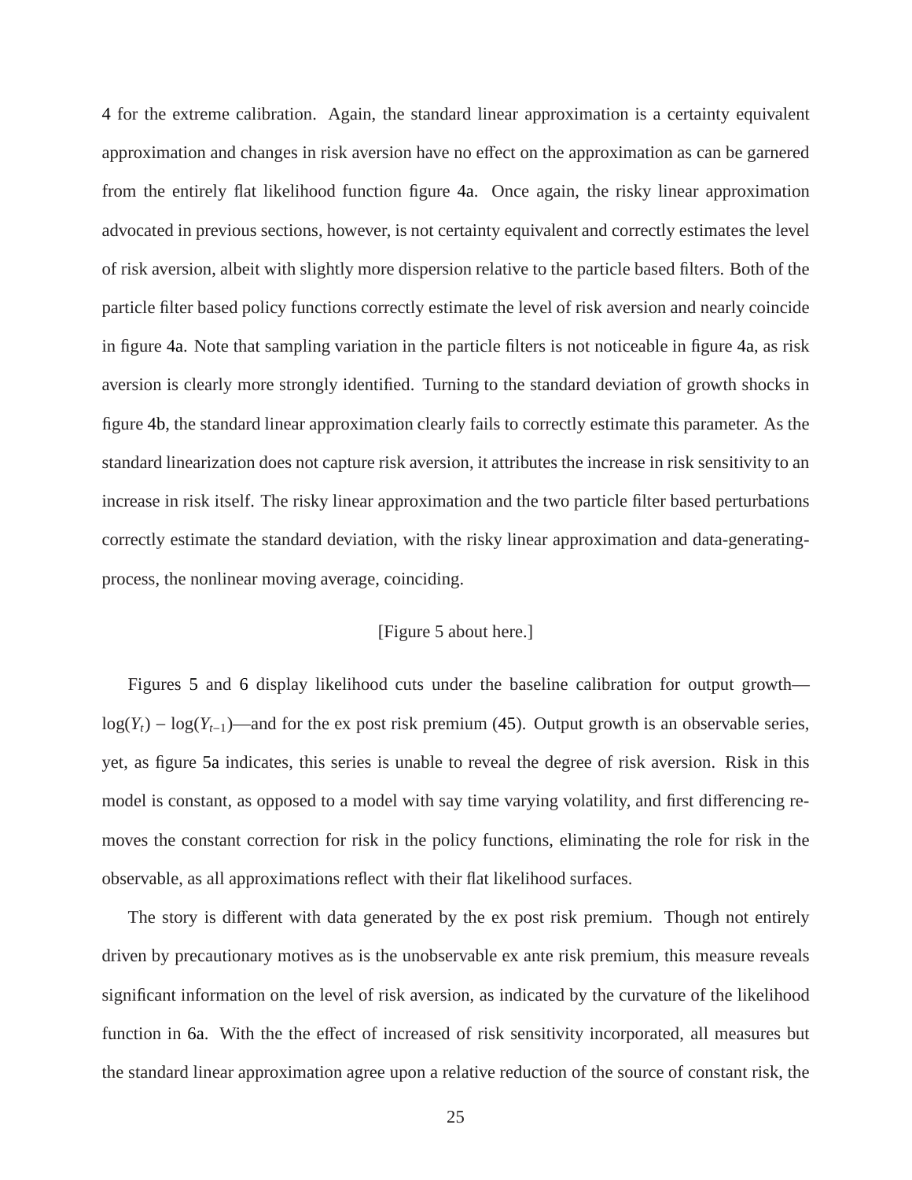4 for the extreme calibration. Again, the standard linear approximation is a certainty equivalent approximation and changes in risk aversion have no effect on the approximation as can be garnered from the entirely flat likelihood function figure 4a. Once again, the risky linear approximation advocated in previous sections, however, is not certainty equivalent and correctly estimates the level of risk aversion, albeit with slightly more dispersion relative to the particle based filters. Both of the particle filter based policy functions correctly estimate the level of risk aversion and nearly coincide in figure 4a. Note that sampling variation in the particle filters is not noticeable in figure 4a, as risk aversion is clearly more strongly identified. Turning to the standard deviation of growth shocks in figure 4b, the standard linear approximation clearly fails to correctly estimate this parameter. As the standard linearization does not capture risk aversion, it attributes the increase in risk sensitivity to an increase in risk itself. The risky linear approximation and the two particle filter based perturbations correctly estimate the standard deviation, with the risky linear approximation and data-generating-process, the nonlinear moving average, coinciding.

[Figure 5 about here.]

Figures 5 and 6 display likelihood cuts under the baseline calibration for output growth—$\log(Y_t) - \log(Y_{t-1})$—and for the ex post risk premium (45). Output growth is an observable series, yet, as figure 5a indicates, this series is unable to reveal the degree of risk aversion. Risk in this model is constant, as opposed to a model with say time varying volatility, and first differencing removes the constant correction for risk in the policy functions, eliminating the role for risk in the observable, as all approximations reflect with their flat likelihood surfaces.

The story is different with data generated by the ex post risk premium. Though not entirely driven by precautionary motives as is the unobservable ex ante risk premium, this measure reveals significant information on the level of risk aversion, as indicated by the curvature of the likelihood function in 6a. With the the effect of increased of risk sensitivity incorporated, all measures but the standard linear approximation agree upon a relative reduction of the source of constant risk, the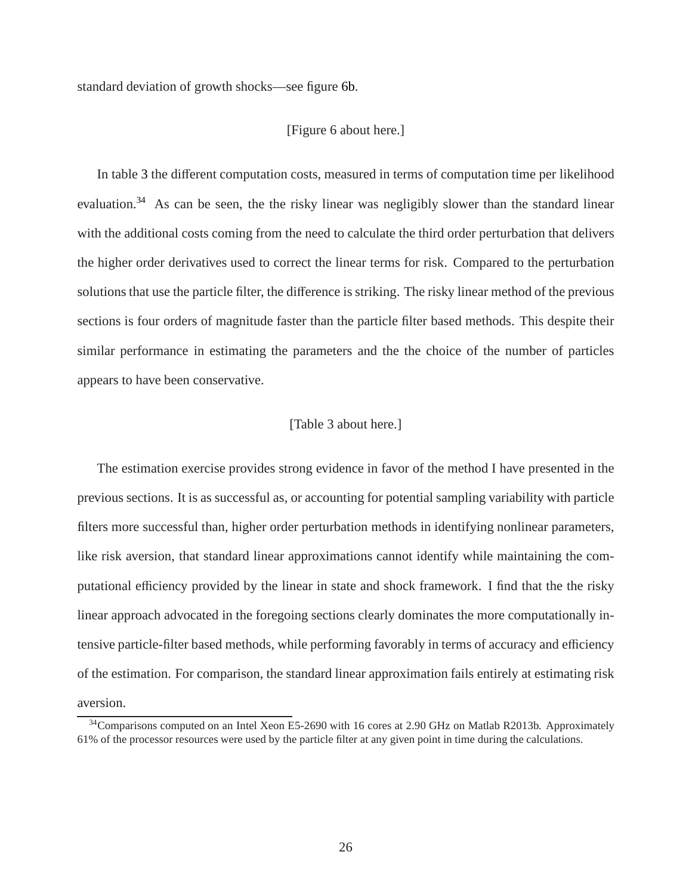standard deviation of growth shocks—see figure 6b.

[Figure 6 about here.]

In table 3 the different computation costs, measured in terms of computation time per likelihood evaluation.[34] As can be seen, the the risky linear was negligibly slower than the standard linear with the additional costs coming from the need to calculate the third order perturbation that delivers the higher order derivatives used to correct the linear terms for risk. Compared to the perturbation solutions that use the particle filter, the difference is striking. The risky linear method of the previous sections is four orders of magnitude faster than the particle filter based methods. This despite their similar performance in estimating the parameters and the the choice of the number of particles appears to have been conservative.

[Table 3 about here.]

The estimation exercise provides strong evidence in favor of the method I have presented in the previous sections. It is as successful as, or accounting for potential sampling variability with particle filters more successful than, higher order perturbation methods in identifying nonlinear parameters, like risk aversion, that standard linear approximations cannot identify while maintaining the computational efficiency provided by the linear in state and shock framework. I find that the the risky linear approach advocated in the foregoing sections clearly dominates the more computationally intensive particle-filter based methods, while performing favorably in terms of accuracy and efficiency of the estimation. For comparison, the standard linear approximation fails entirely at estimating risk aversion.

[34] Comparisons computed on an Intel Xeon E5-2690 with 16 cores at 2.90 GHz on Matlab R2013b. Approximately 61% of the processor resources were used by the particle filter at any given point in time during the calculations.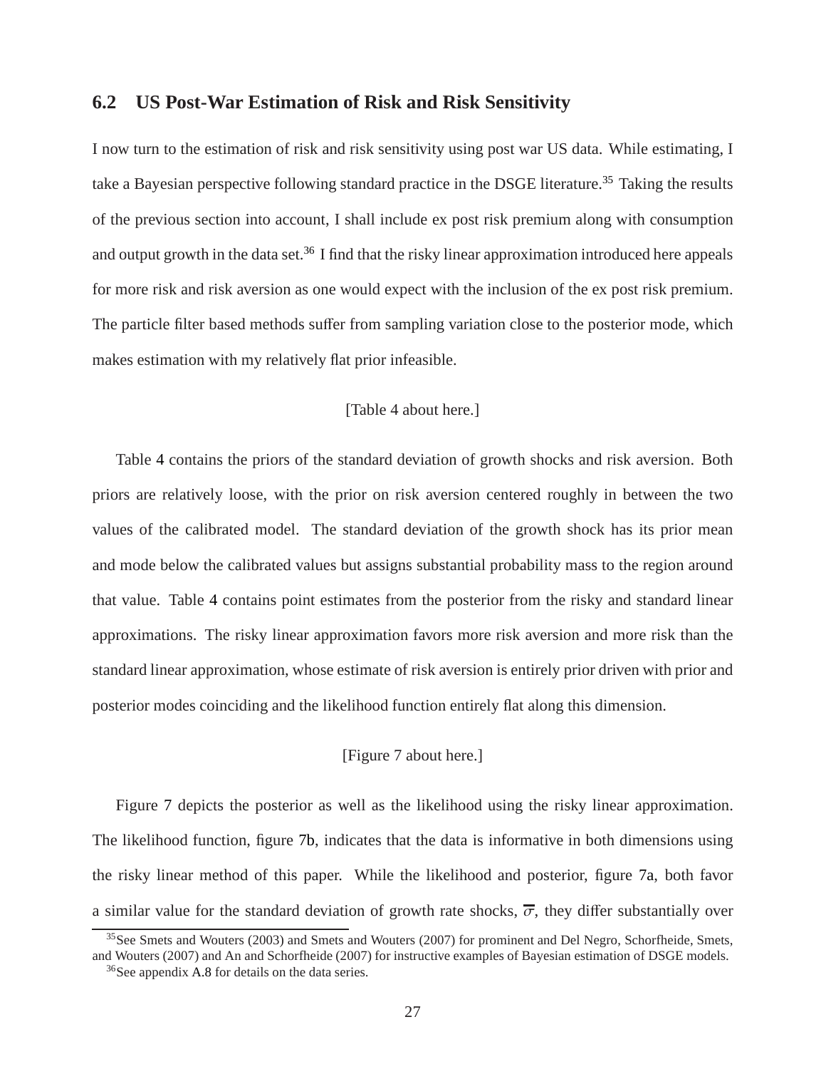### 6.2 US Post-War Estimation of Risk and Risk Sensitivity

I now turn to the estimation of risk and risk sensitivity using post war US data. While estimating, I take a Bayesian perspective following standard practice in the DSGE literature.[35] Taking the results of the previous section into account, I shall include ex post risk premium along with consumption and output growth in the data set.[36] I find that the risky linear approximation introduced here appeals for more risk and risk aversion as one would expect with the inclusion of the ex post risk premium. The particle filter based methods suffer from sampling variation close to the posterior mode, which makes estimation with my relatively flat prior infeasible.

[Table 4 about here.]

Table 4 contains the priors of the standard deviation of growth shocks and risk aversion. Both priors are relatively loose, with the prior on risk aversion centered roughly in between the two values of the calibrated model. The standard deviation of the growth shock has its prior mean and mode below the calibrated values but assigns substantial probability mass to the region around that value. Table 4 contains point estimates from the posterior from the risky and standard linear approximations. The risky linear approximation favors more risk aversion and more risk than the standard linear approximation, whose estimate of risk aversion is entirely prior driven with prior and posterior modes coinciding and the likelihood function entirely flat along this dimension.

[Figure 7 about here.]

Figure 7 depicts the posterior as well as the likelihood using the risky linear approximation. The likelihood function, figure 7b, indicates that the data is informative in both dimensions using the risky linear method of this paper. While the likelihood and posterior, figure 7a, both favor a similar value for the standard deviation of growth rate shocks, $\overline{\sigma}$, they differ substantially over

[35] See Smets and Wouters (2003) and Smets and Wouters (2007) for prominent and Del Negro, Schorfheide, Smets, and Wouters (2007) and An and Schorfheide (2007) for instructive examples of Bayesian estimation of DSGE models.

[36] See appendix A.8 for details on the data series.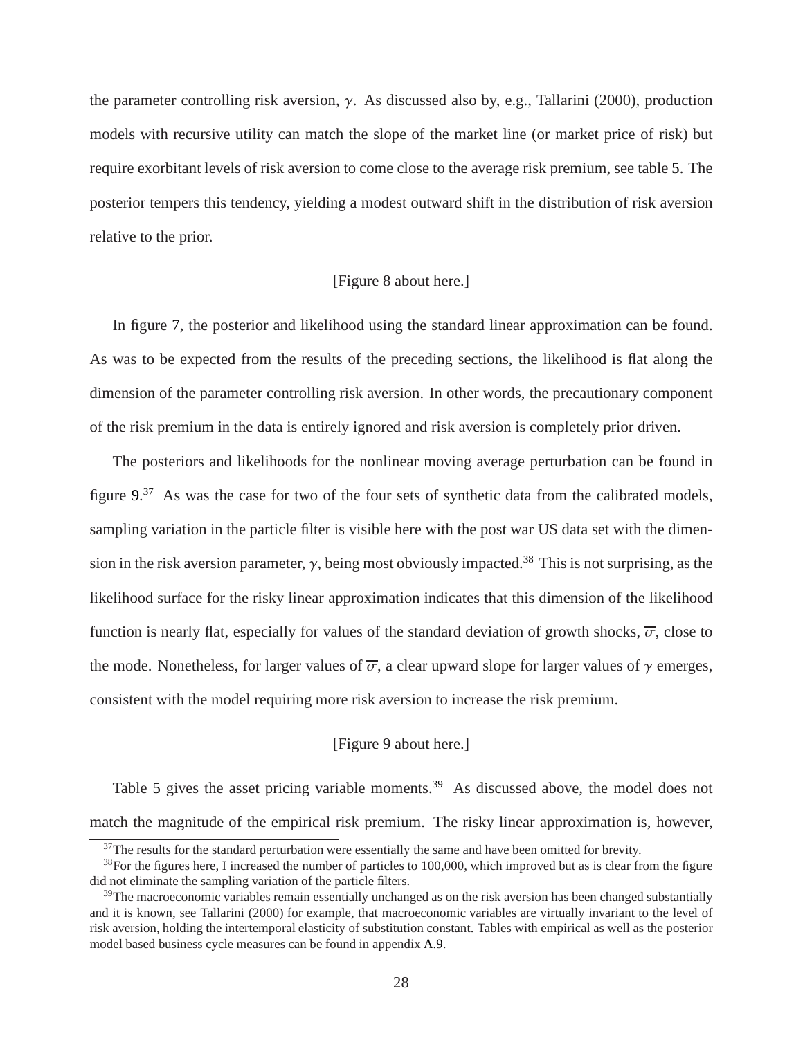the parameter controlling risk aversion, $\gamma$. As discussed also by, e.g., Tallarini (2000), production models with recursive utility can match the slope of the market line (or market price of risk) but require exorbitant levels of risk aversion to come close to the average risk premium, see table 5. The posterior tempers this tendency, yielding a modest outward shift in the distribution of risk aversion relative to the prior.

[Figure 8 about here.]

In figure 7, the posterior and likelihood using the standard linear approximation can be found. As was to be expected from the results of the preceding sections, the likelihood is flat along the dimension of the parameter controlling risk aversion. In other words, the precautionary component of the risk premium in the data is entirely ignored and risk aversion is completely prior driven.

The posteriors and likelihoods for the nonlinear moving average perturbation can be found in figure 9.[37] As was the case for two of the four sets of synthetic data from the calibrated models, sampling variation in the particle filter is visible here with the post war US data set with the dimension in the risk aversion parameter, $\gamma$, being most obviously impacted.[38] This is not surprising, as the likelihood surface for the risky linear approximation indicates that this dimension of the likelihood function is nearly flat, especially for values of the standard deviation of growth shocks, $\overline{\sigma}$, close to the mode. Nonetheless, for larger values of $\overline{\sigma}$, a clear upward slope for larger values of $\gamma$ emerges, consistent with the model requiring more risk aversion to increase the risk premium.

[Figure 9 about here.]

Table 5 gives the asset pricing variable moments.[39] As discussed above, the model does not match the magnitude of the empirical risk premium. The risky linear approximation is, however,

[37] The results for the standard perturbation were essentially the same and have been omitted for brevity.

[38] For the figures here, I increased the number of particles to 100,000, which improved but as is clear from the figure did not eliminate the sampling variation of the particle filters.

[39] The macroeconomic variables remain essentially unchanged as on the risk aversion has been changed substantially and it is known, see Tallarini (2000) for example, that macroeconomic variables are virtually invariant to the level of risk aversion, holding the intertemporal elasticity of substitution constant. Tables with empirical as well as the posterior model based business cycle measures can be found in appendix A.9.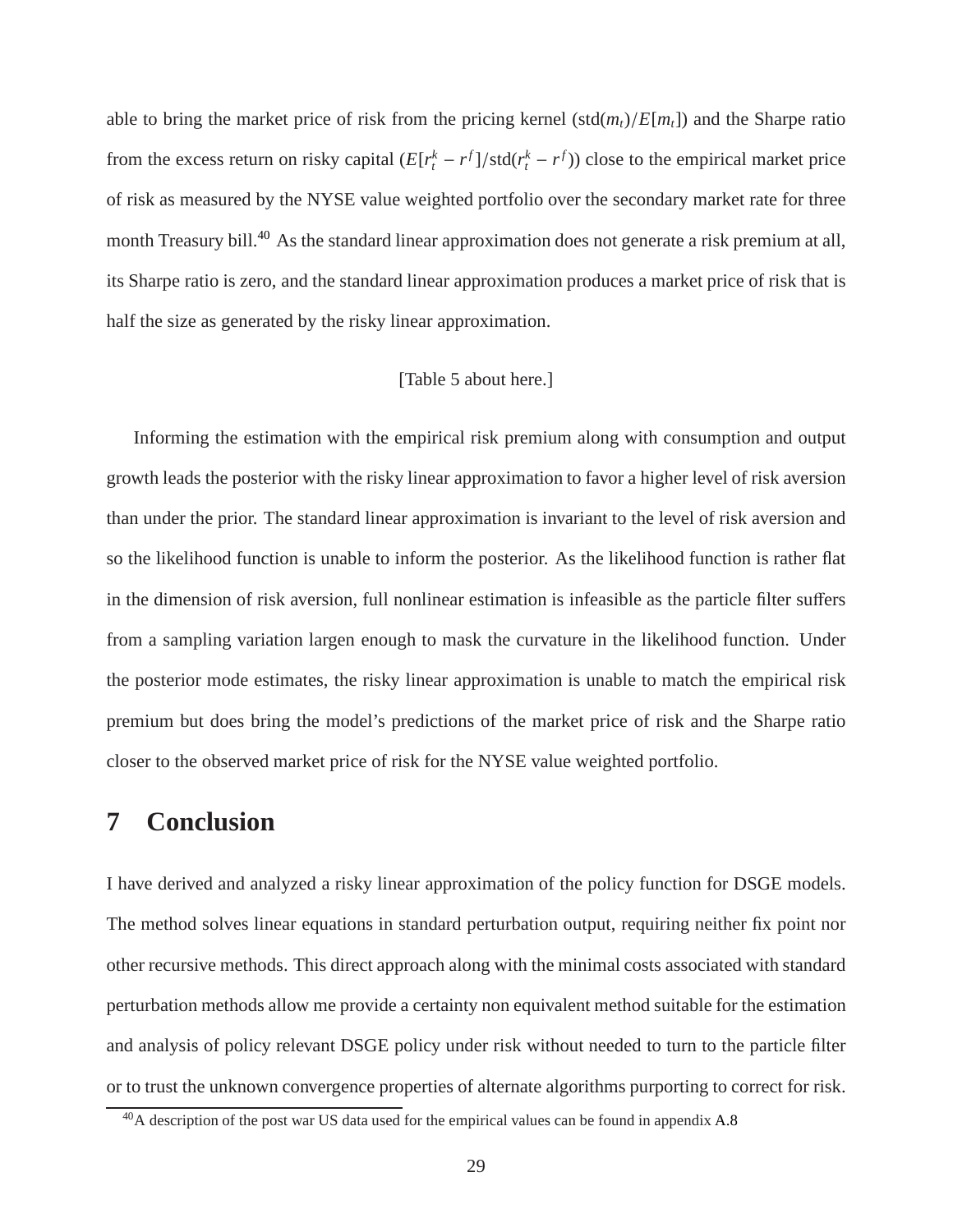able to bring the market price of risk from the pricing kernel ($\text{std}(m_t)/E[m_t]$) and the Sharpe ratio from the excess return on risky capital ($E[r_t^k - r^f]/\text{std}(r_t^k - r^f)$) close to the empirical market price of risk as measured by the NYSE value weighted portfolio over the secondary market rate for three month Treasury bill.[40] As the standard linear approximation does not generate a risk premium at all, its Sharpe ratio is zero, and the standard linear approximation produces a market price of risk that is half the size as generated by the risky linear approximation.

[Table 5 about here.]

Informing the estimation with the empirical risk premium along with consumption and output growth leads the posterior with the risky linear approximation to favor a higher level of risk aversion than under the prior. The standard linear approximation is invariant to the level of risk aversion and so the likelihood function is unable to inform the posterior. As the likelihood function is rather flat in the dimension of risk aversion, full nonlinear estimation is infeasible as the particle filter suffers from a sampling variation largen enough to mask the curvature in the likelihood function. Under the posterior mode estimates, the risky linear approximation is unable to match the empirical risk premium but does bring the model's predictions of the market price of risk and the Sharpe ratio closer to the observed market price of risk for the NYSE value weighted portfolio.

# 7 Conclusion

I have derived and analyzed a risky linear approximation of the policy function for DSGE models. The method solves linear equations in standard perturbation output, requiring neither fix point nor other recursive methods. This direct approach along with the minimal costs associated with standard perturbation methods allow me provide a certainty non equivalent method suitable for the estimation and analysis of policy relevant DSGE policy under risk without needed to turn to the particle filter or to trust the unknown convergence properties of alternate algorithms purporting to correct for risk.

[40] A description of the post war US data used for the empirical values can be found in appendix A.8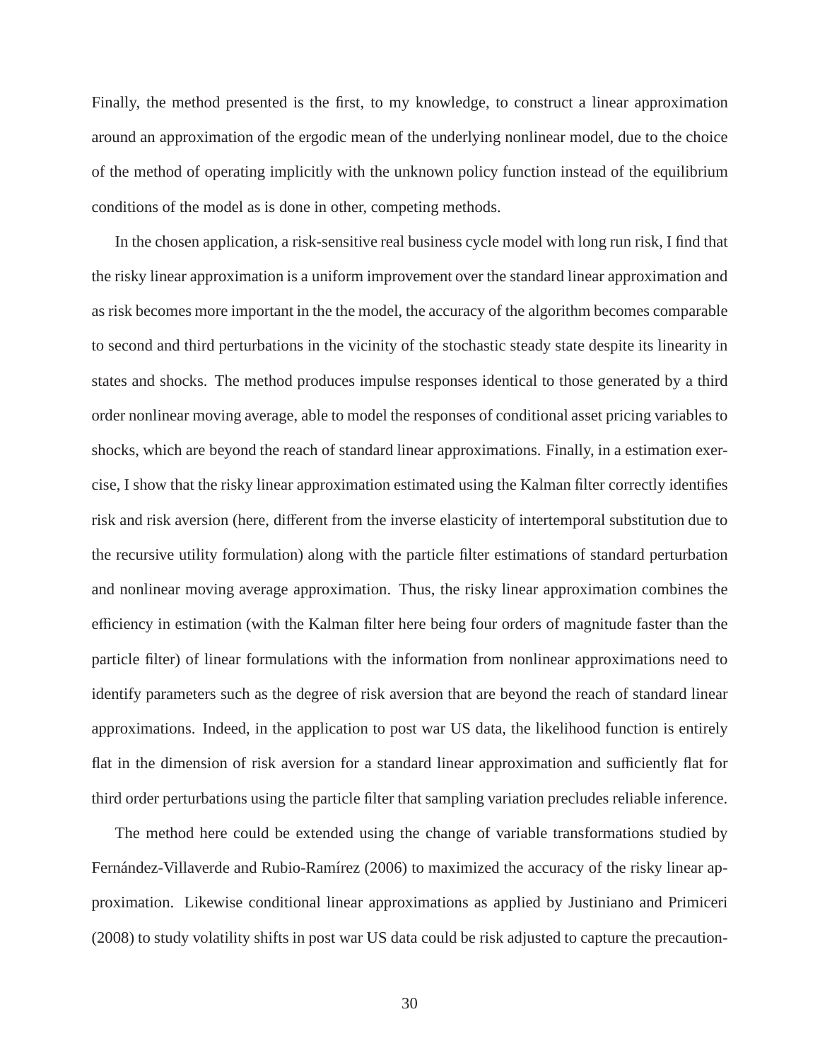Finally, the method presented is the first, to my knowledge, to construct a linear approximation around an approximation of the ergodic mean of the underlying nonlinear model, due to the choice of the method of operating implicitly with the unknown policy function instead of the equilibrium conditions of the model as is done in other, competing methods.

In the chosen application, a risk-sensitive real business cycle model with long run risk, I find that the risky linear approximation is a uniform improvement over the standard linear approximation and as risk becomes more important in the the model, the accuracy of the algorithm becomes comparable to second and third perturbations in the vicinity of the stochastic steady state despite its linearity in states and shocks. The method produces impulse responses identical to those generated by a third order nonlinear moving average, able to model the responses of conditional asset pricing variables to shocks, which are beyond the reach of standard linear approximations. Finally, in a estimation exercise, I show that the risky linear approximation estimated using the Kalman filter correctly identifies risk and risk aversion (here, different from the inverse elasticity of intertemporal substitution due to the recursive utility formulation) along with the particle filter estimations of standard perturbation and nonlinear moving average approximation. Thus, the risky linear approximation combines the efficiency in estimation (with the Kalman filter here being four orders of magnitude faster than the particle filter) of linear formulations with the information from nonlinear approximations need to identify parameters such as the degree of risk aversion that are beyond the reach of standard linear approximations. Indeed, in the application to post war US data, the likelihood function is entirely flat in the dimension of risk aversion for a standard linear approximation and sufficiently flat for third order perturbations using the particle filter that sampling variation precludes reliable inference.

The method here could be extended using the change of variable transformations studied by Fernández-Villaverde and Rubio-Ramírez (2006) to maximized the accuracy of the risky linear approximation. Likewise conditional linear approximations as applied by Justiniano and Primiceri (2008) to study volatility shifts in post war US data could be risk adjusted to capture the precaution-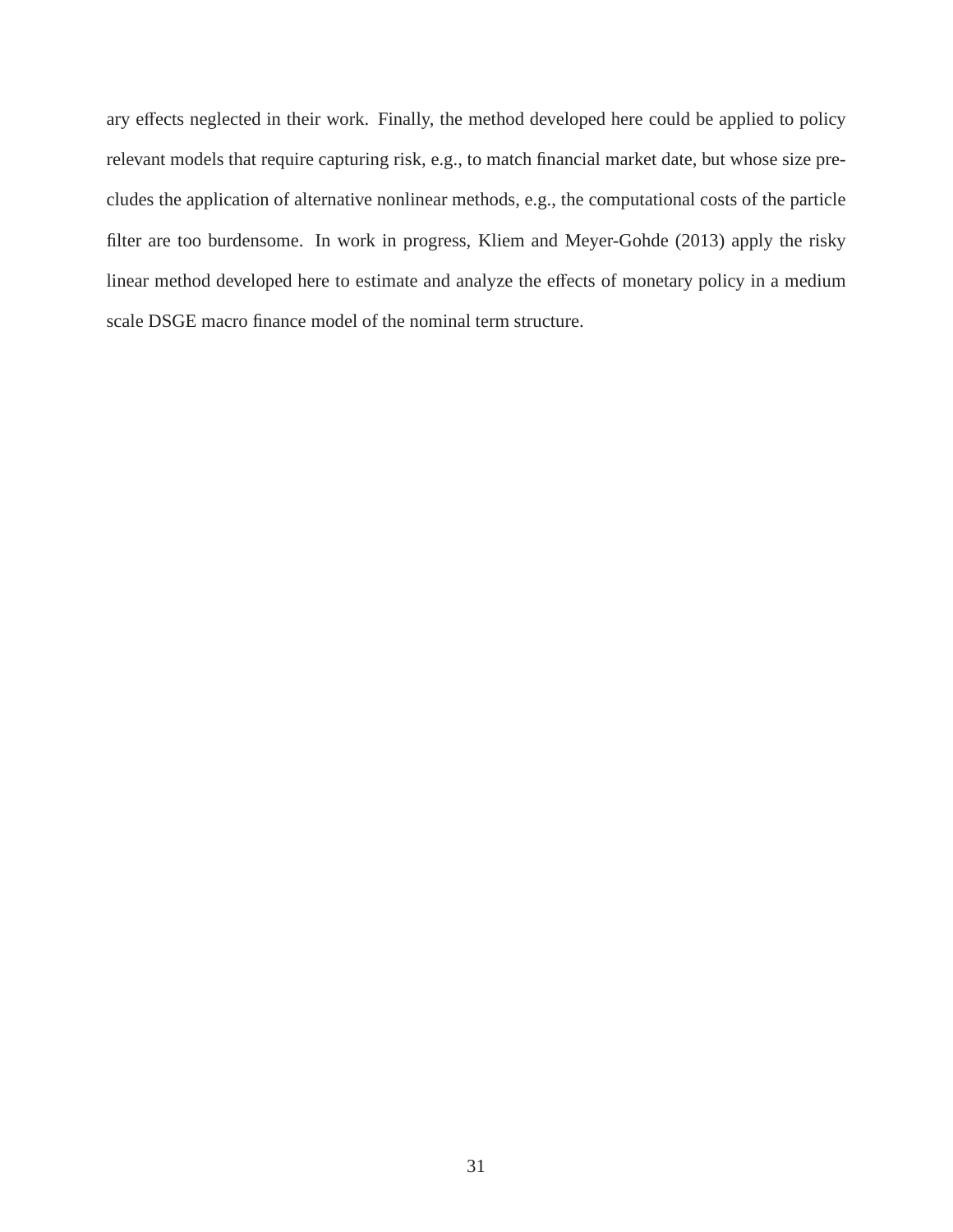ary effects neglected in their work. Finally, the method developed here could be applied to policy relevant models that require capturing risk, e.g., to match financial market date, but whose size precludes the application of alternative nonlinear methods, e.g., the computational costs of the particle filter are too burdensome. In work in progress, Kliem and Meyer-Gohde (2013) apply the risky linear method developed here to estimate and analyze the effects of monetary policy in a medium scale DSGE macro finance model of the nominal term structure.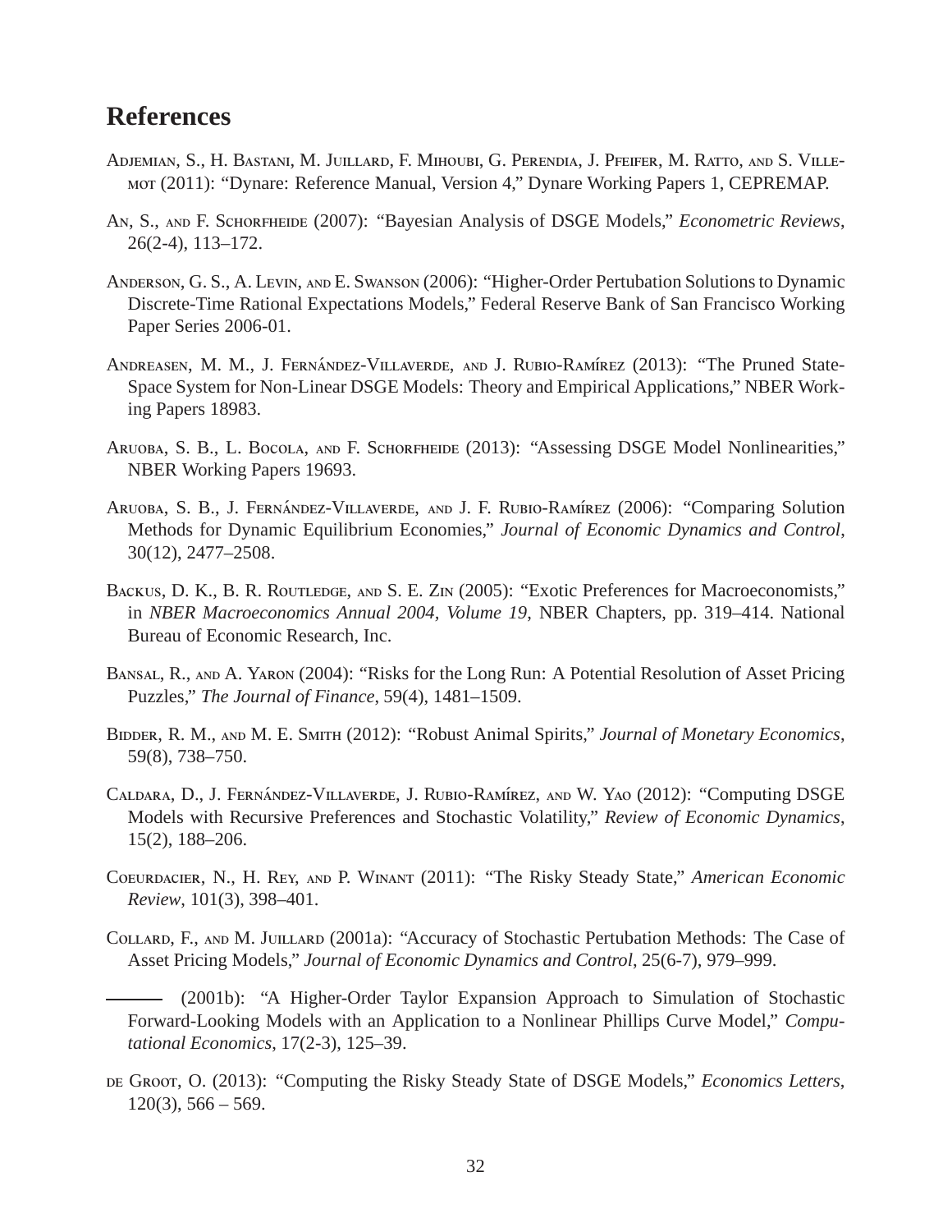# References

Adjemian, S., H. Bastani, M. Juillard, F. Mihoubi, G. Perendia, J. Pfeifer, M. Ratto, and S. Villemot (2011): "Dynare: Reference Manual, Version 4," Dynare Working Papers 1, CEPREMAP.

An, S., and F. Schorfheide (2007): "Bayesian Analysis of DSGE Models," *Econometric Reviews*, 26(2-4), 113–172.

Anderson, G. S., A. Levin, and E. Swanson (2006): "Higher-Order Pertubation Solutions to Dynamic Discrete-Time Rational Expectations Models," Federal Reserve Bank of San Francisco Working Paper Series 2006-01.

Andreasen, M. M., J. Fernández-Villaverde, and J. Rubio-Ramírez (2013): "The Pruned State-Space System for Non-Linear DSGE Models: Theory and Empirical Applications," NBER Working Papers 18983.

Aruoba, S. B., L. Bocola, and F. Schorfheide (2013): "Assessing DSGE Model Nonlinearities," NBER Working Papers 19693.

Aruoba, S. B., J. Fernández-Villaverde, and J. F. Rubio-Ramírez (2006): "Comparing Solution Methods for Dynamic Equilibrium Economies," *Journal of Economic Dynamics and Control*, 30(12), 2477–2508.

Backus, D. K., B. R. Routledge, and S. E. Zin (2005): "Exotic Preferences for Macroeconomists," in *NBER Macroeconomics Annual 2004, Volume 19*, NBER Chapters, pp. 319–414. National Bureau of Economic Research, Inc.

Bansal, R., and A. Yaron (2004): "Risks for the Long Run: A Potential Resolution of Asset Pricing Puzzles," *The Journal of Finance*, 59(4), 1481–1509.

Bidder, R. M., and M. E. Smith (2012): "Robust Animal Spirits," *Journal of Monetary Economics*, 59(8), 738–750.

Caldara, D., J. Fernández-Villaverde, J. Rubio-Ramírez, and W. Yao (2012): "Computing DSGE Models with Recursive Preferences and Stochastic Volatility," *Review of Economic Dynamics*, 15(2), 188–206.

Coeurdacier, N., H. Rey, and P. Winant (2011): "The Risky Steady State," *American Economic Review*, 101(3), 398–401.

Collard, F., and M. Juillard (2001a): "Accuracy of Stochastic Pertubation Methods: The Case of Asset Pricing Models," *Journal of Economic Dynamics and Control*, 25(6-7), 979–999.

——— (2001b): "A Higher-Order Taylor Expansion Approach to Simulation of Stochastic Forward-Looking Models with an Application to a Nonlinear Phillips Curve Model," *Computational Economics*, 17(2-3), 125–39.

de Groot, O. (2013): "Computing the Risky Steady State of DSGE Models," *Economics Letters*, 120(3), 566 – 569.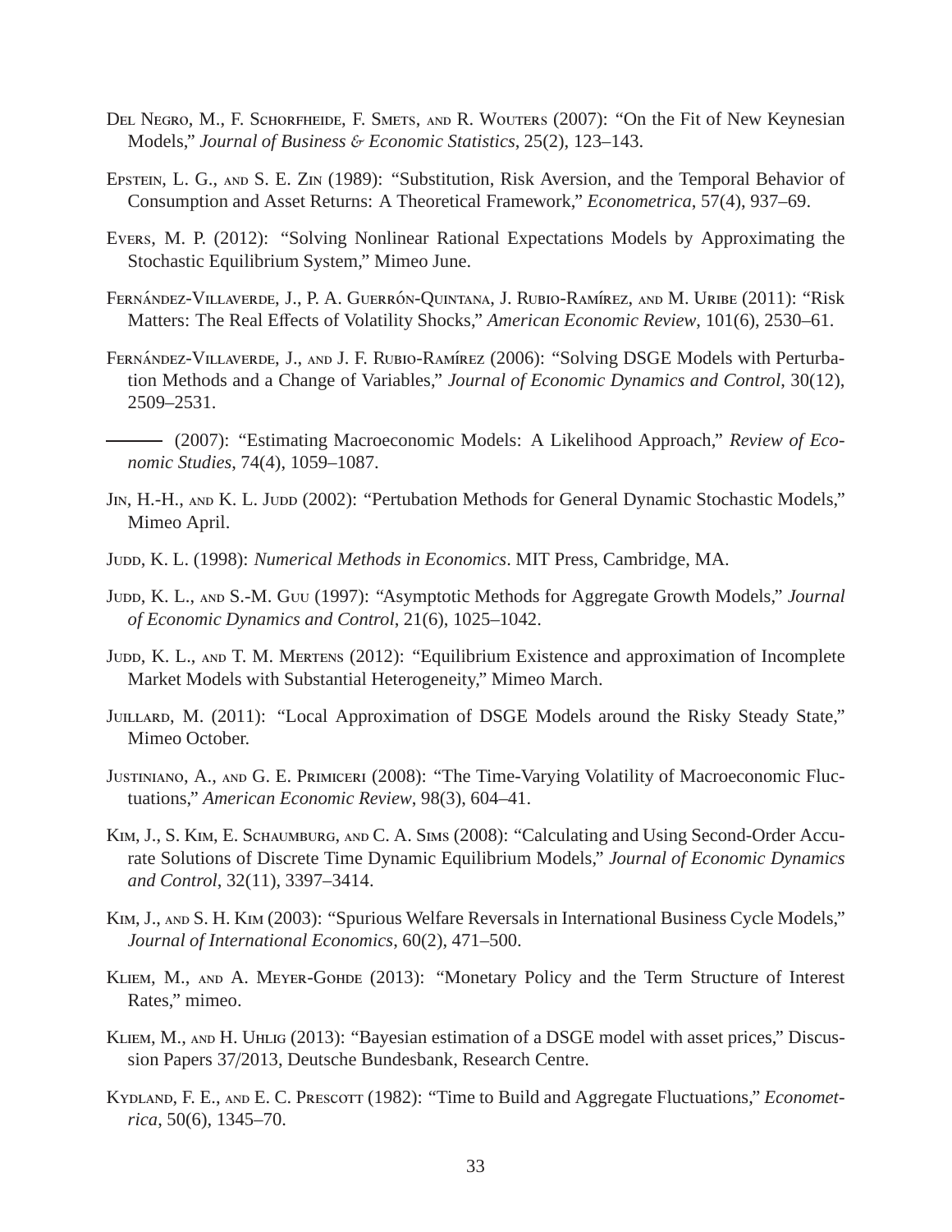Del Negro, M., F. Schorfheide, F. Smets, and R. Wouters (2007): "On the Fit of New Keynesian Models," *Journal of Business & Economic Statistics*, 25(2), 123–143.

Epstein, L. G., and S. E. Zin (1989): "Substitution, Risk Aversion, and the Temporal Behavior of Consumption and Asset Returns: A Theoretical Framework," *Econometrica*, 57(4), 937–69.

Evers, M. P. (2012): "Solving Nonlinear Rational Expectations Models by Approximating the Stochastic Equilibrium System," Mimeo June.

Fernández-Villaverde, J., P. A. Guerrón-Quintana, J. Rubio-Ramírez, and M. Uribe (2011): "Risk Matters: The Real Effects of Volatility Shocks," *American Economic Review*, 101(6), 2530–61.

Fernández-Villaverde, J., and J. F. Rubio-Ramírez (2006): "Solving DSGE Models with Perturbation Methods and a Change of Variables," *Journal of Economic Dynamics and Control*, 30(12), 2509–2531.

——— (2007): "Estimating Macroeconomic Models: A Likelihood Approach," *Review of Economic Studies*, 74(4), 1059–1087.

Jin, H.-H., and K. L. Judd (2002): "Pertubation Methods for General Dynamic Stochastic Models," Mimeo April.

Judd, K. L. (1998): *Numerical Methods in Economics*. MIT Press, Cambridge, MA.

Judd, K. L., and S.-M. Guu (1997): "Asymptotic Methods for Aggregate Growth Models," *Journal of Economic Dynamics and Control*, 21(6), 1025–1042.

Judd, K. L., and T. M. Mertens (2012): "Equilibrium Existence and approximation of Incomplete Market Models with Substantial Heterogeneity," Mimeo March.

Juillard, M. (2011): "Local Approximation of DSGE Models around the Risky Steady State," Mimeo October.

Justiniano, A., and G. E. Primiceri (2008): "The Time-Varying Volatility of Macroeconomic Fluctuations," *American Economic Review*, 98(3), 604–41.

Kim, J., S. Kim, E. Schaumburg, and C. A. Sims (2008): "Calculating and Using Second-Order Accurate Solutions of Discrete Time Dynamic Equilibrium Models," *Journal of Economic Dynamics and Control*, 32(11), 3397–3414.

Kim, J., and S. H. Kim (2003): "Spurious Welfare Reversals in International Business Cycle Models," *Journal of International Economics*, 60(2), 471–500.

Kliem, M., and A. Meyer-Gohde (2013): "Monetary Policy and the Term Structure of Interest Rates," mimeo.

Kliem, M., and H. Uhlig (2013): "Bayesian estimation of a DSGE model with asset prices," Discussion Papers 37/2013, Deutsche Bundesbank, Research Centre.

Kydland, F. E., and E. C. Prescott (1982): "Time to Build and Aggregate Fluctuations," *Econometrica*, 50(6), 1345–70.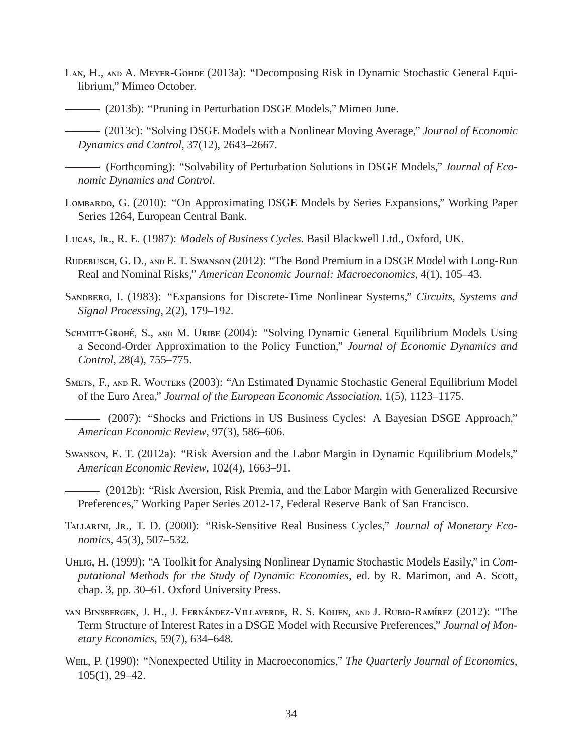Lan, H., and A. Meyer-Gohde (2013a): "Decomposing Risk in Dynamic Stochastic General Equilibrium," Mimeo October.

——— (2013b): "Pruning in Perturbation DSGE Models," Mimeo June.

——— (2013c): "Solving DSGE Models with a Nonlinear Moving Average," *Journal of Economic Dynamics and Control*, 37(12), 2643–2667.

——— (Forthcoming): "Solvability of Perturbation Solutions in DSGE Models," *Journal of Economic Dynamics and Control*.

Lombardo, G. (2010): "On Approximating DSGE Models by Series Expansions," Working Paper Series 1264, European Central Bank.

Lucas, Jr., R. E. (1987): *Models of Business Cycles*. Basil Blackwell Ltd., Oxford, UK.

Rudebusch, G. D., and E. T. Swanson (2012): "The Bond Premium in a DSGE Model with Long-Run Real and Nominal Risks," *American Economic Journal: Macroeconomics*, 4(1), 105–43.

Sandberg, I. (1983): "Expansions for Discrete-Time Nonlinear Systems," *Circuits, Systems and Signal Processing*, 2(2), 179–192.

Schmitt-Grohé, S., and M. Uribe (2004): "Solving Dynamic General Equilibrium Models Using a Second-Order Approximation to the Policy Function," *Journal of Economic Dynamics and Control*, 28(4), 755–775.

Smets, F., and R. Wouters (2003): "An Estimated Dynamic Stochastic General Equilibrium Model of the Euro Area," *Journal of the European Economic Association*, 1(5), 1123–1175.

——— (2007): "Shocks and Frictions in US Business Cycles: A Bayesian DSGE Approach," *American Economic Review*, 97(3), 586–606.

Swanson, E. T. (2012a): "Risk Aversion and the Labor Margin in Dynamic Equilibrium Models," *American Economic Review*, 102(4), 1663–91.

——— (2012b): "Risk Aversion, Risk Premia, and the Labor Margin with Generalized Recursive Preferences," Working Paper Series 2012-17, Federal Reserve Bank of San Francisco.

Tallarini, Jr., T. D. (2000): "Risk-Sensitive Real Business Cycles," *Journal of Monetary Economics*, 45(3), 507–532.

Uhlig, H. (1999): "A Toolkit for Analysing Nonlinear Dynamic Stochastic Models Easily," in *Computational Methods for the Study of Dynamic Economies*, ed. by R. Marimon, and A. Scott, chap. 3, pp. 30–61. Oxford University Press.

van Binsbergen, J. H., J. Fernández-Villaverde, R. S. Koijen, and J. Rubio-Ramírez (2012): "The Term Structure of Interest Rates in a DSGE Model with Recursive Preferences," *Journal of Monetary Economics*, 59(7), 634–648.

Weil, P. (1990): "Nonexpected Utility in Macroeconomics," *The Quarterly Journal of Economics*, 105(1), 29–42.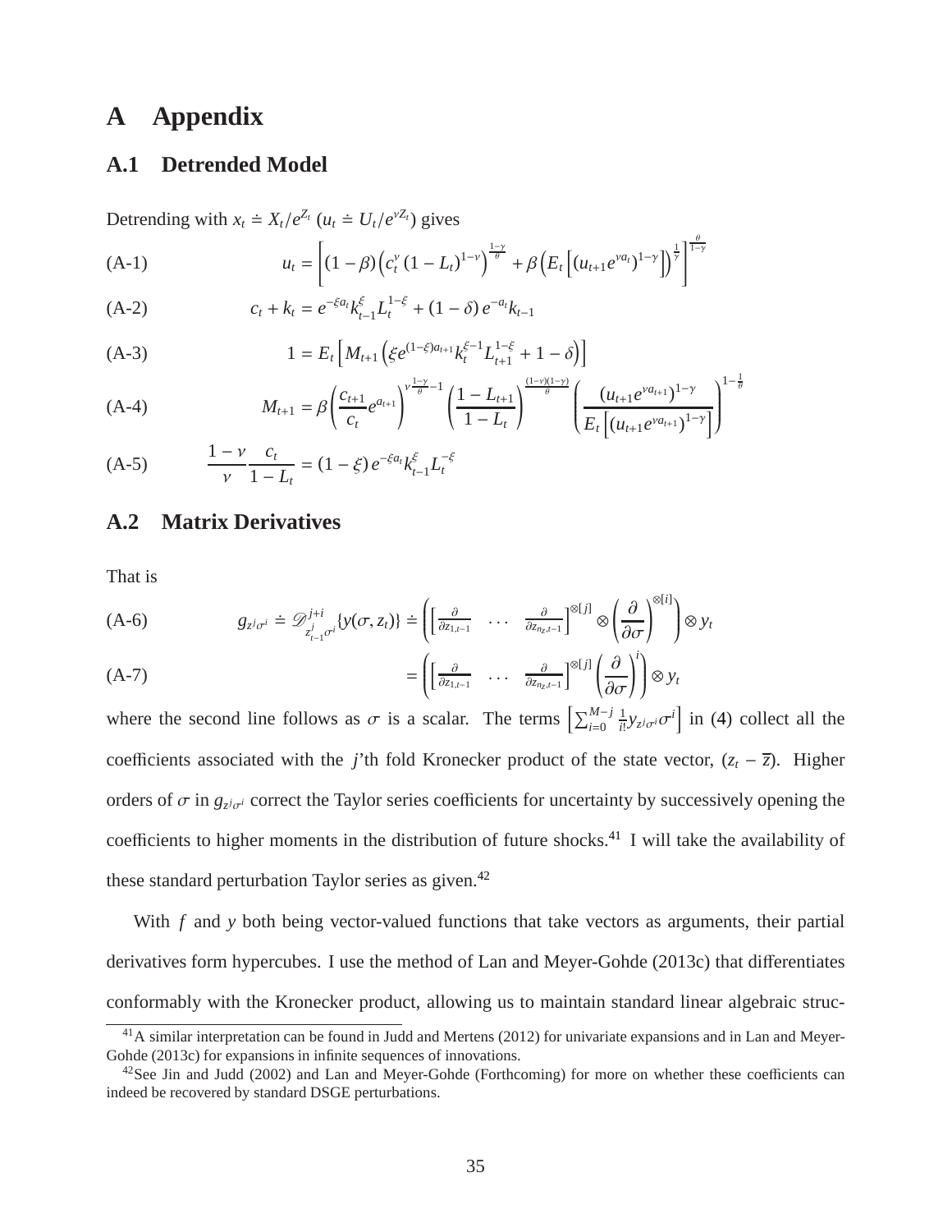# A Appendix

## A.1 Detrended Model

Detrending with $x_t \doteq X_t / e^{Z_t}$ ($u_t \doteq U_t / e^{\nu Z_t}$) gives

$$u_t = \left[ (1-\beta) \left( c_t^{\nu} (1-L_t)^{1-\nu} \right)^{\frac{1-\gamma}{\theta}} + \beta \left( E_t \left[ (u_{t+1} e^{\nu a_t})^{1-\gamma} \right] \right)^{\frac{1}{\gamma}} \right]^{\frac{\theta}{1-\gamma}} \tag{A-1}$$

$$c_t + k_t = e^{-\xi a_t} k_{t-1}^{\xi} L_t^{1-\xi} + (1-\delta) e^{-a_t} k_{t-1} \tag{A-2}$$

$$1 = E_t \left[ M_{t+1} \left( \xi e^{(1-\xi) a_{t+1}} k_t^{\xi - 1} L_{t+1}^{1-\xi} + 1 - \delta \right) \right] \tag{A-3}$$

$$M_{t+1} = \beta \left( \frac{c_{t+1}}{c_t} e^{a_{t+1}} \right)^{\nu \frac{1-\gamma}{\theta} - 1} \left( \frac{1 - L_{t+1}}{1 - L_t} \right)^{\frac{(1-\nu)(1-\gamma)}{\theta}} \left( \frac{(u_{t+1} e^{\nu a_{t+1}})^{1-\gamma}}{E_t \left[ (u_{t+1} e^{\nu a_{t+1}})^{1-\gamma} \right]} \right)^{1 - \frac{1}{\theta}} \tag{A-4}$$

$$\frac{1-\nu}{\nu} \frac{c_t}{1 - L_t} = (1-\xi) e^{-\xi a_t} k_{t-1}^{\xi} L_t^{-\xi} \tag{A-5}$$

## A.2 Matrix Derivatives

That is

$$g_{z^j \sigma^i} \doteq \mathscr{D}^{j+i}_{z_{t-1}^j \sigma^i} \{ y(\sigma, z_t) \} \doteq \left( \begin{bmatrix} \frac{\partial}{\partial z_{1,t-1}} & \cdots & \frac{\partial}{\partial z_{n_z,t-1}} \end{bmatrix}^{\otimes [j]} \otimes \left( \frac{\partial}{\partial \sigma} \right)^{\otimes [i]} \right) \otimes y_t \tag{A-6}$$

$$= \left( \begin{bmatrix} \frac{\partial}{\partial z_{1,t-1}} & \cdots & \frac{\partial}{\partial z_{n_z,t-1}} \end{bmatrix}^{\otimes [j]} \left( \frac{\partial}{\partial \sigma} \right)^{i} \right) \otimes y_t \tag{A-7}$$

where the second line follows as $\sigma$ is a scalar. The terms $\left[ \sum_{i=0}^{M-j} \frac{1}{i!} y_{z^j \sigma^i} \sigma^i \right]$ in (4) collect all the coefficients associated with the $j$'th fold Kronecker product of the state vector, $(z_t - \overline{z})$. Higher orders of $\sigma$ in $g_{z^j \sigma^i}$ correct the Taylor series coefficients for uncertainty by successively opening the coefficients to higher moments in the distribution of future shocks.[41] I will take the availability of these standard perturbation Taylor series as given.[42]

With $f$ and $y$ both being vector-valued functions that take vectors as arguments, their partial derivatives form hypercubes. I use the method of Lan and Meyer-Gohde (2013c) that differentiates conformably with the Kronecker product, allowing us to maintain standard linear algebraic struc-

[41] A similar interpretation can be found in Judd and Mertens (2012) for univariate expansions and in Lan and Meyer-Gohde (2013c) for expansions in infinite sequences of innovations.

[42] See Jin and Judd (2002) and Lan and Meyer-Gohde (Forthcoming) for more on whether these coefficients can indeed be recovered by standard DSGE perturbations.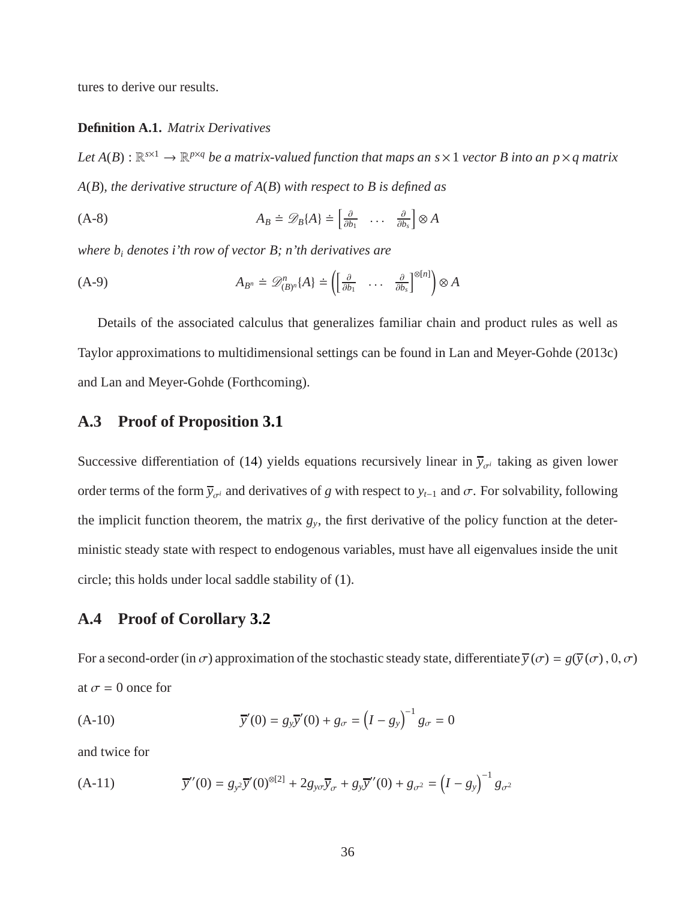tures to derive our results.

**Definition A.1.** *Matrix Derivatives*

*Let $A(B) : \mathbb{R}^{s\times 1} \to \mathbb{R}^{p\times q}$ be a matrix-valued function that maps an $s \times 1$ vector $B$ into an $p \times q$ matrix $A(B)$, the derivative structure of $A(B)$ with respect to $B$ is defined as*

$$A_B \doteq \mathscr{D}_B\{A\} \doteq \begin{bmatrix} \frac{\partial}{\partial b_1} & \dots & \frac{\partial}{\partial b_s} \end{bmatrix} \otimes A \tag{A-8}$$

*where $b_i$ denotes i'th row of vector B; n'th derivatives are*

$$A_{B^n} \doteq \mathscr{D}^n_{(B)^n}\{A\} \doteq \left( \begin{bmatrix} \frac{\partial}{\partial b_1} & \dots & \frac{\partial}{\partial b_s} \end{bmatrix}^{\otimes[n]} \right) \otimes A \tag{A-9}$$

Details of the associated calculus that generalizes familiar chain and product rules as well as Taylor approximations to multidimensional settings can be found in Lan and Meyer-Gohde (2013c) and Lan and Meyer-Gohde (Forthcoming).

## A.3 Proof of Proposition 3.1

Successive differentiation of (14) yields equations recursively linear in $\overline{y}_{\sigma^i}$ taking as given lower order terms of the form $\overline{y}_{\sigma^i}$ and derivatives of $g$ with respect to $y_{t-1}$ and $\sigma$. For solvability, following the implicit function theorem, the matrix $g_y$, the first derivative of the policy function at the deterministic steady state with respect to endogenous variables, must have all eigenvalues inside the unit circle; this holds under local saddle stability of (1).

## A.4 Proof of Corollary 3.2

For a second-order (in $\sigma$) approximation of the stochastic steady state, differentiate $\overline{y}(\sigma) = g(\overline{y}(\sigma), 0, \sigma)$ at $\sigma = 0$ once for

$$\overline{y}'(0) = g_y \overline{y}'(0) + g_\sigma = \left(I - g_y\right)^{-1} g_\sigma = 0 \tag{A-10}$$

and twice for

$$\overline{y}''(0) = g_{y^2} \overline{y}'(0)^{\otimes[2]} + 2 g_{y\sigma} \overline{y}_\sigma + g_y \overline{y}''(0) + g_{\sigma^2} = \left(I - g_y\right)^{-1} g_{\sigma^2} \tag{A-11}$$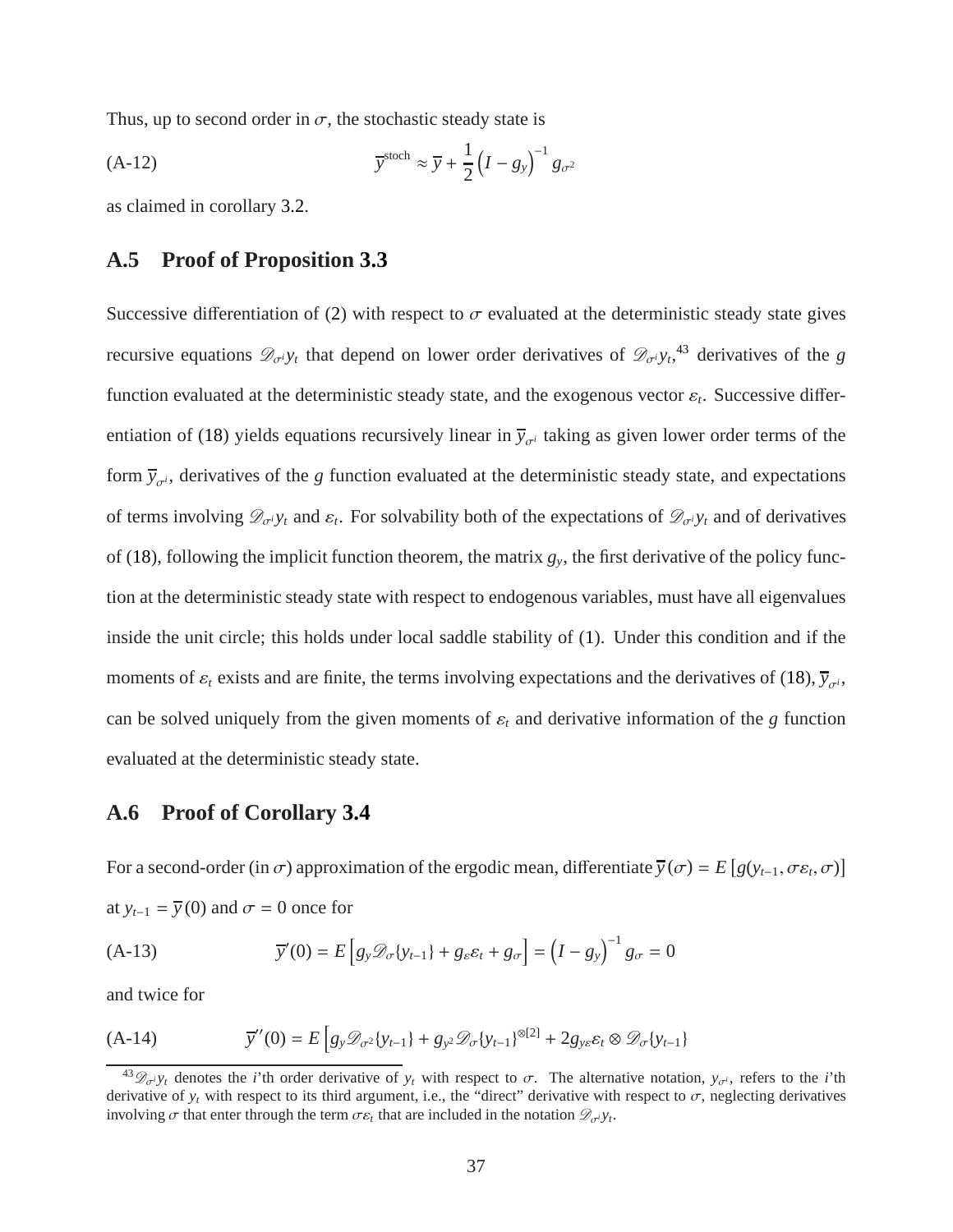Thus, up to second order in $\sigma$, the stochastic steady state is

$$\overline{y}^{\text{stoch}} \approx \overline{y} + \frac{1}{2}\left(I - g_y\right)^{-1} g_{\sigma^2} \tag{A-12}$$

as claimed in corollary 3.2.

## A.5 Proof of Proposition 3.3

Successive differentiation of (2) with respect to $\sigma$ evaluated at the deterministic steady state gives recursive equations $\mathscr{D}_{\sigma^i} y_t$ that depend on lower order derivatives of $\mathscr{D}_{\sigma^i} y_t$,[43] derivatives of the $g$ function evaluated at the deterministic steady state, and the exogenous vector $\varepsilon_t$. Successive differentiation of (18) yields equations recursively linear in $\overline{y}_{\sigma^i}$ taking as given lower order terms of the form $\overline{y}_{\sigma^i}$, derivatives of the $g$ function evaluated at the deterministic steady state, and expectations of terms involving $\mathscr{D}_{\sigma^i} y_t$ and $\varepsilon_t$. For solvability both of the expectations of $\mathscr{D}_{\sigma^i} y_t$ and of derivatives of (18), following the implicit function theorem, the matrix $g_y$, the first derivative of the policy function at the deterministic steady state with respect to endogenous variables, must have all eigenvalues inside the unit circle; this holds under local saddle stability of (1). Under this condition and if the moments of $\varepsilon_t$ exists and are finite, the terms involving expectations and the derivatives of (18), $\overline{y}_{\sigma^i}$, can be solved uniquely from the given moments of $\varepsilon_t$ and derivative information of the $g$ function evaluated at the deterministic steady state.

## A.6 Proof of Corollary 3.4

For a second-order (in $\sigma$) approximation of the ergodic mean, differentiate $\overline{y}(\sigma) = E\left[g(y_{t-1}, \sigma\varepsilon_t, \sigma)\right]$ at $y_{t-1} = \overline{y}(0)$ and $\sigma = 0$ once for

$$\overline{y}'(0) = E\left[g_y \mathscr{D}_\sigma\{y_{t-1}\} + g_\varepsilon \varepsilon_t + g_\sigma\right] = \left(I - g_y\right)^{-1} g_\sigma = 0 \tag{A-13}$$

and twice for

$$\overline{y}''(0) = E\left[g_y \mathscr{D}_{\sigma^2}\{y_{t-1}\} + g_{y^2} \mathscr{D}_\sigma\{y_{t-1}\}^{\otimes[2]} + 2 g_{y\varepsilon} \varepsilon_t \otimes \mathscr{D}_\sigma\{y_{t-1}\}\right. \tag{A-14}$$

[43] $\mathscr{D}_{\sigma^i} y_t$ denotes the $i$'th order derivative of $y_t$ with respect to $\sigma$. The alternative notation, $y_{\sigma^i}$, refers to the $i$'th derivative of $y_t$ with respect to its third argument, i.e., the "direct" derivative with respect to $\sigma$, neglecting derivatives involving $\sigma$ that enter through the term $\sigma\varepsilon_t$ that are included in the notation $\mathscr{D}_{\sigma^i} y_t$.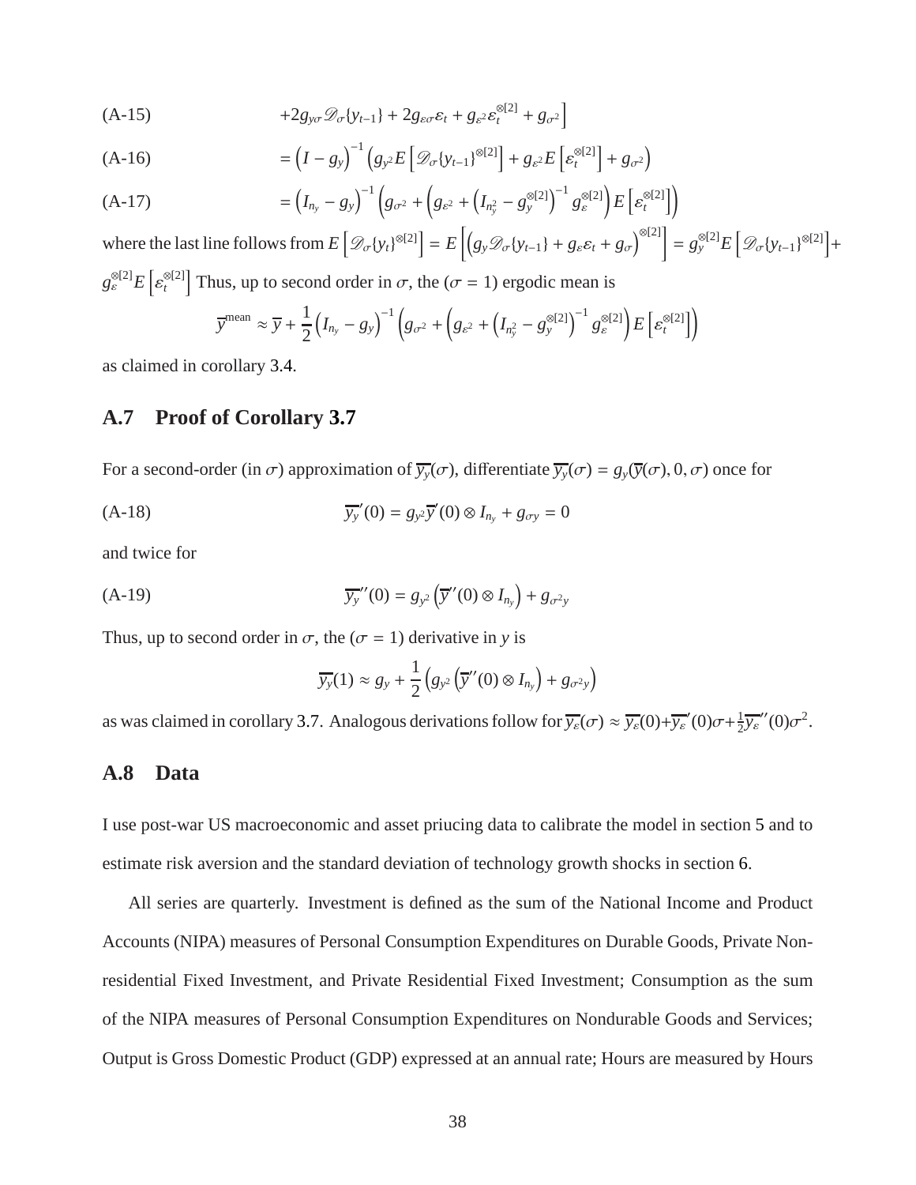$$
\text{(A-15)} \qquad +2g_{y\sigma}\mathscr{D}_\sigma\{y_{t-1}\} + 2g_{\varepsilon\sigma}\varepsilon_t + g_{\varepsilon^2}\varepsilon_t^{\otimes[2]} + g_{\sigma^2}\Big]
$$

$$
\text{(A-16)} \qquad = \left(I - g_y\right)^{-1}\left(g_{y^2}E\left[\mathscr{D}_\sigma\{y_{t-1}\}^{\otimes[2]}\right] + g_{\varepsilon^2}E\left[\varepsilon_t^{\otimes[2]}\right] + g_{\sigma^2}\right)
$$

$$
\text{(A-17)} \qquad = \left(I_{n_y} - g_y\right)^{-1}\left(g_{\sigma^2} + \left(g_{\varepsilon^2} + \left(I_{n_y^2} - g_y^{\otimes[2]}\right)^{-1} g_\varepsilon^{\otimes[2]}\right)E\left[\varepsilon_t^{\otimes[2]}\right]\right)
$$

where the last line follows from $E\left[\mathscr{D}_\sigma\{y_t\}^{\otimes[2]}\right] = E\left[\left(g_y\mathscr{D}_\sigma\{y_{t-1}\} + g_\varepsilon\varepsilon_t + g_\sigma\right)^{\otimes[2]}\right] = g_y^{\otimes[2]}E\left[\mathscr{D}_\sigma\{y_{t-1}\}^{\otimes[2]}\right] + g_\varepsilon^{\otimes[2]}E\left[\varepsilon_t^{\otimes[2]}\right]$ Thus, up to second order in $\sigma$, the ($\sigma = 1$) ergodic mean is

$$
\overline{y}^{\text{mean}} \approx \overline{y} + \frac{1}{2}\left(I_{n_y} - g_y\right)^{-1}\left(g_{\sigma^2} + \left(g_{\varepsilon^2} + \left(I_{n_y^2} - g_y^{\otimes[2]}\right)^{-1} g_\varepsilon^{\otimes[2]}\right)E\left[\varepsilon_t^{\otimes[2]}\right]\right)
$$

as claimed in corollary 3.4.

## A.7 Proof of Corollary 3.7

For a second-order (in $\sigma$) approximation of $\overline{y_y}(\sigma)$, differentiate $\overline{y_y}(\sigma) = g_y(\overline{y}(\sigma), 0, \sigma)$ once for

$$
\text{(A-18)} \qquad \overline{y_y}'(0) = g_{y^2}\overline{y}'(0) \otimes I_{n_y} + g_{\sigma y} = 0
$$

and twice for

$$
\text{(A-19)} \qquad \overline{y_y}''(0) = g_{y^2}\left(\overline{y}''(0) \otimes I_{n_y}\right) + g_{\sigma^2 y}
$$

Thus, up to second order in $\sigma$, the ($\sigma = 1$) derivative in $y$ is

$$
\overline{y_y}(1) \approx g_y + \frac{1}{2}\left(g_{y^2}\left(\overline{y}''(0) \otimes I_{n_y}\right) + g_{\sigma^2 y}\right)
$$

as was claimed in corollary 3.7. Analogous derivations follow for $\overline{y_\varepsilon}(\sigma) \approx \overline{y_\varepsilon}(0) + \overline{y_\varepsilon}'(0)\sigma + \frac{1}{2}\overline{y_\varepsilon}''(0)\sigma^2$.

## A.8 Data

I use post-war US macroeconomic and asset priucing data to calibrate the model in section 5 and to estimate risk aversion and the standard deviation of technology growth shocks in section 6.

All series are quarterly. Investment is defined as the sum of the National Income and Product Accounts (NIPA) measures of Personal Consumption Expenditures on Durable Goods, Private Nonresidential Fixed Investment, and Private Residential Fixed Investment; Consumption as the sum of the NIPA measures of Personal Consumption Expenditures on Nondurable Goods and Services; Output is Gross Domestic Product (GDP) expressed at an annual rate; Hours are measured by Hours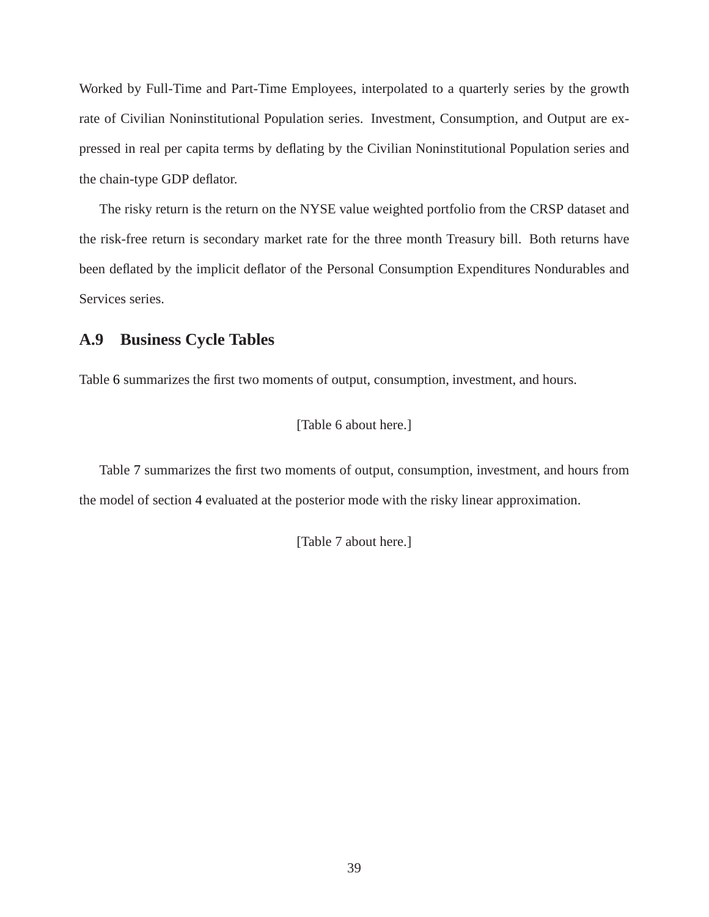Worked by Full-Time and Part-Time Employees, interpolated to a quarterly series by the growth rate of Civilian Noninstitutional Population series. Investment, Consumption, and Output are expressed in real per capita terms by deflating by the Civilian Noninstitutional Population series and the chain-type GDP deflator.

The risky return is the return on the NYSE value weighted portfolio from the CRSP dataset and the risk-free return is secondary market rate for the three month Treasury bill. Both returns have been deflated by the implicit deflator of the Personal Consumption Expenditures Nondurables and Services series.

## A.9 Business Cycle Tables

Table 6 summarizes the first two moments of output, consumption, investment, and hours.

[Table 6 about here.]

Table 7 summarizes the first two moments of output, consumption, investment, and hours from the model of section 4 evaluated at the posterior mode with the risky linear approximation.

[Table 7 about here.]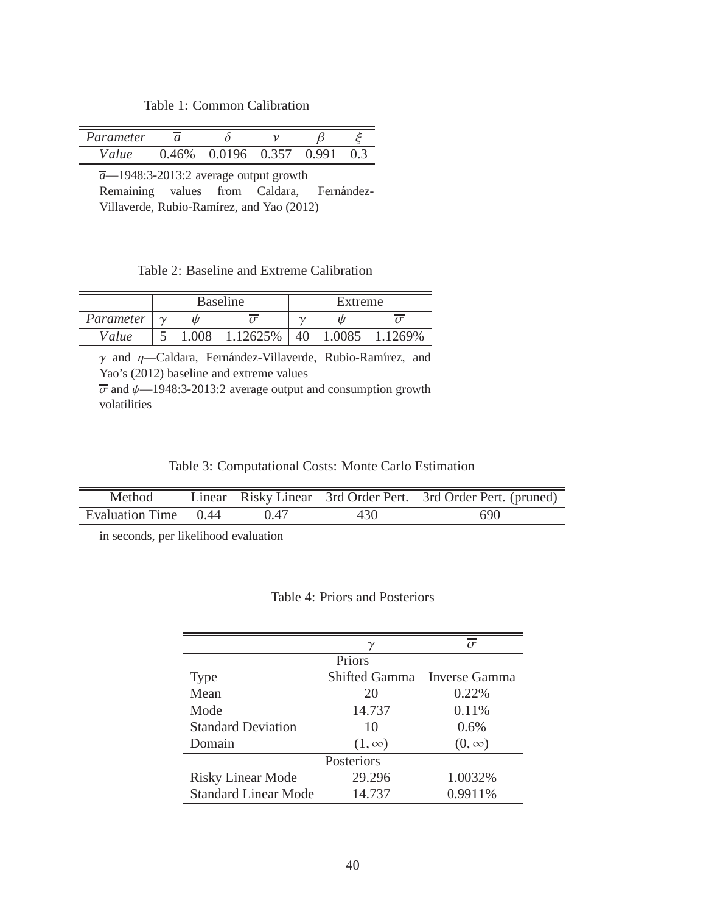Table 1: Common Calibration

| *Parameter* | $\overline{a}$ | $\delta$ | $\nu$ | $\beta$ | $\xi$ |
|---|---|---|---|---|---|
| *Value* | 0.46% | 0.0196 | 0.357 | 0.991 | 0.3 |

$\overline{a}$—1948:3-2013:2 average output growth
Remaining values from Caldara, Fernández-Villaverde, Rubio-Ramírez, and Yao (2012)

Table 2: Baseline and Extreme Calibration

| | Baseline | | | Extreme | | |
|---|---|---|---|---|---|---|
| *Parameter* | $\gamma$ | $\psi$ | $\overline{\sigma}$ | $\gamma$ | $\psi$ | $\overline{\sigma}$ |
| *Value* | 5 | 1.008 | 1.12625% | 40 | 1.0085 | 1.1269% |

$\gamma$ and $\eta$—Caldara, Fernández-Villaverde, Rubio-Ramírez, and Yao's (2012) baseline and extreme values
$\overline{\sigma}$ and $\psi$—1948:3-2013:2 average output and consumption growth volatilities

Table 3: Computational Costs: Monte Carlo Estimation

| Method | Linear | Risky Linear | 3rd Order Pert. | 3rd Order Pert. (pruned) |
|---|---|---|---|---|
| Evaluation Time | 0.44 | 0.47 | 430 | 690 |

in seconds, per likelihood evaluation

Table 4: Priors and Posteriors

| | $\gamma$ | $\overline{\sigma}$ |
|---|---|---|
| | Priors | |
| Type | Shifted Gamma | Inverse Gamma |
| Mean | 20 | 0.22% |
| Mode | 14.737 | 0.11% |
| Standard Deviation | 10 | 0.6% |
| Domain | $(1, \infty)$ | $(0, \infty)$ |
| | Posteriors | |
| Risky Linear Mode | 29.296 | 1.0032% |
| Standard Linear Mode | 14.737 | 0.9911% |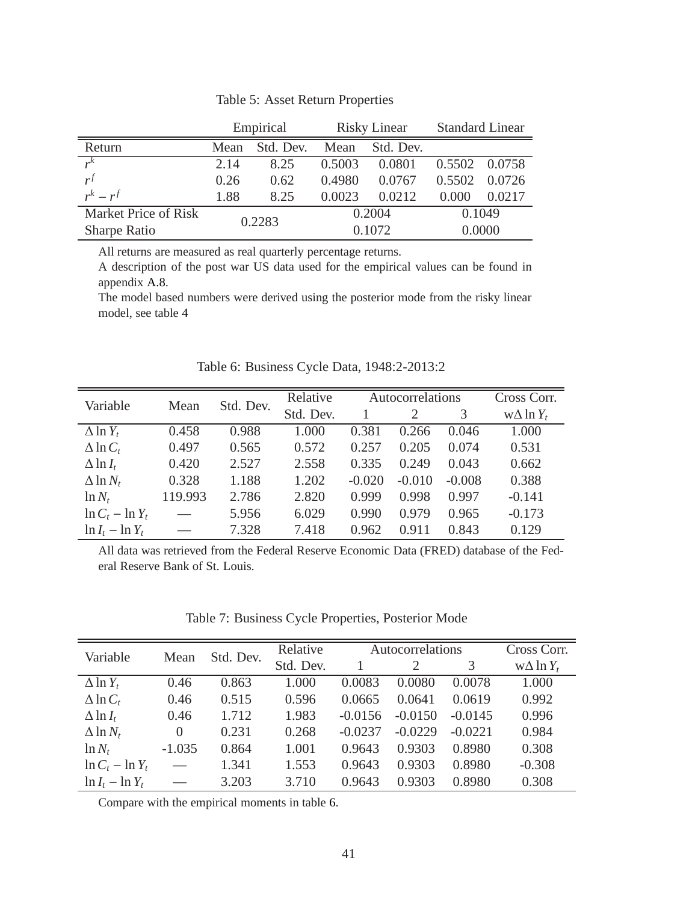Table 5: Asset Return Properties

| | Empirical | | Risky Linear | | Standard Linear | |
|---|---|---|---|---|---|---|
| Return | Mean | Std. Dev. | Mean | Std. Dev. | | |
| $r^k$ | 2.14 | 8.25 | 0.5003 | 0.0801 | 0.5502 | 0.0758 |
| $r^f$ | 0.26 | 0.62 | 0.4980 | 0.0767 | 0.5502 | 0.0726 |
| $r^k - r^f$ | 1.88 | 8.25 | 0.0023 | 0.0212 | 0.000 | 0.0217 |
| Market Price of Risk | 0.2283 | | 0.2004 | | 0.1049 | |
| Sharpe Ratio | | | 0.1072 | | 0.0000 | |

All returns are measured as real quarterly percentage returns.
A description of the post war US data used for the empirical values can be found in appendix A.8.
The model based numbers were derived using the posterior mode from the risky linear model, see table 4

Table 6: Business Cycle Data, 1948:2-2013:2

| Variable | Mean | Std. Dev. | Relative Std. Dev. | Autocorrelations 1 | 2 | 3 | Cross Corr. w$\Delta \ln Y_t$ |
|---|---|---|---|---|---|---|---|
| $\Delta \ln Y_t$ | 0.458 | 0.988 | 1.000 | 0.381 | 0.266 | 0.046 | 1.000 |
| $\Delta \ln C_t$ | 0.497 | 0.565 | 0.572 | 0.257 | 0.205 | 0.074 | 0.531 |
| $\Delta \ln I_t$ | 0.420 | 2.527 | 2.558 | 0.335 | 0.249 | 0.043 | 0.662 |
| $\Delta \ln N_t$ | 0.328 | 1.188 | 1.202 | -0.020 | -0.010 | -0.008 | 0.388 |
| $\ln N_t$ | 119.993 | 2.786 | 2.820 | 0.999 | 0.998 | 0.997 | -0.141 |
| $\ln C_t - \ln Y_t$ | — | 5.956 | 6.029 | 0.990 | 0.979 | 0.965 | -0.173 |
| $\ln I_t - \ln Y_t$ | — | 7.328 | 7.418 | 0.962 | 0.911 | 0.843 | 0.129 |

All data was retrieved from the Federal Reserve Economic Data (FRED) database of the Federal Reserve Bank of St. Louis.

Table 7: Business Cycle Properties, Posterior Mode

| Variable | Mean | Std. Dev. | Relative Std. Dev. | Autocorrelations 1 | 2 | 3 | Cross Corr. w$\Delta \ln Y_t$ |
|---|---|---|---|---|---|---|---|
| $\Delta \ln Y_t$ | 0.46 | 0.863 | 1.000 | 0.0083 | 0.0080 | 0.0078 | 1.000 |
| $\Delta \ln C_t$ | 0.46 | 0.515 | 0.596 | 0.0665 | 0.0641 | 0.0619 | 0.992 |
| $\Delta \ln I_t$ | 0.46 | 1.712 | 1.983 | -0.0156 | -0.0150 | -0.0145 | 0.996 |
| $\Delta \ln N_t$ | 0 | 0.231 | 0.268 | -0.0237 | -0.0229 | -0.0221 | 0.984 |
| $\ln N_t$ | -1.035 | 0.864 | 1.001 | 0.9643 | 0.9303 | 0.8980 | 0.308 |
| $\ln C_t - \ln Y_t$ | — | 1.341 | 1.553 | 0.9643 | 0.9303 | 0.8980 | -0.308 |
| $\ln I_t - \ln Y_t$ | — | 3.203 | 3.710 | 0.9643 | 0.9303 | 0.8980 | 0.308 |

Compare with the empirical moments in table 6.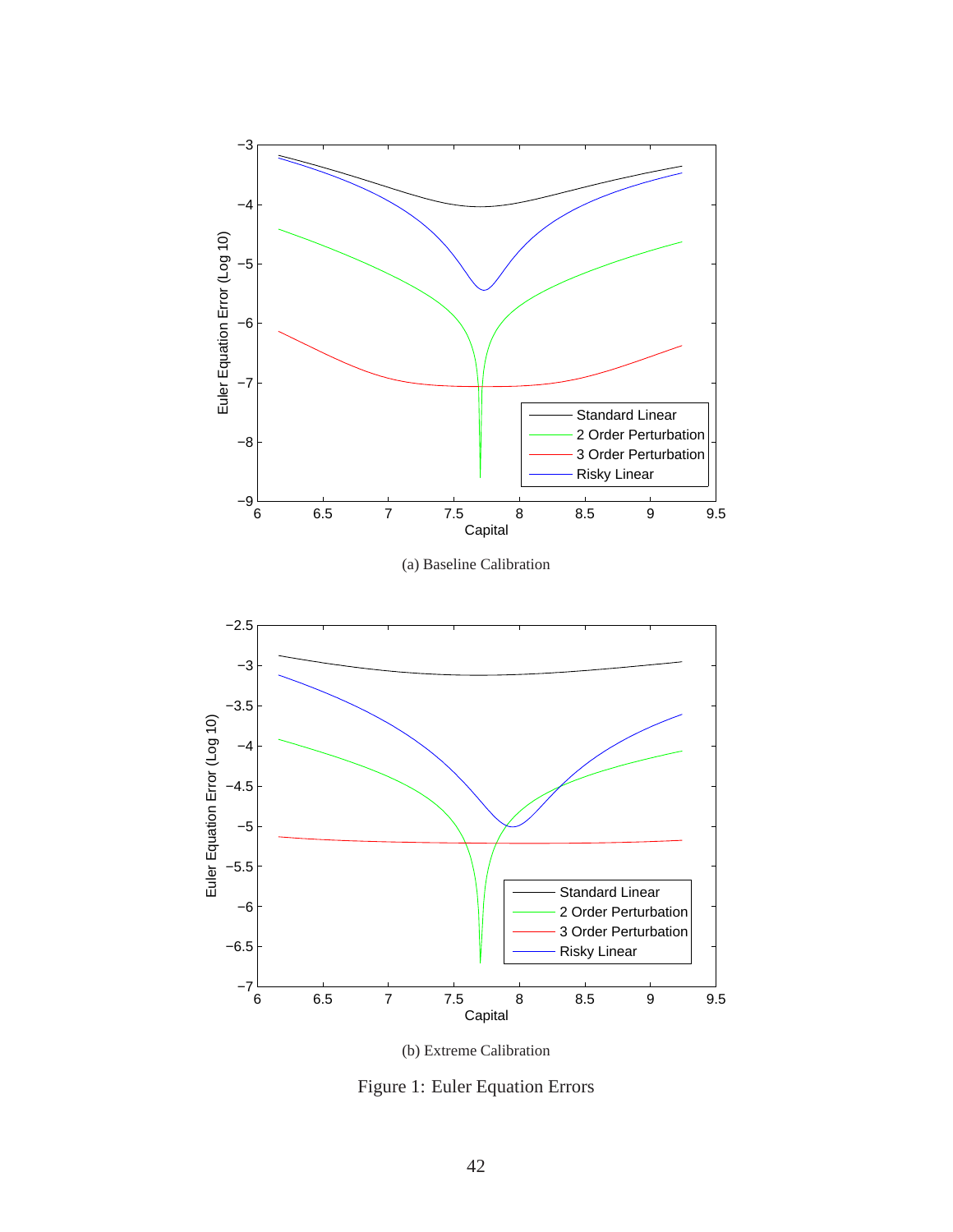(a) Baseline Calibration

(b) Extreme Calibration

Figure 1: Euler Equation Errors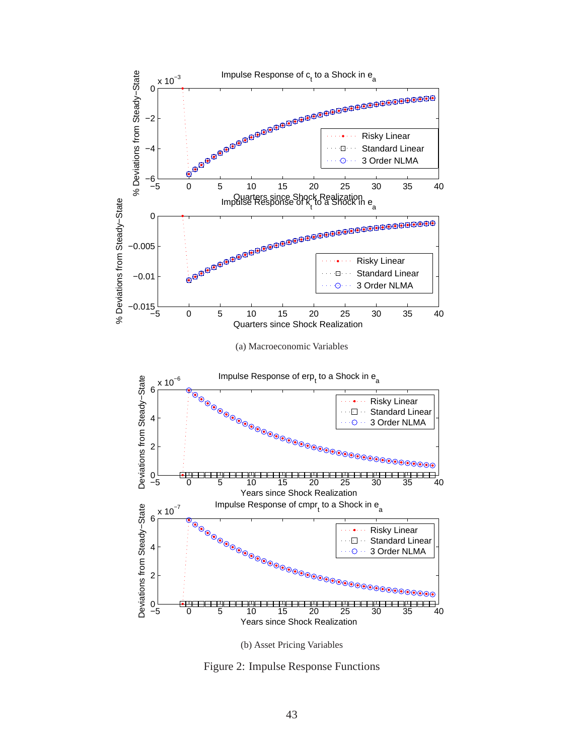(a) Macroeconomic Variables

(b) Asset Pricing Variables

Figure 2: Impulse Response Functions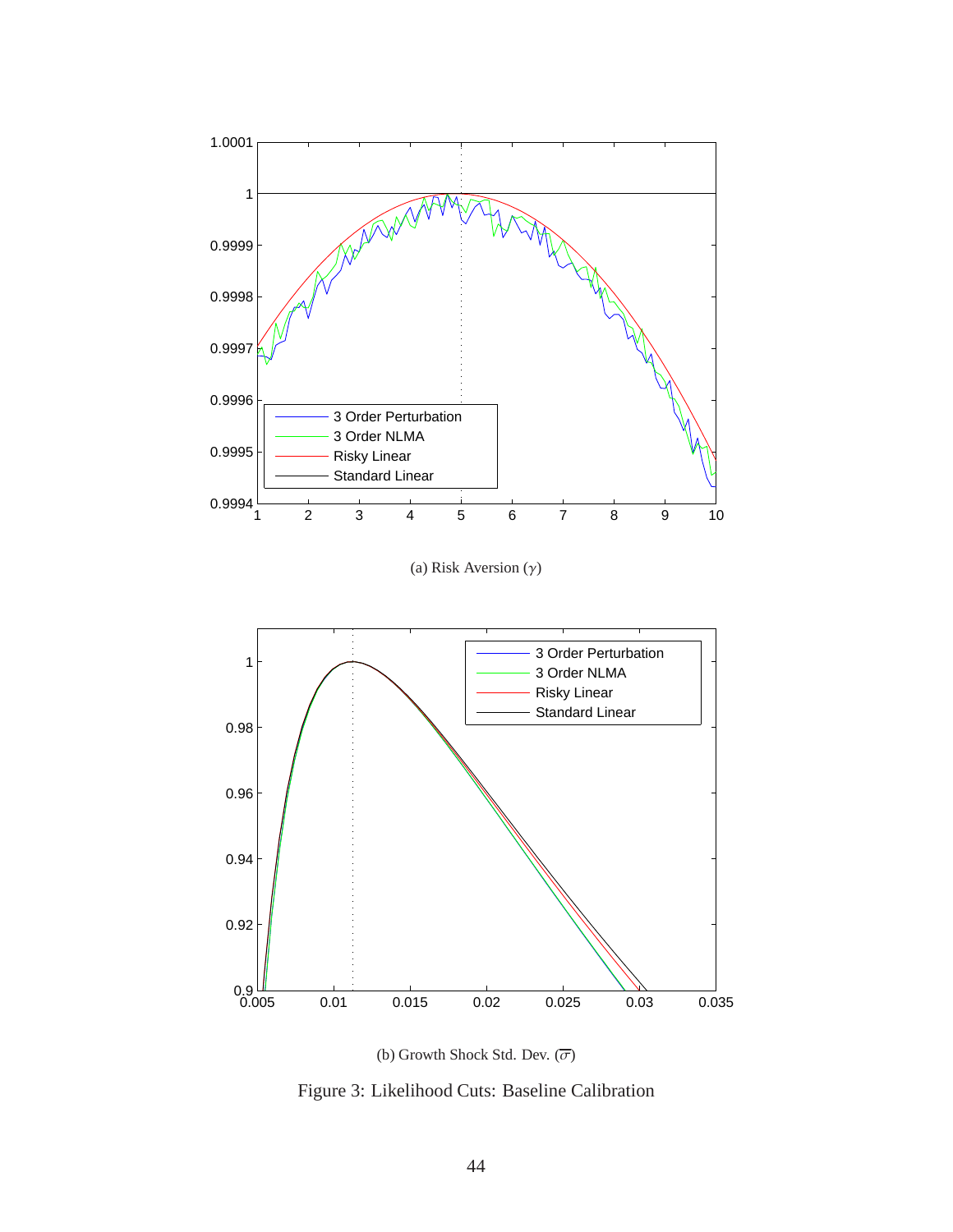(a) Risk Aversion ($\gamma$)

(b) Growth Shock Std. Dev. ($\overline{\sigma}$)

Figure 3: Likelihood Cuts: Baseline Calibration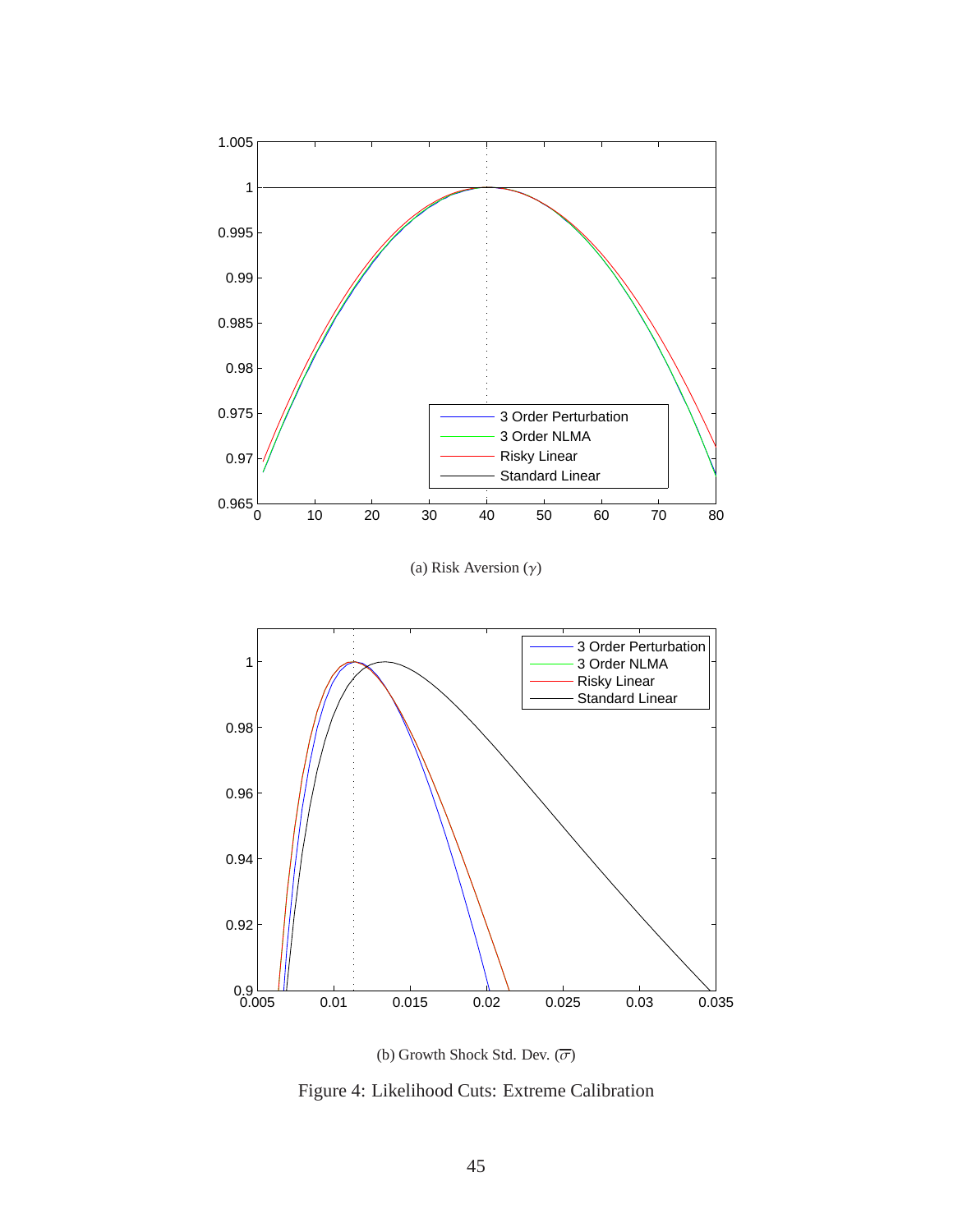(a) Risk Aversion ($\gamma$)

(b) Growth Shock Std. Dev. ($\overline{\sigma}$)

Figure 4: Likelihood Cuts: Extreme Calibration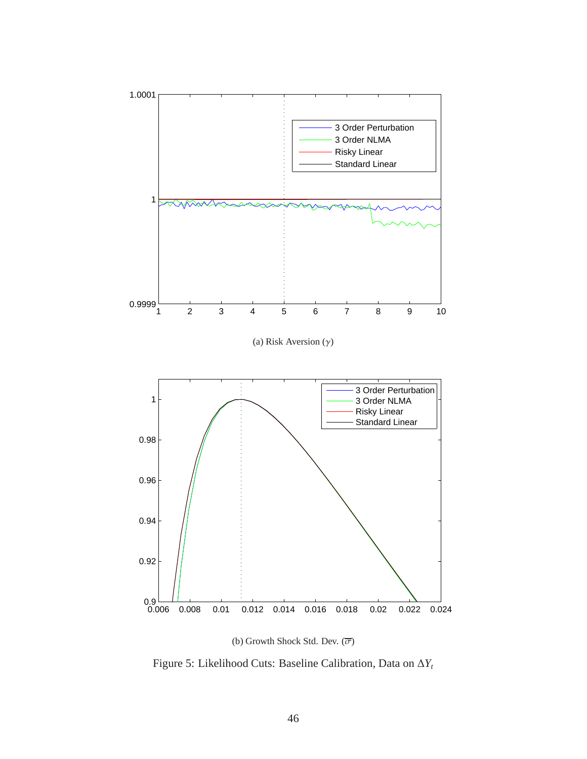(a) Risk Aversion ($\gamma$)

(b) Growth Shock Std. Dev. ($\overline{\sigma}$)

Figure 5: Likelihood Cuts: Baseline Calibration, Data on $\Delta Y_t$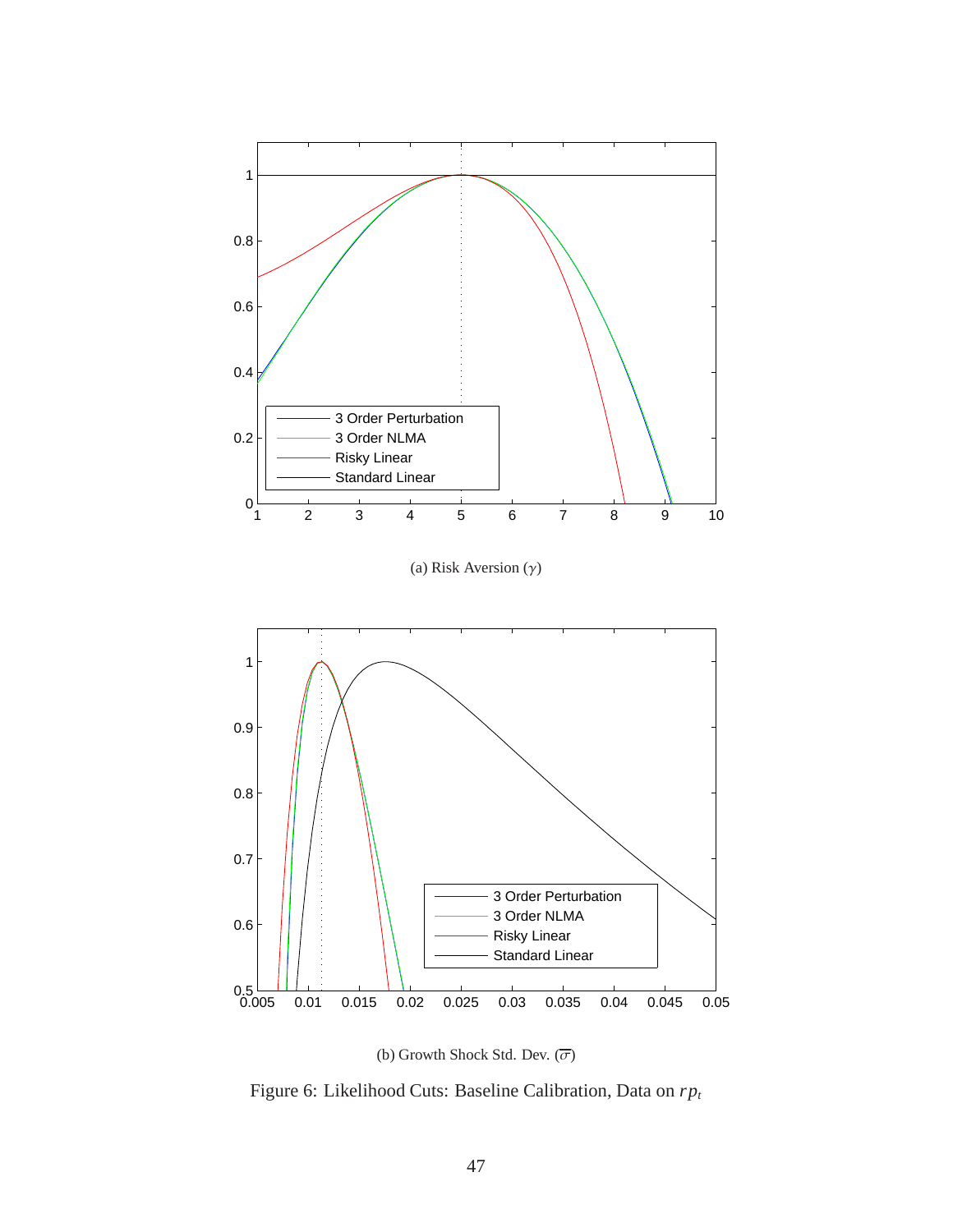(a) Risk Aversion ($\gamma$)

(b) Growth Shock Std. Dev. ($\overline{\sigma}$)

Figure 6: Likelihood Cuts: Baseline Calibration, Data on $rp_t$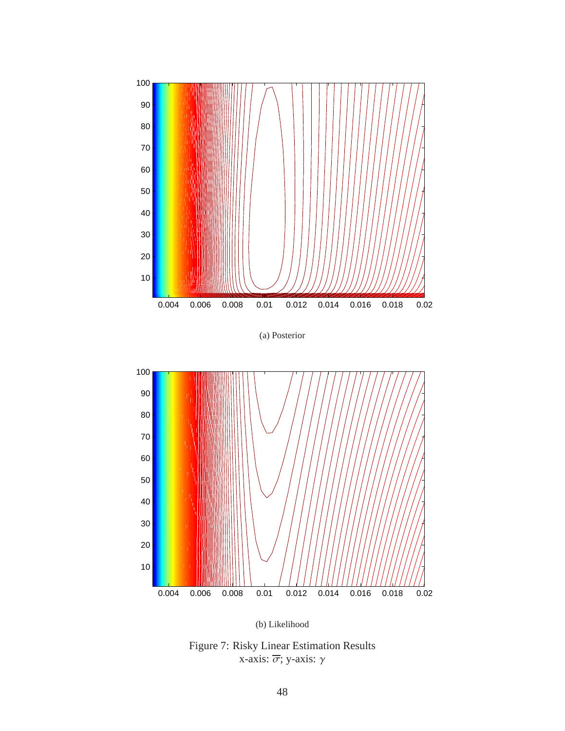(a) Posterior

(b) Likelihood

Figure 7: Risky Linear Estimation Results  
x-axis: $\overline{\sigma}$; y-axis: $\gamma$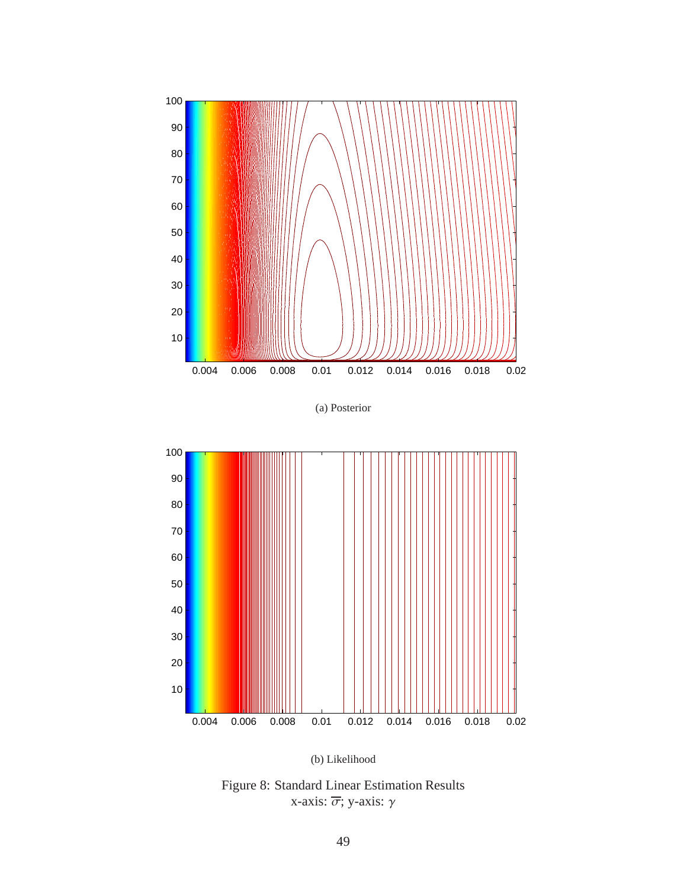(a) Posterior

(b) Likelihood

Figure 8: Standard Linear Estimation Results
x-axis: $\overline{\sigma}$; y-axis: $\gamma$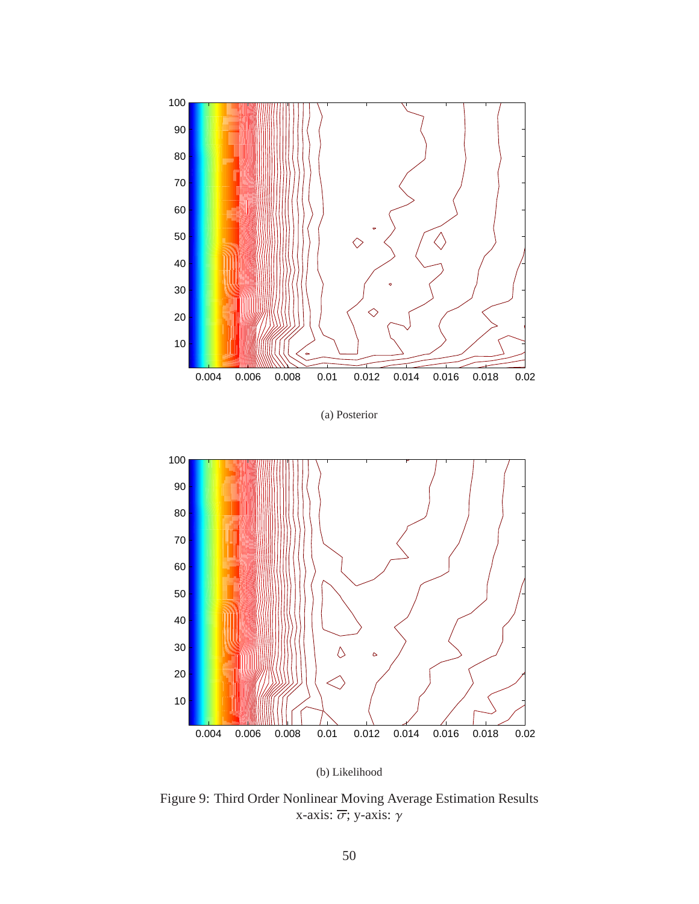100
90
80
70
60
50
40
30
20
10
0.004 0.006 0.008 0.01 0.012 0.014 0.016 0.018 0.02

(a) Posterior

100
90
80
70
60
50
40
30
20
10
0.004 0.006 0.008 0.01 0.012 0.014 0.016 0.018 0.02

(b) Likelihood

Figure 9: Third Order Nonlinear Moving Average Estimation Results
x-axis: $\overline{\sigma}$; y-axis: $\gamma$